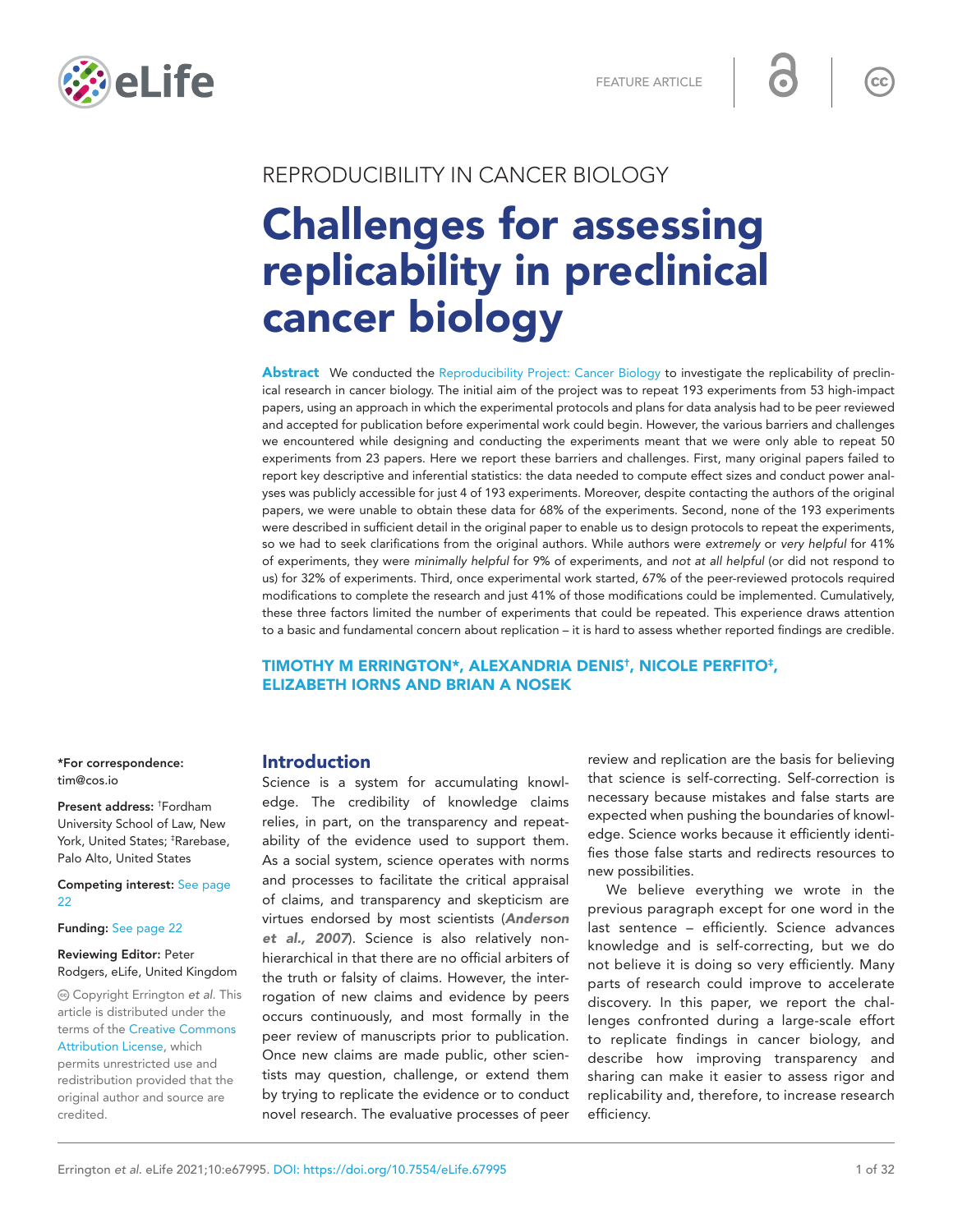FEATURE ARTICLE

REPRODUCIBILITY IN CANCER BIOLOGY

# Challenges for assessing replicability in preclinical cancer biology

**Abstract** We conducted the Reproducibility Project: Cancer Biology to investigate the replicability of preclinical research in cancer biology. The initial aim of the project was to repeat 193 experiments from 53 high-impact papers, using an approach in which the experimental protocols and plans for data analysis had to be peer reviewed and accepted for publication before experimental work could begin. However, the various barriers and challenges we encountered while designing and conducting the experiments meant that we were only able to repeat 50 experiments from 23 papers. Here we report these barriers and challenges. First, many original papers failed to report key descriptive and inferential statistics: the data needed to compute effect sizes and conduct power analyses was publicly accessible for just 4 of 193 experiments. Moreover, despite contacting the authors of the original papers, we were unable to obtain these data for 68% of the experiments. Second, none of the 193 experiments were described in sufficient detail in the original paper to enable us to design protocols to repeat the experiments, so we had to seek clarifications from the original authors. While authors were *extremely* or *very helpful* for 41% of experiments, they were *minimally helpful* for 9% of experiments, and *not at all helpful* (or did not respond to us) for 32% of experiments. Third, once experimental work started, 67% of the peer-reviewed protocols required modifications to complete the research and just 41% of those modifications could be implemented. Cumulatively, these three factors limited the number of experiments that could be repeated. This experience draws attention to a basic and fundamental concern about replication – it is hard to assess whether reported findings are credible.

**TIMOTHY M ERRINGTON*, ALEXANDRIA DENIS†, NICOLE PERFITO‡, ELIZABETH IORNS AND BRIAN A NOSEK**

**\*For correspondence:** tim@cos.io

**Present address:** †Fordham University School of Law, New York, United States; ‡Rarebase, Palo Alto, United States

**Competing interest:** See page 22

**Funding:** See page 22

**Reviewing Editor:** Peter Rodgers, eLife, United Kingdom

Copyright Errington *et al.* This article is distributed under the terms of the Creative Commons Attribution License, which permits unrestricted use and redistribution provided that the original author and source are credited.

## Introduction

Science is a system for accumulating knowledge. The credibility of knowledge claims relies, in part, on the transparency and repeatability of the evidence used to support them. As a social system, science operates with norms and processes to facilitate the critical appraisal of claims, and transparency and skepticism are virtues endorsed by most scientists (**Anderson et al., 2007**). Science is also relatively nonhierarchical in that there are no official arbiters of the truth or falsity of claims. However, the interrogation of new claims and evidence by peers occurs continuously, and most formally in the peer review of manuscripts prior to publication. Once new claims are made public, other scientists may question, challenge, or extend them by trying to replicate the evidence or to conduct novel research. The evaluative processes of peer review and replication are the basis for believing that science is self-correcting. Self-correction is necessary because mistakes and false starts are expected when pushing the boundaries of knowledge. Science works because it efficiently identifies those false starts and redirects resources to new possibilities.

We believe everything we wrote in the previous paragraph except for one word in the last sentence – efficiently. Science advances knowledge and is self-correcting, but we do not believe it is doing so very efficiently. Many parts of research could improve to accelerate discovery. In this paper, we report the challenges confronted during a large-scale effort to replicate findings in cancer biology, and describe how improving transparency and sharing can make it easier to assess rigor and replicability and, therefore, to increase research efficiency.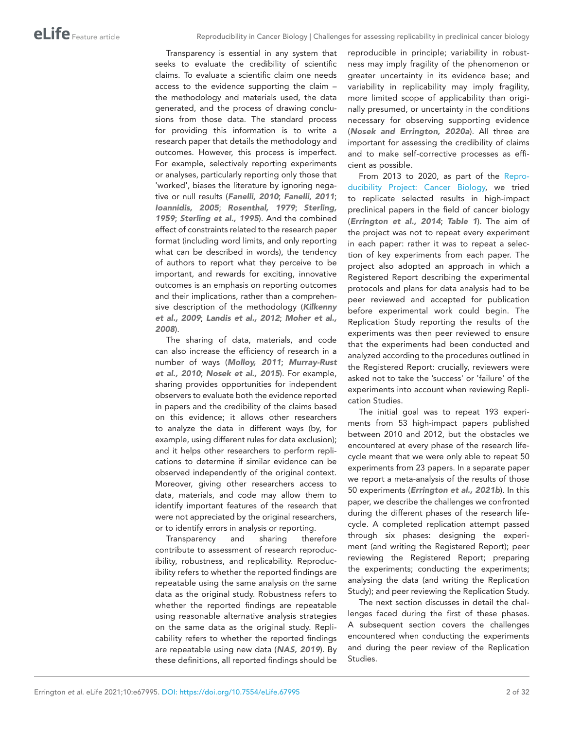Transparency is essential in any system that seeks to evaluate the credibility of scientific claims. To evaluate a scientific claim one needs access to the evidence supporting the claim – the methodology and materials used, the data generated, and the process of drawing conclusions from those data. The standard process for providing this information is to write a research paper that details the methodology and outcomes. However, this process is imperfect. For example, selectively reporting experiments or analyses, particularly reporting only those that 'worked', biases the literature by ignoring negative or null results (**Fanelli, 2010**; **Fanelli, 2011**; **Ioannidis, 2005**; **Rosenthal, 1979**; **Sterling, 1959**; **Sterling et al., 1995**). And the combined effect of constraints related to the research paper format (including word limits, and only reporting what can be described in words), the tendency of authors to report what they perceive to be important, and rewards for exciting, innovative outcomes is an emphasis on reporting outcomes and their implications, rather than a comprehensive description of the methodology (**Kilkenny et al., 2009**; **Landis et al., 2012**; **Moher et al., 2008**).

The sharing of data, materials, and code can also increase the efficiency of research in a number of ways (**Molloy, 2011**; **Murray-Rust et al., 2010**; **Nosek et al., 2015**). For example, sharing provides opportunities for independent observers to evaluate both the evidence reported in papers and the credibility of the claims based on this evidence; it allows other researchers to analyze the data in different ways (by, for example, using different rules for data exclusion); and it helps other researchers to perform replications to determine if similar evidence can be observed independently of the original context. Moreover, giving other researchers access to data, materials, and code may allow them to identify important features of the research that were not appreciated by the original researchers, or to identify errors in analysis or reporting.

Transparency and sharing therefore contribute to assessment of research reproducibility, robustness, and replicability. Reproducibility refers to whether the reported findings are repeatable using the same analysis on the same data as the original study. Robustness refers to whether the reported findings are repeatable using reasonable alternative analysis strategies on the same data as the original study. Replicability refers to whether the reported findings are repeatable using new data (**NAS, 2019**). By these definitions, all reported findings should be reproducible in principle; variability in robustness may imply fragility of the phenomenon or greater uncertainty in its evidence base; and variability in replicability may imply fragility, more limited scope of applicability than originally presumed, or uncertainty in the conditions necessary for observing supporting evidence (**Nosek and Errington, 2020a**). All three are important for assessing the credibility of claims and to make self-corrective processes as efficient as possible.

From 2013 to 2020, as part of the Reproducibility Project: Cancer Biology, we tried to replicate selected results in high-impact preclinical papers in the field of cancer biology (**Errington et al., 2014**; **Table 1**). The aim of the project was not to repeat every experiment in each paper: rather it was to repeat a selection of key experiments from each paper. The project also adopted an approach in which a Registered Report describing the experimental protocols and plans for data analysis had to be peer reviewed and accepted for publication before experimental work could begin. The Replication Study reporting the results of the experiments was then peer reviewed to ensure that the experiments had been conducted and analyzed according to the procedures outlined in the Registered Report: crucially, reviewers were asked not to take the 'success' or 'failure' of the experiments into account when reviewing Replication Studies.

The initial goal was to repeat 193 experiments from 53 high-impact papers published between 2010 and 2012, but the obstacles we encountered at every phase of the research lifecycle meant that we were only able to repeat 50 experiments from 23 papers. In a separate paper we report a meta-analysis of the results of those 50 experiments (**Errington et al., 2021b**). In this paper, we describe the challenges we confronted during the different phases of the research lifecycle. A completed replication attempt passed through six phases: designing the experiment (and writing the Registered Report); peer reviewing the Registered Report; preparing the experiments; conducting the experiments; analysing the data (and writing the Replication Study); and peer reviewing the Replication Study.

The next section discusses in detail the challenges faced during the first of these phases. A subsequent section covers the challenges encountered when conducting the experiments and during the peer review of the Replication Studies.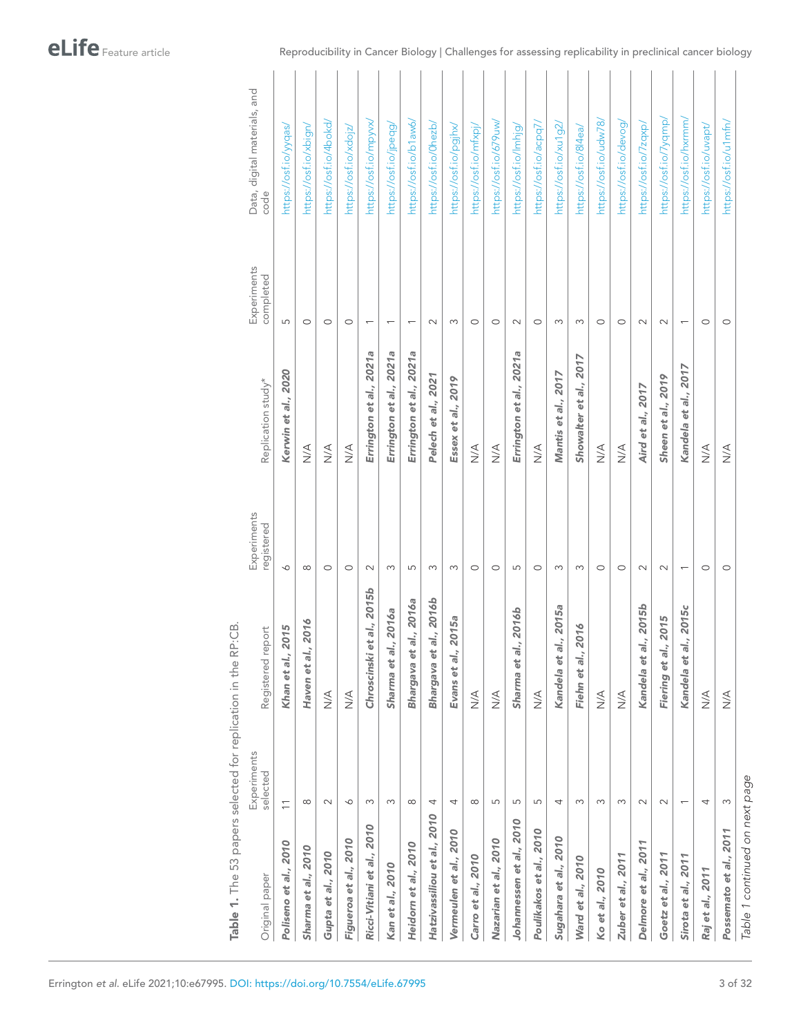**Table 1.** The 53 papers selected for replication in the RP:CB.

| Original paper | Experiments selected | Registered report | Experiments registered | Replication study* | Experiments completed | Data, digital materials, and code |
|---|---|---|---|---|---|---|
| ***Poliseno et al., 2010*** | 11 | ***Khan et al., 2015*** | 6 | ***Kerwin et al., 2020*** | 5 | https://osf.io/yyqas/ |
| ***Sharma et al., 2010*** | 8 | ***Haven et al., 2016*** | 8 | N/A | 0 | https://osf.io/xbign/ |
| ***Gupta et al., 2010*** | 2 | N/A | 0 | N/A | 0 | https://osf.io/4bokd/ |
| ***Figueroa et al., 2010*** | 6 | N/A | 0 | N/A | 0 | https://osf.io/xdojz/ |
| ***Ricci-Vitiani et al., 2010*** | 3 | ***Chroscinski et al., 2015b*** | 2 | ***Errington et al., 2021a*** | 1 | https://osf.io/mpyvx/ |
| ***Kan et al., 2010*** | 3 | ***Sharma et al., 2016a*** | 3 | ***Errington et al., 2021a*** | 1 | https://osf.io/jpeqg/ |
| ***Heidorn et al., 2010*** | 8 | ***Bhargava et al., 2016a*** | 5 | ***Errington et al., 2021a*** | 1 | https://osf.io/b1aw6/ |
| ***Hatzivassiliou et al., 2010*** | 4 | ***Bhargava et al., 2016b*** | 3 | ***Pelech et al., 2021*** | 2 | https://osf.io/0hezb/ |
| ***Vermeulen et al., 2010*** | 4 | ***Evans et al., 2015a*** | 3 | ***Essex et al., 2019*** | 3 | https://osf.io/pgjhx/ |
| ***Carro et al., 2010*** | 8 | N/A | 0 | N/A | 0 | https://osf.io/mfxpj/ |
| ***Nazarian et al., 2010*** | 5 | N/A | 0 | N/A | 0 | https://osf.io/679uw/ |
| ***Johannessen et al., 2010*** | 5 | ***Sharma et al., 2016b*** | 5 | ***Errington et al., 2021a*** | 2 | https://osf.io/lmhjg/ |
| ***Poulikakos et al., 2010*** | 5 | N/A | 0 | N/A | 0 | https://osf.io/acpq7/ |
| ***Sugahara et al., 2010*** | 4 | ***Kandela et al., 2015a*** | 3 | ***Mantis et al., 2017*** | 3 | https://osf.io/xu1g2/ |
| ***Ward et al., 2010*** | 3 | ***Fiehn et al., 2016*** | 3 | ***Showalter et al., 2017*** | 3 | https://osf.io/8l4ea/ |
| ***Ko et al., 2010*** | 3 | N/A | 0 | N/A | 0 | https://osf.io/udw78/ |
| ***Zuber et al., 2011*** | 3 | N/A | 0 | N/A | 0 | https://osf.io/devog/ |
| ***Delmore et al., 2011*** | 2 | ***Kandela et al., 2015b*** | 2 | ***Aird et al., 2017*** | 2 | https://osf.io/7zqxp/ |
| ***Goetz et al., 2011*** | 2 | ***Fiering et al., 2015*** | 2 | ***Sheen et al., 2019*** | 2 | https://osf.io/7yqmp/ |
| ***Sirota et al., 2011*** | 1 | ***Kandela et al., 2015c*** | 1 | ***Kandela et al., 2017*** | 1 | https://osf.io/hxrmm/ |
| ***Raj et al., 2011*** | 4 | N/A | 0 | N/A | 0 | https://osf.io/uvapt/ |
| ***Possemato et al., 2011*** | 3 | N/A | 0 | N/A | 0 | https://osf.io/u1mfn/ |

*Table 1 continued on next page*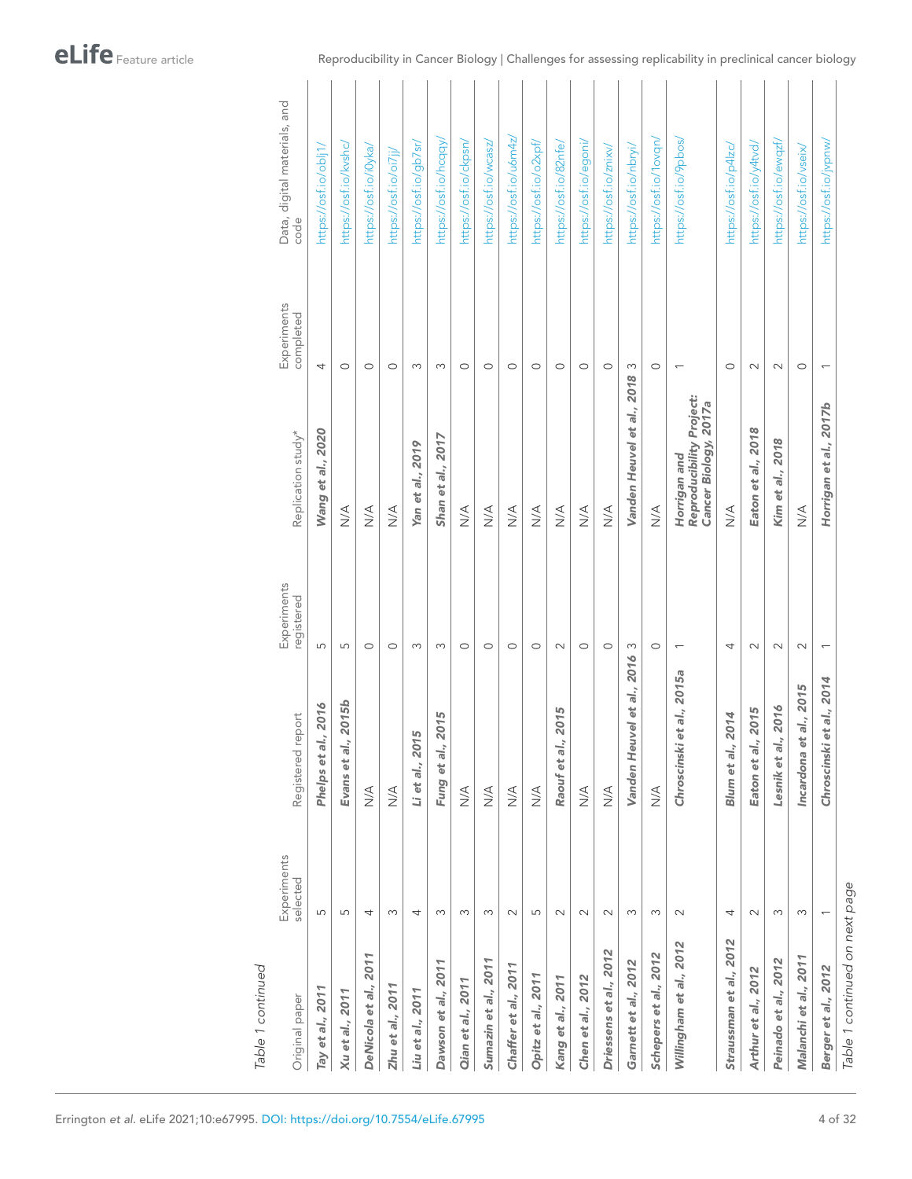Table 1 continued

| Original paper | Experiments selected | Registered report | Experiments registered | Replication study* | Experiments completed | Data, digital materials, and code |
|---|---|---|---|---|---|---|
| ***Tay et al., 2011*** | 5 | ***Phelps et al., 2016*** | 5 | ***Wang et al., 2020*** | 4 | https://osf.io/oblj1/ |
| ***Xu et al., 2011*** | 5 | ***Evans et al., 2015b*** | 5 | N/A | 0 | https://osf.io/kvshc/ |
| ***DeNicola et al., 2011*** | 4 | N/A | 0 | N/A | 0 | https://osf.io/i0yka/ |
| ***Zhu et al., 2011*** | 3 | N/A | 0 | N/A | 0 | https://osf.io/oi7jj/ |
| ***Liu et al., 2011*** | 4 | ***Li et al., 2015*** | 3 | ***Yan et al., 2019*** | 3 | https://osf.io/gb7sr/ |
| ***Dawson et al., 2011*** | 3 | ***Fung et al., 2015*** | 3 | ***Shan et al., 2017*** | 3 | https://osf.io/hcqqy/ |
| ***Qian et al., 2011*** | 3 | N/A | 0 | N/A | 0 | https://osf.io/ckpsn/ |
| ***Sumazin et al., 2011*** | 3 | N/A | 0 | N/A | 0 | https://osf.io/wcasz/ |
| ***Chaffer et al., 2011*** | 2 | N/A | 0 | N/A | 0 | https://osf.io/u6m4z/ |
| ***Opitz et al., 2011*** | 5 | N/A | 0 | N/A | 0 | https://osf.io/o2xpf/ |
| ***Kang et al., 2011*** | 2 | ***Raouf et al., 2015*** | 2 | N/A | 0 | https://osf.io/82nfe/ |
| ***Chen et al., 2012*** | 2 | N/A | 0 | N/A | 0 | https://osf.io/egoni/ |
| ***Driessens et al., 2012*** | 2 | N/A | 0 | N/A | 0 | https://osf.io/znixv/ |
| ***Garnett et al., 2012*** | 3 | ***Vanden Heuvel et al., 2016*** | 3 | ***Vanden Heuvel et al., 2018*** | 3 | https://osf.io/nbryi/ |
| ***Schepers et al., 2012*** | 3 | N/A | 0 | N/A | 0 | https://osf.io/1ovqn/ |
| ***Willingham et al., 2012*** | 2 | ***Chroscinski et al., 2015a*** | 1 | ***Horrigan and Reproducibility Project: Cancer Biology, 2017a*** | 1 | https://osf.io/9pbos/ |
| ***Straussman et al., 2012*** | 4 | ***Blum et al., 2014*** | 4 | N/A | 0 | https://osf.io/p4lzc/ |
| ***Arthur et al., 2012*** | 2 | ***Eaton et al., 2015*** | 2 | ***Eaton et al., 2018*** | 2 | https://osf.io/y4tvd/ |
| ***Peinado et al., 2012*** | 3 | ***Lesnik et al., 2016*** | 2 | ***Kim et al., 2018*** | 2 | https://osf.io/ewqzf/ |
| ***Malanchi et al., 2011*** | 3 | ***Incardona et al., 2015*** | 2 | N/A | 0 | https://osf.io/vseix/ |
| ***Berger et al., 2012*** | 1 | ***Chroscinski et al., 2014*** | 1 | ***Horrigan et al., 2017b*** | 1 | https://osf.io/jvpnw/ |

Table 1 continued on next page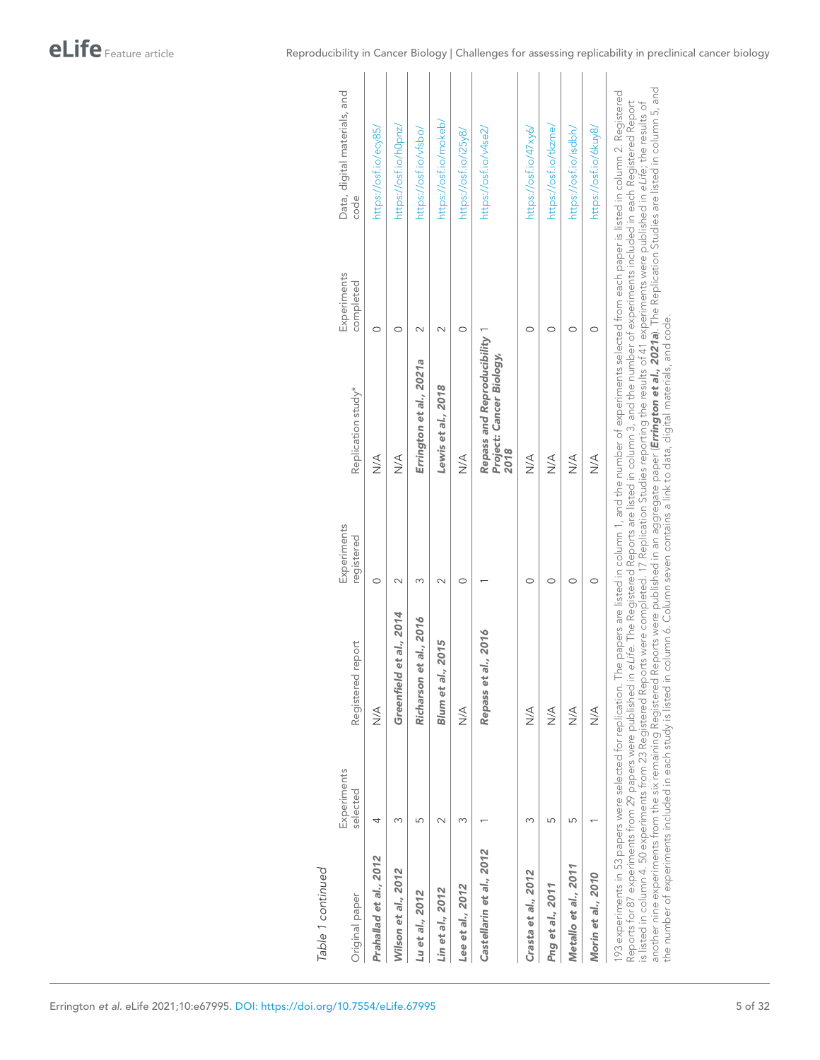*Table 1 continued*

| Original paper | Experiments selected | Registered report | Experiments registered | Replication study* | Experiments completed | Data, digital materials, and code |
|---|---|---|---|---|---|---|
| **Prahallad et al., 2012** | 4 | N/A | 0 | N/A | 0 | https://osf.io/ecy85/ |
| **Wilson et al., 2012** | 3 | **Greenfield et al., 2014** | 2 | N/A | 0 | https://osf.io/h0pnz/ |
| **Lu et al., 2012** | 5 | **Richarson et al., 2016** | 3 | **Errington et al., 2021a** | 2 | https://osf.io/vfsbo/ |
| **Lin et al., 2012** | 2 | **Blum et al., 2015** | 2 | **Lewis et al., 2018** | 2 | https://osf.io/mokeb/ |
| **Lee et al., 2012** | 3 | N/A | 0 | N/A | 0 | https://osf.io/i25y8/ |
| **Castellarin et al., 2012** | 1 | **Repass et al., 2016** | 1 | **Repass and Reproducibility Project: Cancer Biology, 2018** | 1 | https://osf.io/v4se2/ |
| **Crasta et al., 2012** | 3 | N/A | 0 | N/A | 0 | https://osf.io/47xy6/ |
| **Png et al., 2011** | 5 | N/A | 0 | N/A | 0 | https://osf.io/tkzme/ |
| **Metallo et al., 2011** | 5 | N/A | 0 | N/A | 0 | https://osf.io/isdbh/ |
| **Morin et al., 2010** | 1 | N/A | 0 | N/A | 0 | https://osf.io/6kuy8/ |

193 experiments in 53 papers were selected for replication. The papers are listed in column 1, and the number of experiments selected from each paper is listed in column 2. Registered Reports for 87 experiments from 29 papers were published in *eLife*. The Registered Reports are listed in column 3, and the number of experiments included in each Registered Report is listed in column 4. 50 experiments from 23 Registered Reports were completed. 17 Replication Studies reporting the results of 41 experiments were published in *eLife*; the results of another nine experiments from the six remaining Registered Reports were published in an aggregate paper (**Errington et al., 2021a**). The Replication Studies are listed in column 5, and the number of experiments included in each study is listed in column 6. Column seven contains a link to data, digital materials, and code.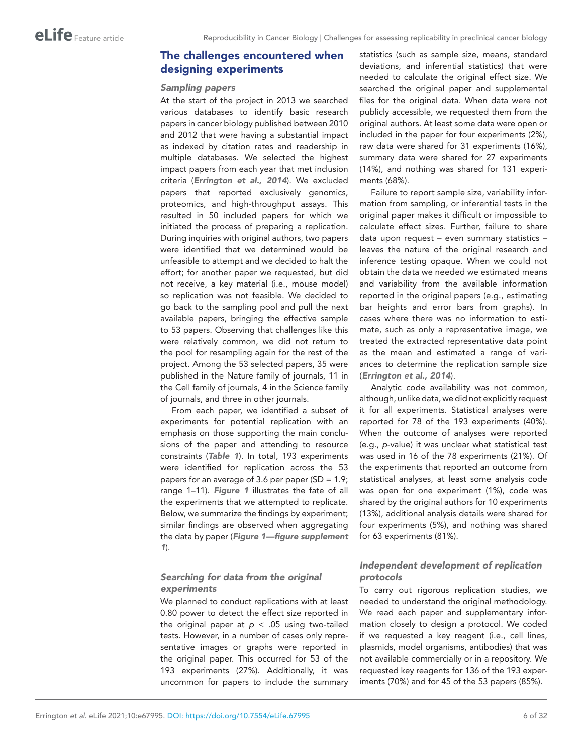## The challenges encountered when designing experiments

### Sampling papers

At the start of the project in 2013 we searched various databases to identify basic research papers in cancer biology published between 2010 and 2012 that were having a substantial impact as indexed by citation rates and readership in multiple databases. We selected the highest impact papers from each year that met inclusion criteria (***Errington et al., 2014***). We excluded papers that reported exclusively genomics, proteomics, and high-throughput assays. This resulted in 50 included papers for which we initiated the process of preparing a replication. During inquiries with original authors, two papers were identified that we determined would be unfeasible to attempt and we decided to halt the effort; for another paper we requested, but did not receive, a key material (i.e., mouse model) so replication was not feasible. We decided to go back to the sampling pool and pull the next available papers, bringing the effective sample to 53 papers. Observing that challenges like this were relatively common, we did not return to the pool for resampling again for the rest of the project. Among the 53 selected papers, 35 were published in the Nature family of journals, 11 in the Cell family of journals, 4 in the Science family of journals, and three in other journals.

From each paper, we identified a subset of experiments for potential replication with an emphasis on those supporting the main conclusions of the paper and attending to resource constraints (***Table 1***). In total, 193 experiments were identified for replication across the 53 papers for an average of 3.6 per paper (SD = 1.9; range 1–11). ***Figure 1*** illustrates the fate of all the experiments that we attempted to replicate. Below, we summarize the findings by experiment; similar findings are observed when aggregating the data by paper (***Figure 1—figure supplement 1***).

### Searching for data from the original experiments

We planned to conduct replications with at least 0.80 power to detect the effect size reported in the original paper at $p < .05$ using two-tailed tests. However, in a number of cases only representative images or graphs were reported in the original paper. This occurred for 53 of the 193 experiments (27%). Additionally, it was uncommon for papers to include the summary statistics (such as sample size, means, standard deviations, and inferential statistics) that were needed to calculate the original effect size. We searched the original paper and supplemental files for the original data. When data were not publicly accessible, we requested them from the original authors. At least some data were open or included in the paper for four experiments (2%), raw data were shared for 31 experiments (16%), summary data were shared for 27 experiments (14%), and nothing was shared for 131 experiments (68%).

Failure to report sample size, variability information from sampling, or inferential tests in the original paper makes it difficult or impossible to calculate effect sizes. Further, failure to share data upon request – even summary statistics – leaves the nature of the original research and inference testing opaque. When we could not obtain the data we needed we estimated means and variability from the available information reported in the original papers (e.g., estimating bar heights and error bars from graphs). In cases where there was no information to estimate, such as only a representative image, we treated the extracted representative data point as the mean and estimated a range of variances to determine the replication sample size (***Errington et al., 2014***).

Analytic code availability was not common, although, unlike data, we did not explicitly request it for all experiments. Statistical analyses were reported for 78 of the 193 experiments (40%). When the outcome of analyses were reported (e.g., *p*-value) it was unclear what statistical test was used in 16 of the 78 experiments (21%). Of the experiments that reported an outcome from statistical analyses, at least some analysis code was open for one experiment (1%), code was shared by the original authors for 10 experiments (13%), additional analysis details were shared for four experiments (5%), and nothing was shared for 63 experiments (81%).

### Independent development of replication protocols

To carry out rigorous replication studies, we needed to understand the original methodology. We read each paper and supplementary information closely to design a protocol. We coded if we requested a key reagent (i.e., cell lines, plasmids, model organisms, antibodies) that was not available commercially or in a repository. We requested key reagents for 136 of the 193 experiments (70%) and for 45 of the 53 papers (85%).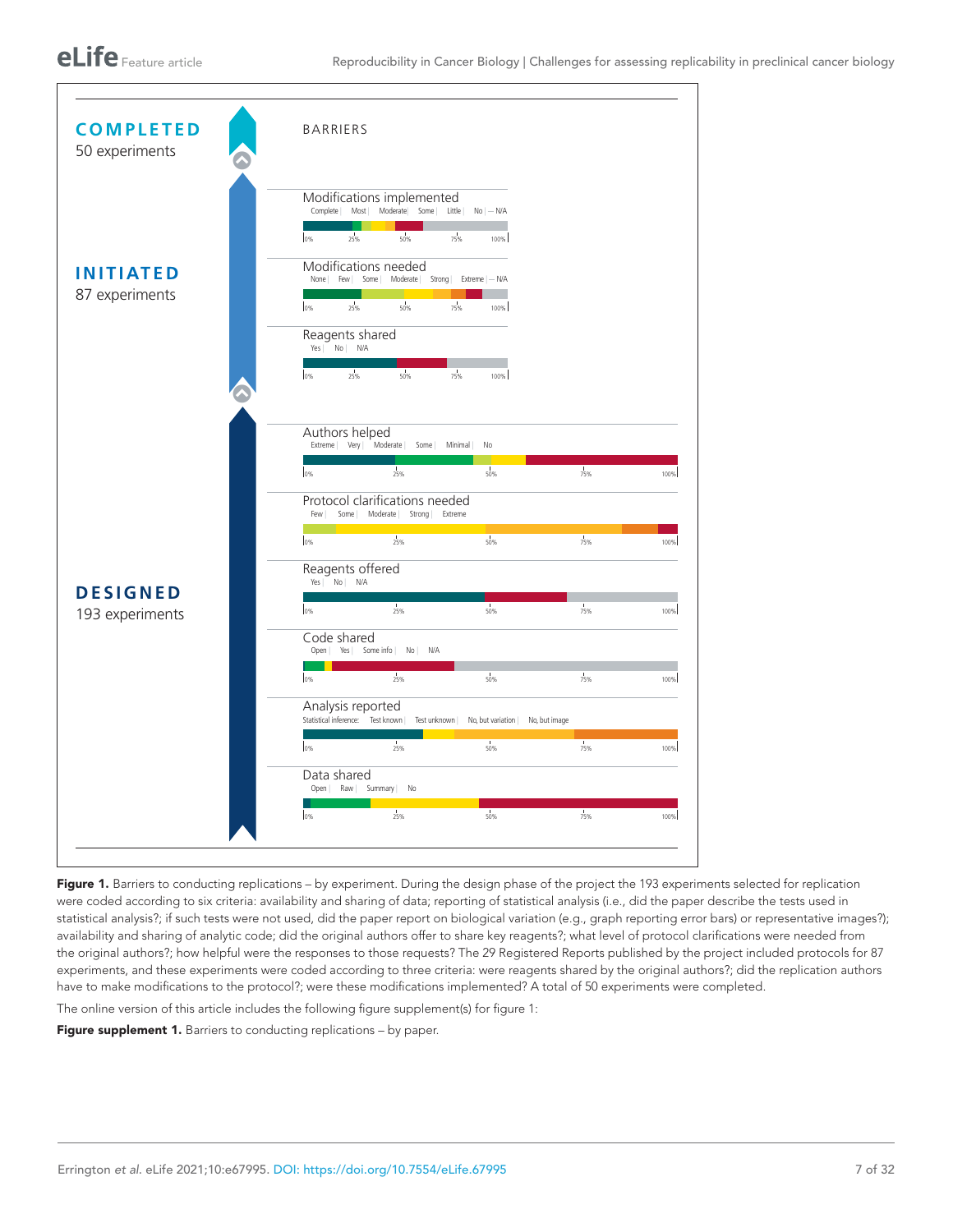**COMPLETED** 50 experiments

**INITIATED** 87 experiments

**DESIGNED** 193 experiments

BARRIERS

Modifications implemented — Complete | Most | Moderate | Some | Little | No | — N/A

Modifications needed — None | Few | Some | Moderate | Strong | Extreme | — N/A

Reagents shared — Yes | No | N/A

Authors helped — Extreme | Very | Moderate | Some | Minimal | No

Protocol clarifications needed — Few | Some | Moderate | Strong | Extreme

Reagents offered — Yes | No | N/A

Code shared — Open | Yes | Some info | No | N/A

Analysis reported — Statistical inference: Test known | Test unknown | No, but variation | No, but image

Data shared — Open | Raw | Summary | No

**Figure 1.** Barriers to conducting replications – by experiment. During the design phase of the project the 193 experiments selected for replication were coded according to six criteria: availability and sharing of data; reporting of statistical analysis (i.e., did the paper describe the tests used in statistical analysis?; if such tests were not used, did the paper report on biological variation (e.g., graph reporting error bars) or representative images?); availability and sharing of analytic code; did the original authors offer to share key reagents?; what level of protocol clarifications were needed from the original authors?; how helpful were the responses to those requests? The 29 Registered Reports published by the project included protocols for 87 experiments, and these experiments were coded according to three criteria: were reagents shared by the original authors?; did the replication authors have to make modifications to the protocol?; were these modifications implemented? A total of 50 experiments were completed.

The online version of this article includes the following figure supplement(s) for figure 1:

**Figure supplement 1.** Barriers to conducting replications – by paper.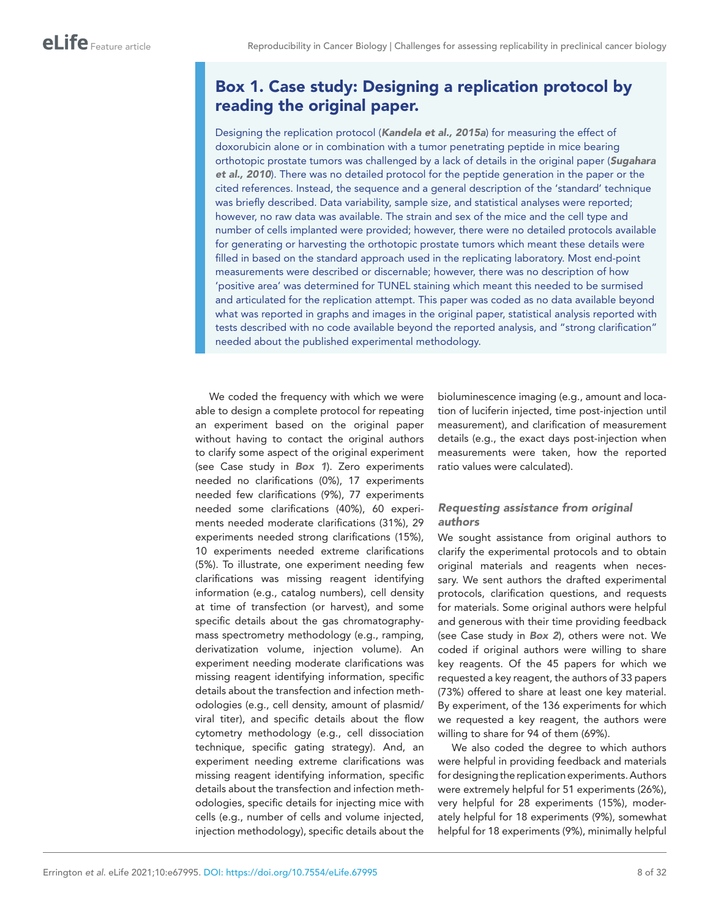## Box 1. Case study: Designing a replication protocol by reading the original paper.

Designing the replication protocol (***Kandela et al., 2015a***) for measuring the effect of doxorubicin alone or in combination with a tumor penetrating peptide in mice bearing orthotopic prostate tumors was challenged by a lack of details in the original paper (***Sugahara et al., 2010***). There was no detailed protocol for the peptide generation in the paper or the cited references. Instead, the sequence and a general description of the 'standard' technique was briefly described. Data variability, sample size, and statistical analyses were reported; however, no raw data was available. The strain and sex of the mice and the cell type and number of cells implanted were provided; however, there were no detailed protocols available for generating or harvesting the orthotopic prostate tumors which meant these details were filled in based on the standard approach used in the replicating laboratory. Most end-point measurements were described or discernable; however, there was no description of how 'positive area' was determined for TUNEL staining which meant this needed to be surmised and articulated for the replication attempt. This paper was coded as no data available beyond what was reported in graphs and images in the original paper, statistical analysis reported with tests described with no code available beyond the reported analysis, and "strong clarification" needed about the published experimental methodology.

We coded the frequency with which we were able to design a complete protocol for repeating an experiment based on the original paper without having to contact the original authors to clarify some aspect of the original experiment (see Case study in ***Box 1***). Zero experiments needed no clarifications (0%), 17 experiments needed few clarifications (9%), 77 experiments needed some clarifications (40%), 60 experiments needed moderate clarifications (31%), 29 experiments needed strong clarifications (15%), 10 experiments needed extreme clarifications (5%). To illustrate, one experiment needing few clarifications was missing reagent identifying information (e.g., catalog numbers), cell density at time of transfection (or harvest), and some specific details about the gas chromatography-mass spectrometry methodology (e.g., ramping, derivatization volume, injection volume). An experiment needing moderate clarifications was missing reagent identifying information, specific details about the transfection and infection methodologies (e.g., cell density, amount of plasmid/viral titer), and specific details about the flow cytometry methodology (e.g., cell dissociation technique, specific gating strategy). And, an experiment needing extreme clarifications was missing reagent identifying information, specific details about the transfection and infection methodologies, specific details for injecting mice with cells (e.g., number of cells and volume injected, injection methodology), specific details about the bioluminescence imaging (e.g., amount and location of luciferin injected, time post-injection until measurement), and clarification of measurement details (e.g., the exact days post-injection when measurements were taken, how the reported ratio values were calculated).

### *Requesting assistance from original authors*

We sought assistance from original authors to clarify the experimental protocols and to obtain original materials and reagents when necessary. We sent authors the drafted experimental protocols, clarification questions, and requests for materials. Some original authors were helpful and generous with their time providing feedback (see Case study in ***Box 2***), others were not. We coded if original authors were willing to share key reagents. Of the 45 papers for which we requested a key reagent, the authors of 33 papers (73%) offered to share at least one key material. By experiment, of the 136 experiments for which we requested a key reagent, the authors were willing to share for 94 of them (69%).

We also coded the degree to which authors were helpful in providing feedback and materials for designing the replication experiments. Authors were extremely helpful for 51 experiments (26%), very helpful for 28 experiments (15%), moderately helpful for 18 experiments (9%), somewhat helpful for 18 experiments (9%), minimally helpful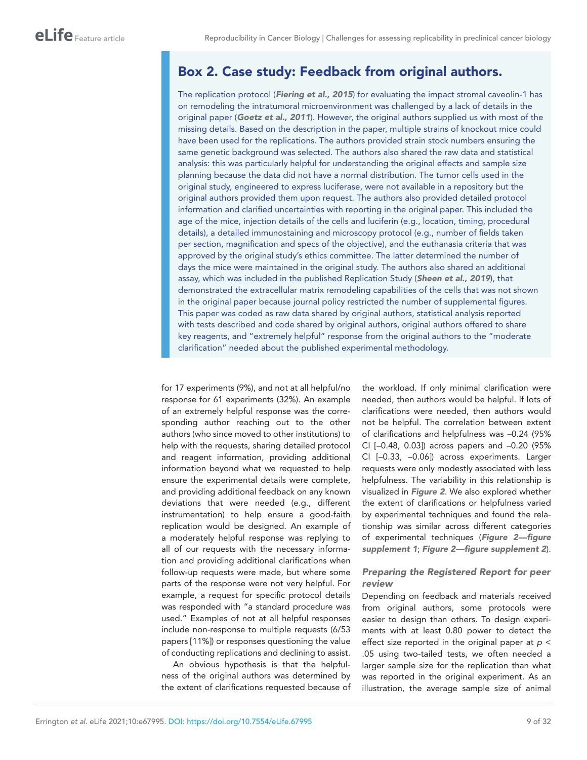## Box 2. Case study: Feedback from original authors.

The replication protocol (***Fiering et al., 2015***) for evaluating the impact stromal caveolin-1 has on remodeling the intratumoral microenvironment was challenged by a lack of details in the original paper (***Goetz et al., 2011***). However, the original authors supplied us with most of the missing details. Based on the description in the paper, multiple strains of knockout mice could have been used for the replications. The authors provided strain stock numbers ensuring the same genetic background was selected. The authors also shared the raw data and statistical analysis: this was particularly helpful for understanding the original effects and sample size planning because the data did not have a normal distribution. The tumor cells used in the original study, engineered to express luciferase, were not available in a repository but the original authors provided them upon request. The authors also provided detailed protocol information and clarified uncertainties with reporting in the original paper. This included the age of the mice, injection details of the cells and luciferin (e.g., location, timing, procedural details), a detailed immunostaining and microscopy protocol (e.g., number of fields taken per section, magnification and specs of the objective), and the euthanasia criteria that was approved by the original study's ethics committee. The latter determined the number of days the mice were maintained in the original study. The authors also shared an additional assay, which was included in the published Replication Study (***Sheen et al., 2019***), that demonstrated the extracellular matrix remodeling capabilities of the cells that was not shown in the original paper because journal policy restricted the number of supplemental figures. This paper was coded as raw data shared by original authors, statistical analysis reported with tests described and code shared by original authors, original authors offered to share key reagents, and "extremely helpful" response from the original authors to the "moderate clarification" needed about the published experimental methodology.

for 17 experiments (9%), and not at all helpful/no response for 61 experiments (32%). An example of an extremely helpful response was the corresponding author reaching out to the other authors (who since moved to other institutions) to help with the requests, sharing detailed protocol and reagent information, providing additional information beyond what we requested to help ensure the experimental details were complete, and providing additional feedback on any known deviations that were needed (e.g., different instrumentation) to help ensure a good-faith replication would be designed. An example of a moderately helpful response was replying to all of our requests with the necessary information and providing additional clarifications when follow-up requests were made, but where some parts of the response were not very helpful. For example, a request for specific protocol details was responded with "a standard procedure was used." Examples of not at all helpful responses include non-response to multiple requests (6/53 papers [11%]) or responses questioning the value of conducting replications and declining to assist.

An obvious hypothesis is that the helpfulness of the original authors was determined by the extent of clarifications requested because of the workload. If only minimal clarification were needed, then authors would be helpful. If lots of clarifications were needed, then authors would not be helpful. The correlation between extent of clarifications and helpfulness was –0.24 (95% CI [–0.48, 0.03]) across papers and –0.20 (95% CI [–0.33, –0.06]) across experiments. Larger requests were only modestly associated with less helpfulness. The variability in this relationship is visualized in ***Figure 2***. We also explored whether the extent of clarifications or helpfulness varied by experimental techniques and found the relationship was similar across different categories of experimental techniques (***Figure 2—figure supplement 1***; ***Figure 2—figure supplement 2***).

### *Preparing the Registered Report for peer review*

Depending on feedback and materials received from original authors, some protocols were easier to design than others. To design experiments with at least 0.80 power to detect the effect size reported in the original paper at $p < .05$ using two-tailed tests, we often needed a larger sample size for the replication than what was reported in the original experiment. As an illustration, the average sample size of animal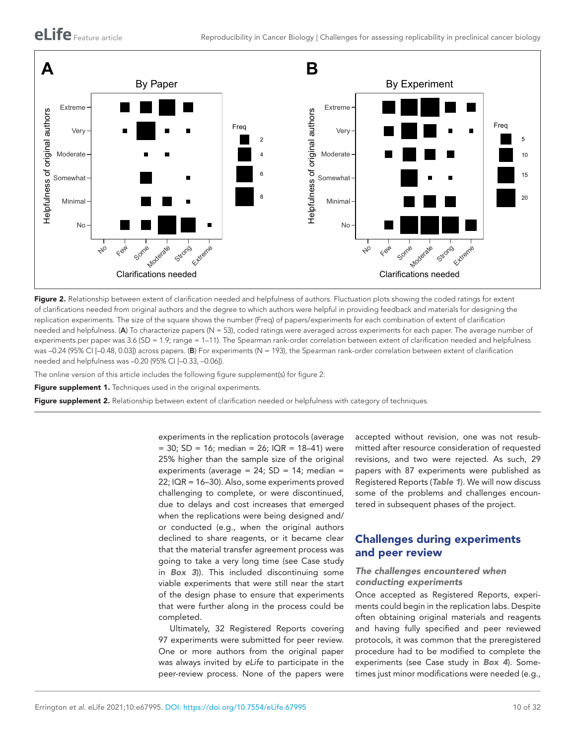**Figure 2.** Relationship between extent of clarification needed and helpfulness of authors. Fluctuation plots showing the coded ratings for extent of clarifications needed from original authors and the degree to which authors were helpful in providing feedback and materials for designing the replication experiments. The size of the square shows the number (Freq) of papers/experiments for each combination of extent of clarification needed and helpfulness. (**A**) To characterize papers (N = 53), coded ratings were averaged across experiments for each paper. The average number of experiments per paper was 3.6 (SD = 1.9; range = 1–11). The Spearman rank-order correlation between extent of clarification needed and helpfulness was –0.24 (95% CI [–0.48, 0.03]) across papers. (**B**) For experiments (N = 193), the Spearman rank-order correlation between extent of clarification needed and helpfulness was –0.20 (95% CI [–0.33, –0.06]).

The online version of this article includes the following figure supplement(s) for figure 2:

**Figure supplement 1.** Techniques used in the original experiments.

**Figure supplement 2.** Relationship between extent of clarification needed or helpfulness with category of techniques.

experiments in the replication protocols (average = 30; SD = 16; median = 26; IQR = 18–41) were 25% higher than the sample size of the original experiments (average = 24; SD = 14; median = 22; IQR = 16–30). Also, some experiments proved challenging to complete, or were discontinued, due to delays and cost increases that emerged when the replications were being designed and/or conducted (e.g., when the original authors declined to share reagents, or it became clear that the material transfer agreement process was going to take a very long time (see Case study in ***Box 3***)). This included discontinuing some viable experiments that were still near the start of the design phase to ensure that experiments that were further along in the process could be completed.

Ultimately, 32 Registered Reports covering 97 experiments were submitted for peer review. One or more authors from the original paper was always invited by *eLife* to participate in the peer-review process. None of the papers were accepted without revision, one was not resubmitted after resource consideration of requested revisions, and two were rejected. As such, 29 papers with 87 experiments were published as Registered Reports (***Table 1***). We will now discuss some of the problems and challenges encountered in subsequent phases of the project.

## Challenges during experiments and peer review

### *The challenges encountered when conducting experiments*

Once accepted as Registered Reports, experiments could begin in the replication labs. Despite often obtaining original materials and reagents and having fully specified and peer reviewed protocols, it was common that the preregistered procedure had to be modified to complete the experiments (see Case study in ***Box 4***). Sometimes just minor modifications were needed (e.g.,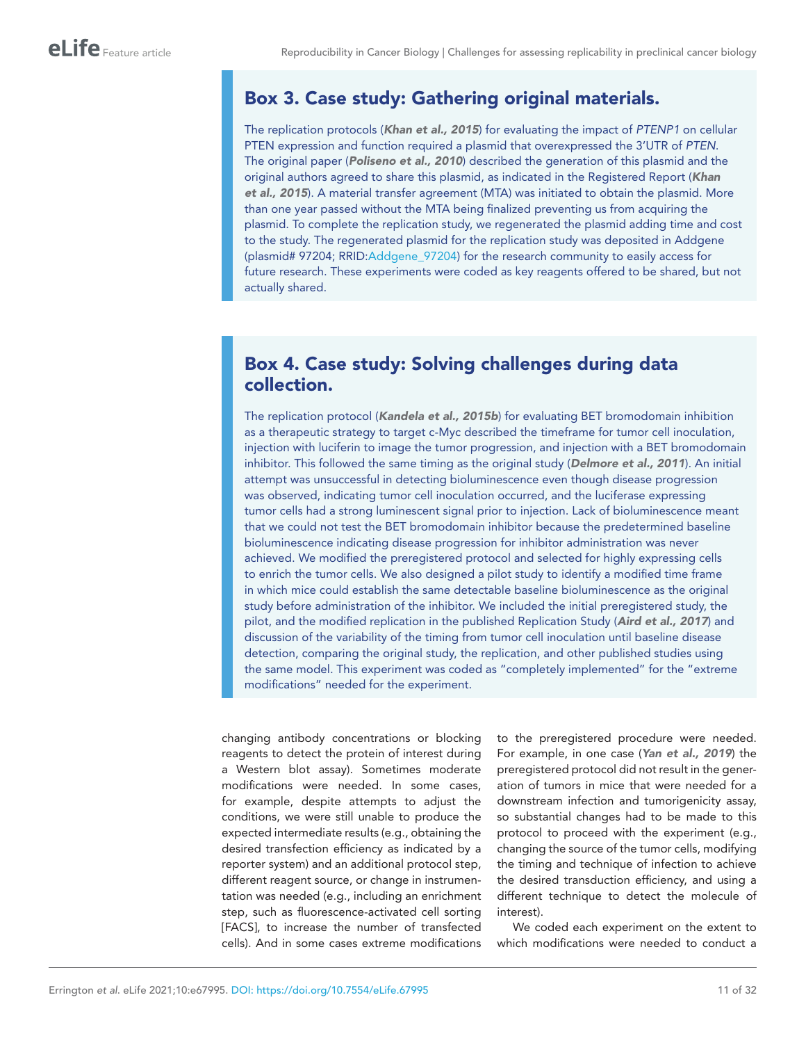## Box 3. Case study: Gathering original materials.

The replication protocols (***Khan et al., 2015***) for evaluating the impact of *PTENP1* on cellular PTEN expression and function required a plasmid that overexpressed the 3'UTR of *PTEN*. The original paper (***Poliseno et al., 2010***) described the generation of this plasmid and the original authors agreed to share this plasmid, as indicated in the Registered Report (***Khan et al., 2015***). A material transfer agreement (MTA) was initiated to obtain the plasmid. More than one year passed without the MTA being finalized preventing us from acquiring the plasmid. To complete the replication study, we regenerated the plasmid adding time and cost to the study. The regenerated plasmid for the replication study was deposited in Addgene (plasmid# 97204; RRID:Addgene_97204) for the research community to easily access for future research. These experiments were coded as key reagents offered to be shared, but not actually shared.

## Box 4. Case study: Solving challenges during data collection.

The replication protocol (***Kandela et al., 2015b***) for evaluating BET bromodomain inhibition as a therapeutic strategy to target c-Myc described the timeframe for tumor cell inoculation, injection with luciferin to image the tumor progression, and injection with a BET bromodomain inhibitor. This followed the same timing as the original study (***Delmore et al., 2011***). An initial attempt was unsuccessful in detecting bioluminescence even though disease progression was observed, indicating tumor cell inoculation occurred, and the luciferase expressing tumor cells had a strong luminescent signal prior to injection. Lack of bioluminescence meant that we could not test the BET bromodomain inhibitor because the predetermined baseline bioluminescence indicating disease progression for inhibitor administration was never achieved. We modified the preregistered protocol and selected for highly expressing cells to enrich the tumor cells. We also designed a pilot study to identify a modified time frame in which mice could establish the same detectable baseline bioluminescence as the original study before administration of the inhibitor. We included the initial preregistered study, the pilot, and the modified replication in the published Replication Study (***Aird et al., 2017***) and discussion of the variability of the timing from tumor cell inoculation until baseline disease detection, comparing the original study, the replication, and other published studies using the same model. This experiment was coded as "completely implemented" for the "extreme modifications" needed for the experiment.

changing antibody concentrations or blocking reagents to detect the protein of interest during a Western blot assay). Sometimes moderate modifications were needed. In some cases, for example, despite attempts to adjust the conditions, we were still unable to produce the expected intermediate results (e.g., obtaining the desired transfection efficiency as indicated by a reporter system) and an additional protocol step, different reagent source, or change in instrumentation was needed (e.g., including an enrichment step, such as fluorescence-activated cell sorting [FACS], to increase the number of transfected cells). And in some cases extreme modifications to the preregistered procedure were needed. For example, in one case (***Yan et al., 2019***) the preregistered protocol did not result in the generation of tumors in mice that were needed for a downstream infection and tumorigenicity assay, so substantial changes had to be made to this protocol to proceed with the experiment (e.g., changing the source of the tumor cells, modifying the timing and technique of infection to achieve the desired transduction efficiency, and using a different technique to detect the molecule of interest).

We coded each experiment on the extent to which modifications were needed to conduct a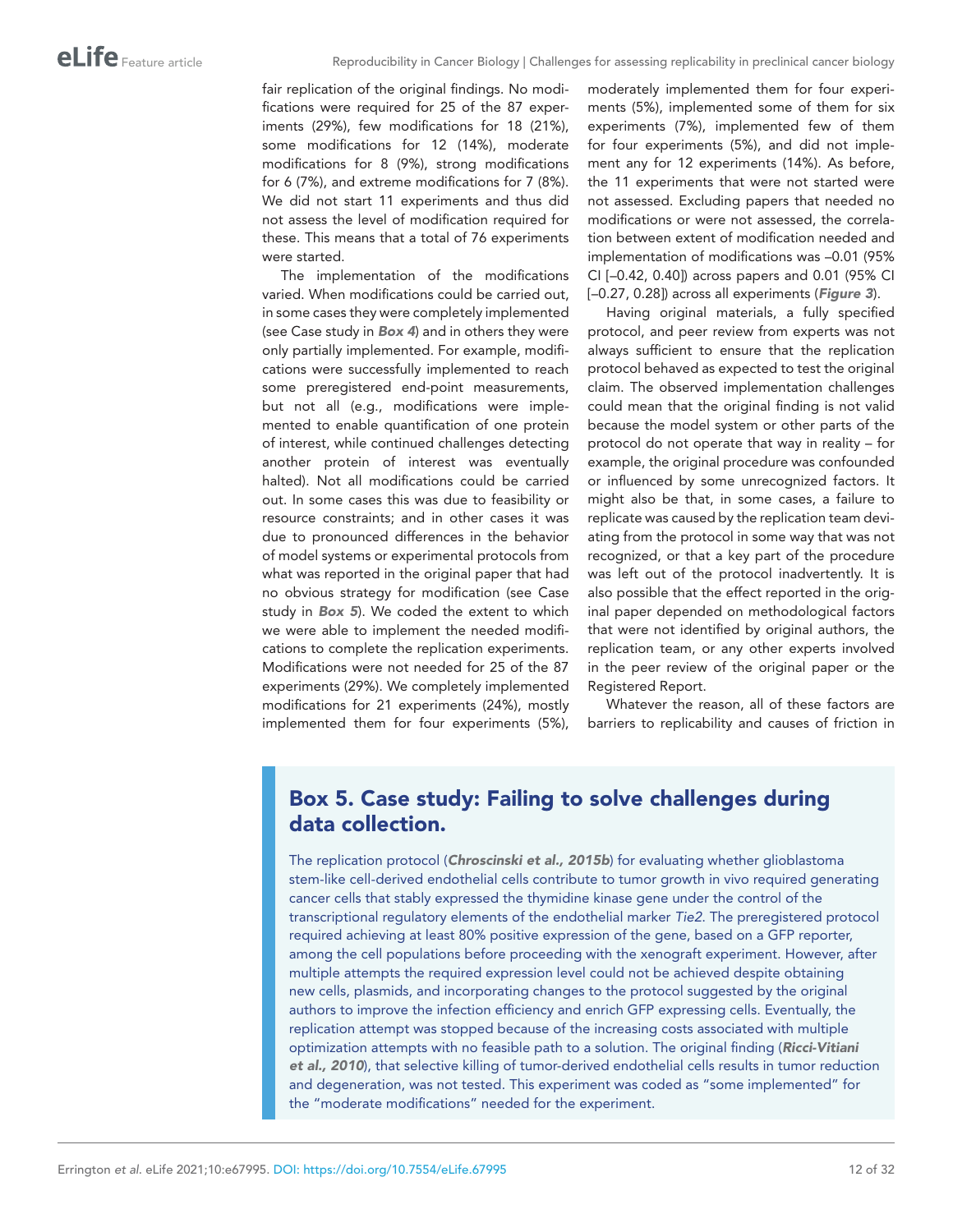fair replication of the original findings. No modifications were required for 25 of the 87 experiments (29%), few modifications for 18 (21%), some modifications for 12 (14%), moderate modifications for 8 (9%), strong modifications for 6 (7%), and extreme modifications for 7 (8%). We did not start 11 experiments and thus did not assess the level of modification required for these. This means that a total of 76 experiments were started.

The implementation of the modifications varied. When modifications could be carried out, in some cases they were completely implemented (see Case study in ***Box 4***) and in others they were only partially implemented. For example, modifications were successfully implemented to reach some preregistered end-point measurements, but not all (e.g., modifications were implemented to enable quantification of one protein of interest, while continued challenges detecting another protein of interest was eventually halted). Not all modifications could be carried out. In some cases this was due to feasibility or resource constraints; and in other cases it was due to pronounced differences in the behavior of model systems or experimental protocols from what was reported in the original paper that had no obvious strategy for modification (see Case study in ***Box 5***). We coded the extent to which we were able to implement the needed modifications to complete the replication experiments. Modifications were not needed for 25 of the 87 experiments (29%). We completely implemented modifications for 21 experiments (24%), mostly implemented them for four experiments (5%), moderately implemented them for four experiments (5%), implemented some of them for six experiments (7%), implemented few of them for four experiments (5%), and did not implement any for 12 experiments (14%). As before, the 11 experiments that were not started were not assessed. Excluding papers that needed no modifications or were not assessed, the correlation between extent of modification needed and implementation of modifications was –0.01 (95% CI [–0.42, 0.40]) across papers and 0.01 (95% CI [–0.27, 0.28]) across all experiments (***Figure 3***).

Having original materials, a fully specified protocol, and peer review from experts was not always sufficient to ensure that the replication protocol behaved as expected to test the original claim. The observed implementation challenges could mean that the original finding is not valid because the model system or other parts of the protocol do not operate that way in reality – for example, the original procedure was confounded or influenced by some unrecognized factors. It might also be that, in some cases, a failure to replicate was caused by the replication team deviating from the protocol in some way that was not recognized, or that a key part of the procedure was left out of the protocol inadvertently. It is also possible that the effect reported in the original paper depended on methodological factors that were not identified by original authors, the replication team, or any other experts involved in the peer review of the original paper or the Registered Report.

Whatever the reason, all of these factors are barriers to replicability and causes of friction in

## Box 5. Case study: Failing to solve challenges during data collection.

The replication protocol (***Chroscinski et al., 2015b***) for evaluating whether glioblastoma stem-like cell-derived endothelial cells contribute to tumor growth in vivo required generating cancer cells that stably expressed the thymidine kinase gene under the control of the transcriptional regulatory elements of the endothelial marker *Tie2*. The preregistered protocol required achieving at least 80% positive expression of the gene, based on a GFP reporter, among the cell populations before proceeding with the xenograft experiment. However, after multiple attempts the required expression level could not be achieved despite obtaining new cells, plasmids, and incorporating changes to the protocol suggested by the original authors to improve the infection efficiency and enrich GFP expressing cells. Eventually, the replication attempt was stopped because of the increasing costs associated with multiple optimization attempts with no feasible path to a solution. The original finding (***Ricci-Vitiani et al., 2010***), that selective killing of tumor-derived endothelial cells results in tumor reduction and degeneration, was not tested. This experiment was coded as "some implemented" for the "moderate modifications" needed for the experiment.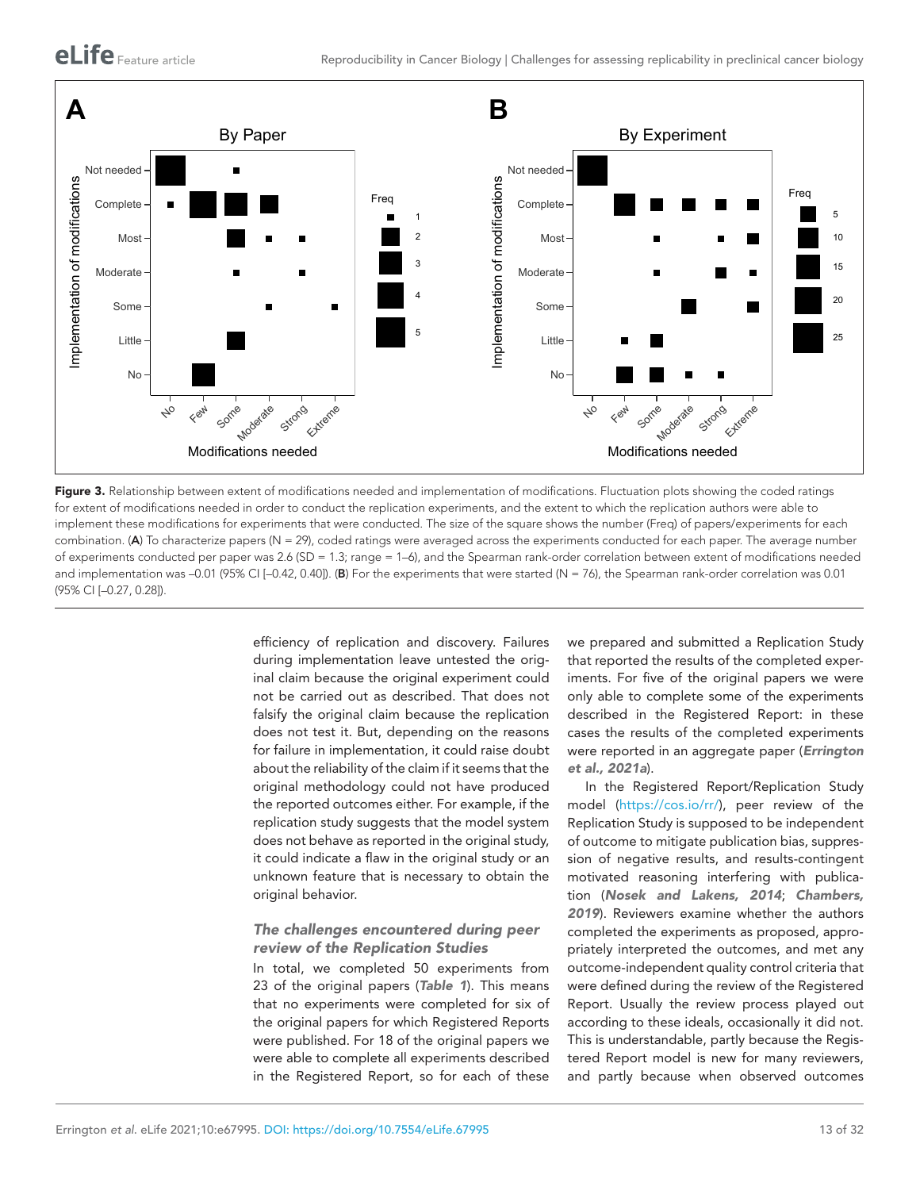**Figure 3.** Relationship between extent of modifications needed and implementation of modifications. Fluctuation plots showing the coded ratings for extent of modifications needed in order to conduct the replication experiments, and the extent to which the replication authors were able to implement these modifications for experiments that were conducted. The size of the square shows the number (Freq) of papers/experiments for each combination. (**A**) To characterize papers (N = 29), coded ratings were averaged across the experiments conducted for each paper. The average number of experiments conducted per paper was 2.6 (SD = 1.3; range = 1–6), and the Spearman rank-order correlation between extent of modifications needed and implementation was –0.01 (95% CI [–0.42, 0.40]). (**B**) For the experiments that were started (N = 76), the Spearman rank-order correlation was 0.01 (95% CI [–0.27, 0.28]).

efficiency of replication and discovery. Failures during implementation leave untested the original claim because the original experiment could not be carried out as described. That does not falsify the original claim because the replication does not test it. But, depending on the reasons for failure in implementation, it could raise doubt about the reliability of the claim if it seems that the original methodology could not have produced the reported outcomes either. For example, if the replication study suggests that the model system does not behave as reported in the original study, it could indicate a flaw in the original study or an unknown feature that is necessary to obtain the original behavior.

### *The challenges encountered during peer review of the Replication Studies*

In total, we completed 50 experiments from 23 of the original papers (***Table 1***). This means that no experiments were completed for six of the original papers for which Registered Reports were published. For 18 of the original papers we were able to complete all experiments described in the Registered Report, so for each of these we prepared and submitted a Replication Study that reported the results of the completed experiments. For five of the original papers we were only able to complete some of the experiments described in the Registered Report: in these cases the results of the completed experiments were reported in an aggregate paper (***Errington et al., 2021a***).

In the Registered Report/Replication Study model (https://cos.io/rr/), peer review of the Replication Study is supposed to be independent of outcome to mitigate publication bias, suppression of negative results, and results-contingent motivated reasoning interfering with publication (***Nosek and Lakens, 2014***; ***Chambers, 2019***). Reviewers examine whether the authors completed the experiments as proposed, appropriately interpreted the outcomes, and met any outcome-independent quality control criteria that were defined during the review of the Registered Report. Usually the review process played out according to these ideals, occasionally it did not. This is understandable, partly because the Registered Report model is new for many reviewers, and partly because when observed outcomes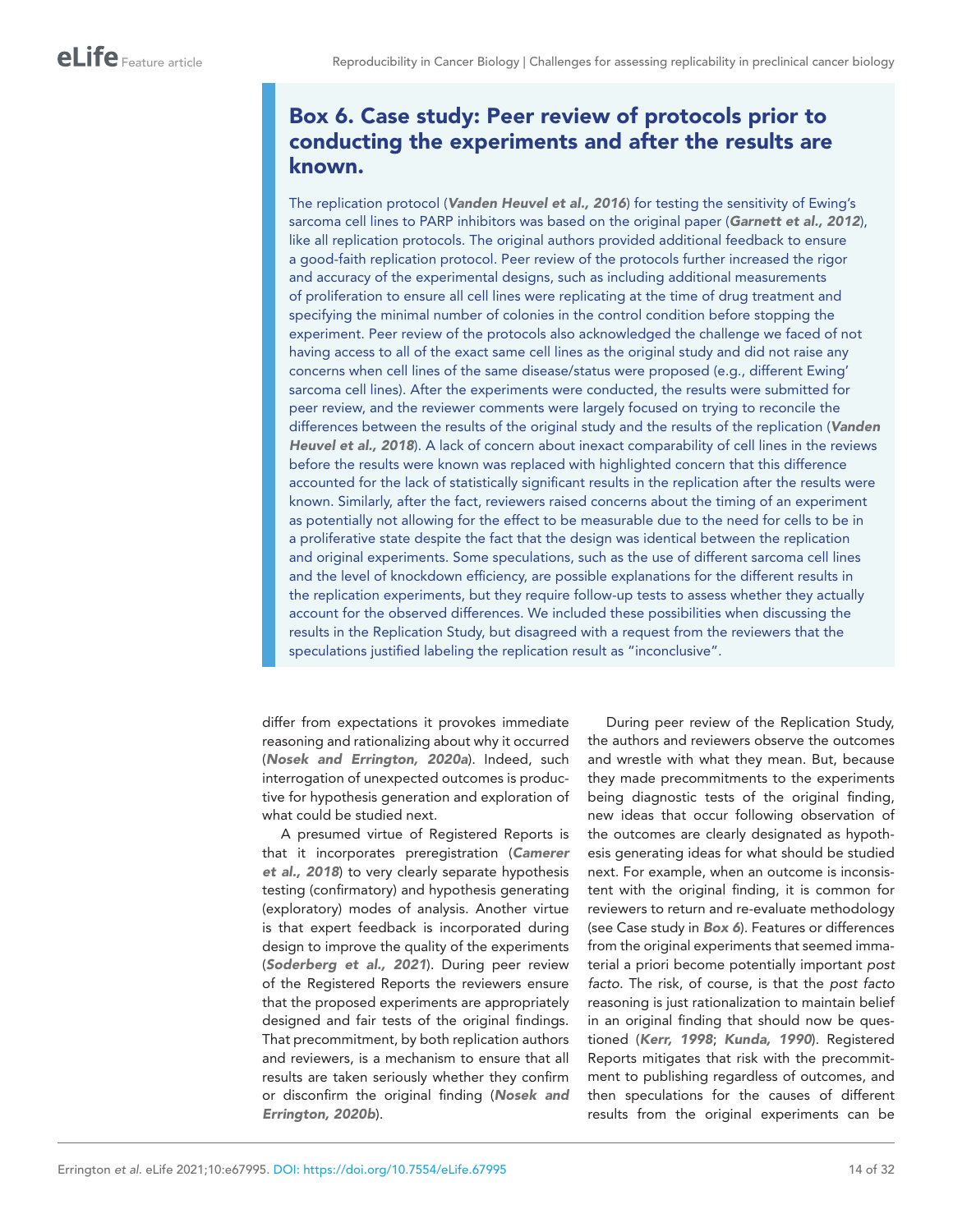## Box 6. Case study: Peer review of protocols prior to conducting the experiments and after the results are known.

The replication protocol (***Vanden Heuvel et al., 2016***) for testing the sensitivity of Ewing's sarcoma cell lines to PARP inhibitors was based on the original paper (***Garnett et al., 2012***), like all replication protocols. The original authors provided additional feedback to ensure a good-faith replication protocol. Peer review of the protocols further increased the rigor and accuracy of the experimental designs, such as including additional measurements of proliferation to ensure all cell lines were replicating at the time of drug treatment and specifying the minimal number of colonies in the control condition before stopping the experiment. Peer review of the protocols also acknowledged the challenge we faced of not having access to all of the exact same cell lines as the original study and did not raise any concerns when cell lines of the same disease/status were proposed (e.g., different Ewing' sarcoma cell lines). After the experiments were conducted, the results were submitted for peer review, and the reviewer comments were largely focused on trying to reconcile the differences between the results of the original study and the results of the replication (***Vanden Heuvel et al., 2018***). A lack of concern about inexact comparability of cell lines in the reviews before the results were known was replaced with highlighted concern that this difference accounted for the lack of statistically significant results in the replication after the results were known. Similarly, after the fact, reviewers raised concerns about the timing of an experiment as potentially not allowing for the effect to be measurable due to the need for cells to be in a proliferative state despite the fact that the design was identical between the replication and original experiments. Some speculations, such as the use of different sarcoma cell lines and the level of knockdown efficiency, are possible explanations for the different results in the replication experiments, but they require follow-up tests to assess whether they actually account for the observed differences. We included these possibilities when discussing the results in the Replication Study, but disagreed with a request from the reviewers that the speculations justified labeling the replication result as "inconclusive".

differ from expectations it provokes immediate reasoning and rationalizing about why it occurred (***Nosek and Errington, 2020a***). Indeed, such interrogation of unexpected outcomes is productive for hypothesis generation and exploration of what could be studied next.

A presumed virtue of Registered Reports is that it incorporates preregistration (***Camerer et al., 2018***) to very clearly separate hypothesis testing (confirmatory) and hypothesis generating (exploratory) modes of analysis. Another virtue is that expert feedback is incorporated during design to improve the quality of the experiments (***Soderberg et al., 2021***). During peer review of the Registered Reports the reviewers ensure that the proposed experiments are appropriately designed and fair tests of the original findings. That precommitment, by both replication authors and reviewers, is a mechanism to ensure that all results are taken seriously whether they confirm or disconfirm the original finding (***Nosek and Errington, 2020b***).

During peer review of the Replication Study, the authors and reviewers observe the outcomes and wrestle with what they mean. But, because they made precommitments to the experiments being diagnostic tests of the original finding, new ideas that occur following observation of the outcomes are clearly designated as hypothesis generating ideas for what should be studied next. For example, when an outcome is inconsistent with the original finding, it is common for reviewers to return and re-evaluate methodology (see Case study in ***Box 6***). Features or differences from the original experiments that seemed immaterial a priori become potentially important *post facto*. The risk, of course, is that the *post facto* reasoning is just rationalization to maintain belief in an original finding that should now be questioned (***Kerr, 1998***; ***Kunda, 1990***). Registered Reports mitigates that risk with the precommitment to publishing regardless of outcomes, and then speculations for the causes of different results from the original experiments can be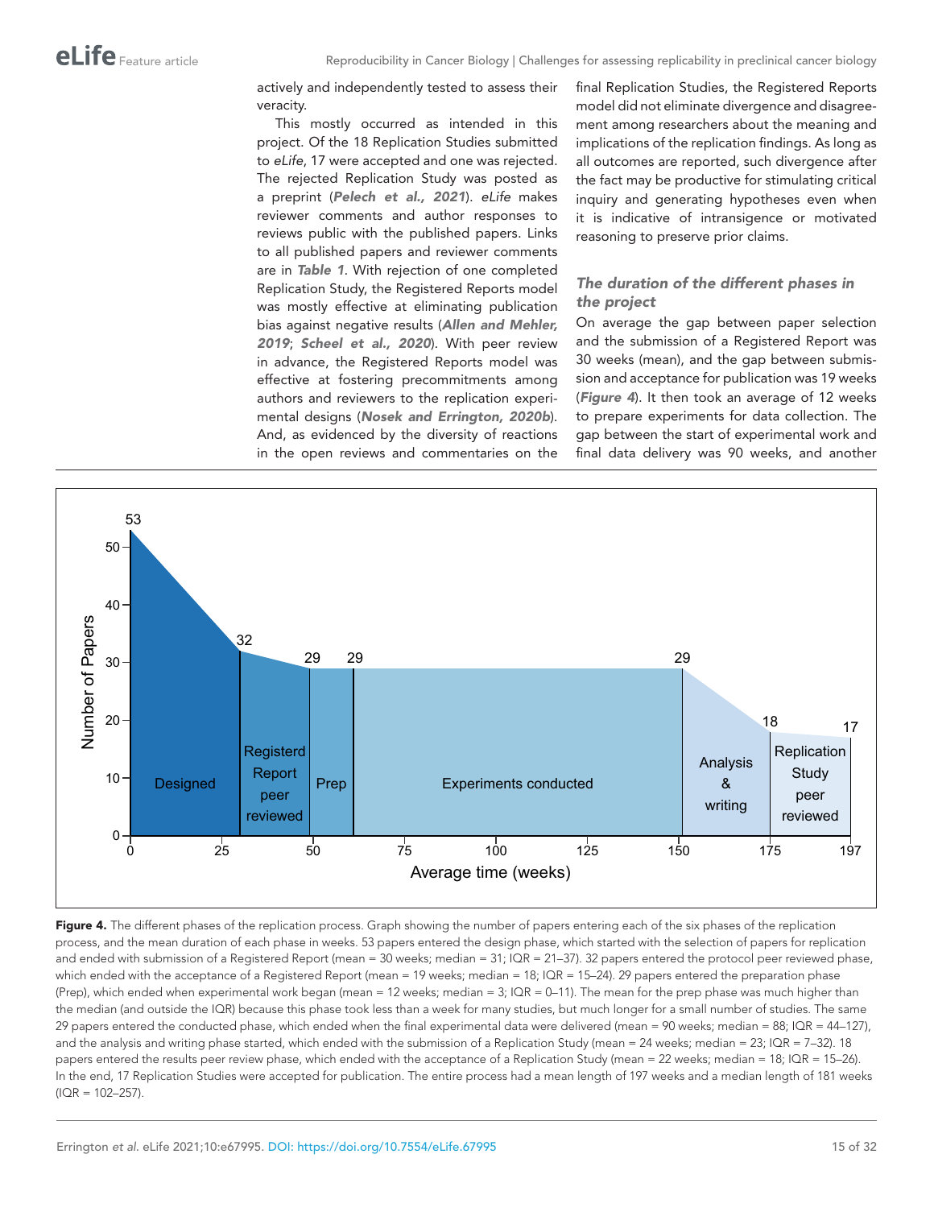actively and independently tested to assess their veracity.

This mostly occurred as intended in this project. Of the 18 Replication Studies submitted to *eLife*, 17 were accepted and one was rejected. The rejected Replication Study was posted as a preprint (***Pelech et al., 2021***). *eLife* makes reviewer comments and author responses to reviews public with the published papers. Links to all published papers and reviewer comments are in ***Table 1***. With rejection of one completed Replication Study, the Registered Reports model was mostly effective at eliminating publication bias against negative results (***Allen and Mehler, 2019***; ***Scheel et al., 2020***). With peer review in advance, the Registered Reports model was effective at fostering precommitments among authors and reviewers to the replication experimental designs (***Nosek and Errington, 2020b***). And, as evidenced by the diversity of reactions in the open reviews and commentaries on the final Replication Studies, the Registered Reports model did not eliminate divergence and disagreement among researchers about the meaning and implications of the replication findings. As long as all outcomes are reported, such divergence after the fact may be productive for stimulating critical inquiry and generating hypotheses even when it is indicative of intransigence or motivated reasoning to preserve prior claims.

### *The duration of the different phases in the project*

On average the gap between paper selection and the submission of a Registered Report was 30 weeks (mean), and the gap between submission and acceptance for publication was 19 weeks (***Figure 4***). It then took an average of 12 weeks to prepare experiments for data collection. The gap between the start of experimental work and final data delivery was 90 weeks, and another

**Figure 4.** The different phases of the replication process. Graph showing the number of papers entering each of the six phases of the replication process, and the mean duration of each phase in weeks. 53 papers entered the design phase, which started with the selection of papers for replication and ended with submission of a Registered Report (mean = 30 weeks; median = 31; IQR = 21–37). 32 papers entered the protocol peer reviewed phase, which ended with the acceptance of a Registered Report (mean = 19 weeks; median = 18; IQR = 15–24). 29 papers entered the preparation phase (Prep), which ended when experimental work began (mean = 12 weeks; median = 3; IQR = 0–11). The mean for the prep phase was much higher than the median (and outside the IQR) because this phase took less than a week for many studies, but much longer for a small number of studies. The same 29 papers entered the conducted phase, which ended when the final experimental data were delivered (mean = 90 weeks; median = 88; IQR = 44–127), and the analysis and writing phase started, which ended with the submission of a Replication Study (mean = 24 weeks; median = 23; IQR = 7–32). 18 papers entered the results peer review phase, which ended with the acceptance of a Replication Study (mean = 22 weeks; median = 18; IQR = 15–26). In the end, 17 Replication Studies were accepted for publication. The entire process had a mean length of 197 weeks and a median length of 181 weeks (IQR = 102–257).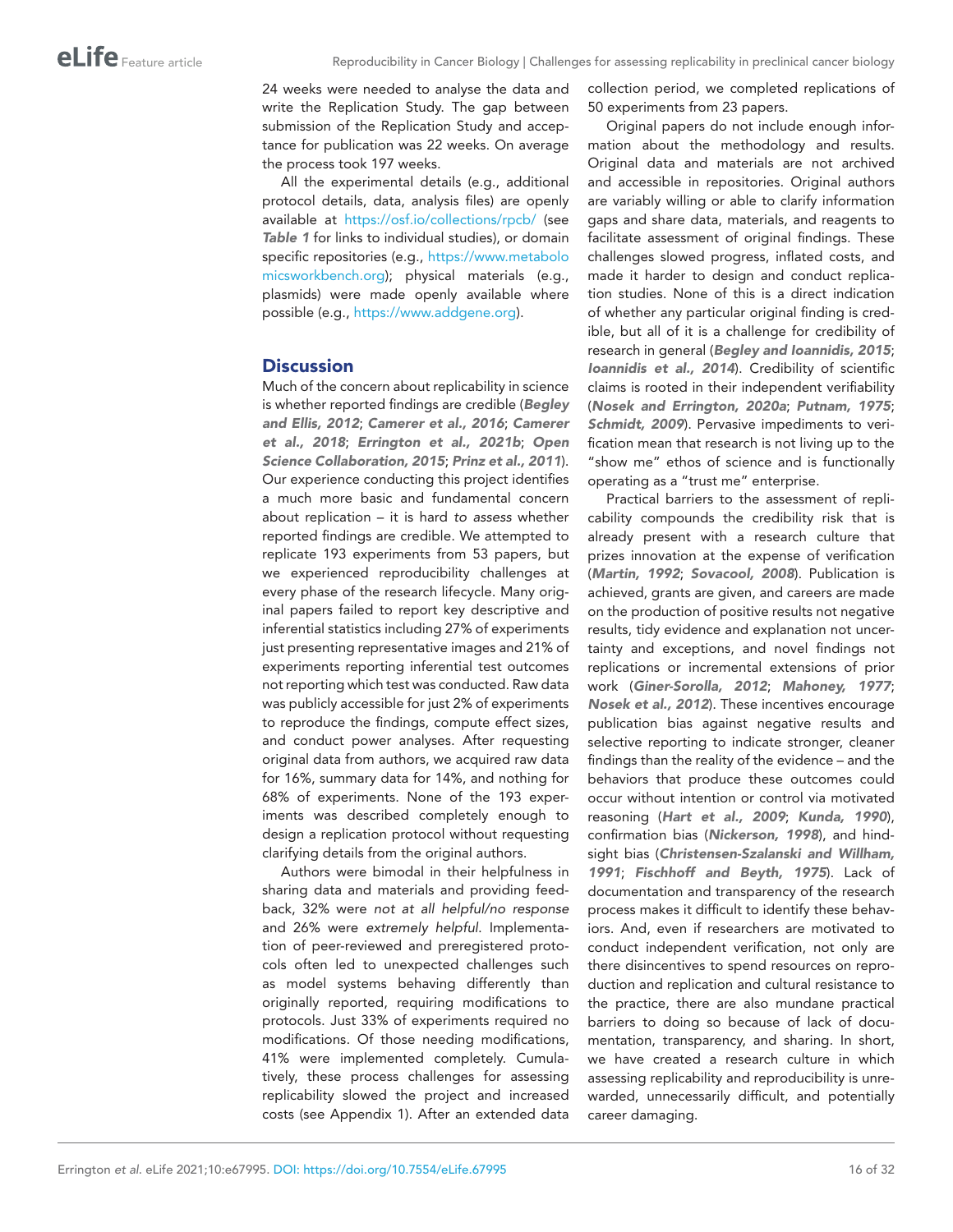24 weeks were needed to analyse the data and write the Replication Study. The gap between submission of the Replication Study and acceptance for publication was 22 weeks. On average the process took 197 weeks.

All the experimental details (e.g., additional protocol details, data, analysis files) are openly available at https://osf.io/collections/rpcb/ (see **Table 1** for links to individual studies), or domain specific repositories (e.g., https://www.metabolomicsworkbench.org); physical materials (e.g., plasmids) were made openly available where possible (e.g., https://www.addgene.org).

## Discussion

Much of the concern about replicability in science is whether reported findings are credible (***Begley and Ellis, 2012***; ***Camerer et al., 2016***; ***Camerer et al., 2018***; ***Errington et al., 2021b***; ***Open Science Collaboration, 2015***; ***Prinz et al., 2011***). Our experience conducting this project identifies a much more basic and fundamental concern about replication – it is hard *to assess* whether reported findings are credible. We attempted to replicate 193 experiments from 53 papers, but we experienced reproducibility challenges at every phase of the research lifecycle. Many original papers failed to report key descriptive and inferential statistics including 27% of experiments just presenting representative images and 21% of experiments reporting inferential test outcomes not reporting which test was conducted. Raw data was publicly accessible for just 2% of experiments to reproduce the findings, compute effect sizes, and conduct power analyses. After requesting original data from authors, we acquired raw data for 16%, summary data for 14%, and nothing for 68% of experiments. None of the 193 experiments was described completely enough to design a replication protocol without requesting clarifying details from the original authors.

Authors were bimodal in their helpfulness in sharing data and materials and providing feedback, 32% were *not at all helpful/no response* and 26% were *extremely helpful*. Implementation of peer-reviewed and preregistered protocols often led to unexpected challenges such as model systems behaving differently than originally reported, requiring modifications to protocols. Just 33% of experiments required no modifications. Of those needing modifications, 41% were implemented completely. Cumulatively, these process challenges for assessing replicability slowed the project and increased costs (see Appendix 1). After an extended data collection period, we completed replications of 50 experiments from 23 papers.

Original papers do not include enough information about the methodology and results. Original data and materials are not archived and accessible in repositories. Original authors are variably willing or able to clarify information gaps and share data, materials, and reagents to facilitate assessment of original findings. These challenges slowed progress, inflated costs, and made it harder to design and conduct replication studies. None of this is a direct indication of whether any particular original finding is credible, but all of it is a challenge for credibility of research in general (***Begley and Ioannidis, 2015***; ***Ioannidis et al., 2014***). Credibility of scientific claims is rooted in their independent verifiability (***Nosek and Errington, 2020a***; ***Putnam, 1975***; ***Schmidt, 2009***). Pervasive impediments to verification mean that research is not living up to the "show me" ethos of science and is functionally operating as a "trust me" enterprise.

Practical barriers to the assessment of replicability compounds the credibility risk that is already present with a research culture that prizes innovation at the expense of verification (***Martin, 1992***; ***Sovacool, 2008***). Publication is achieved, grants are given, and careers are made on the production of positive results not negative results, tidy evidence and explanation not uncertainty and exceptions, and novel findings not replications or incremental extensions of prior work (***Giner-Sorolla, 2012***; ***Mahoney, 1977***; ***Nosek et al., 2012***). These incentives encourage publication bias against negative results and selective reporting to indicate stronger, cleaner findings than the reality of the evidence – and the behaviors that produce these outcomes could occur without intention or control via motivated reasoning (***Hart et al., 2009***; ***Kunda, 1990***), confirmation bias (***Nickerson, 1998***), and hindsight bias (***Christensen-Szalanski and Willham, 1991***; ***Fischhoff and Beyth, 1975***). Lack of documentation and transparency of the research process makes it difficult to identify these behaviors. And, even if researchers are motivated to conduct independent verification, not only are there disincentives to spend resources on reproduction and replication and cultural resistance to the practice, there are also mundane practical barriers to doing so because of lack of documentation, transparency, and sharing. In short, we have created a research culture in which assessing replicability and reproducibility is unrewarded, unnecessarily difficult, and potentially career damaging.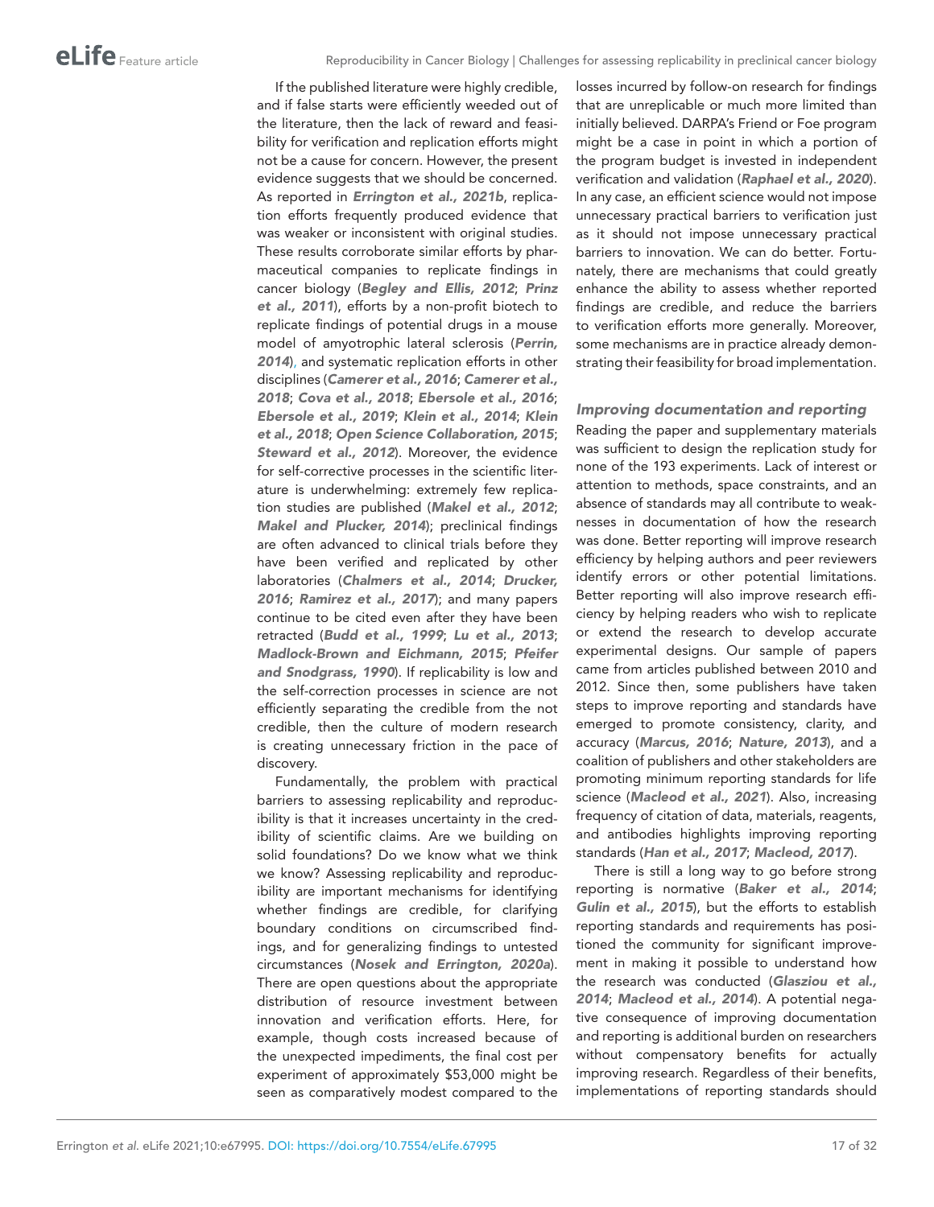If the published literature were highly credible, and if false starts were efficiently weeded out of the literature, then the lack of reward and feasibility for verification and replication efforts might not be a cause for concern. However, the present evidence suggests that we should be concerned. As reported in **Errington et al., 2021b**, replication efforts frequently produced evidence that was weaker or inconsistent with original studies. These results corroborate similar efforts by pharmaceutical companies to replicate findings in cancer biology (**Begley and Ellis, 2012**; **Prinz et al., 2011**), efforts by a non-profit biotech to replicate findings of potential drugs in a mouse model of amyotrophic lateral sclerosis (**Perrin, 2014**), and systematic replication efforts in other disciplines (**Camerer et al., 2016**; **Camerer et al., 2018**; **Cova et al., 2018**; **Ebersole et al., 2016**; **Ebersole et al., 2019**; **Klein et al., 2014**; **Klein et al., 2018**; **Open Science Collaboration, 2015**; **Steward et al., 2012**). Moreover, the evidence for self-corrective processes in the scientific literature is underwhelming: extremely few replication studies are published (**Makel et al., 2012**; **Makel and Plucker, 2014**); preclinical findings are often advanced to clinical trials before they have been verified and replicated by other laboratories (**Chalmers et al., 2014**; **Drucker, 2016**; **Ramirez et al., 2017**); and many papers continue to be cited even after they have been retracted (**Budd et al., 1999**; **Lu et al., 2013**; **Madlock-Brown and Eichmann, 2015**; **Pfeifer and Snodgrass, 1990**). If replicability is low and the self-correction processes in science are not efficiently separating the credible from the not credible, then the culture of modern research is creating unnecessary friction in the pace of discovery.

Fundamentally, the problem with practical barriers to assessing replicability and reproducibility is that it increases uncertainty in the credibility of scientific claims. Are we building on solid foundations? Do we know what we think we know? Assessing replicability and reproducibility are important mechanisms for identifying whether findings are credible, for clarifying boundary conditions on circumscribed findings, and for generalizing findings to untested circumstances (**Nosek and Errington, 2020a**). There are open questions about the appropriate distribution of resource investment between innovation and verification efforts. Here, for example, though costs increased because of the unexpected impediments, the final cost per experiment of approximately $53,000 might be seen as comparatively modest compared to the losses incurred by follow-on research for findings that are unreplicable or much more limited than initially believed. DARPA's Friend or Foe program might be a case in point in which a portion of the program budget is invested in independent verification and validation (**Raphael et al., 2020**). In any case, an efficient science would not impose unnecessary practical barriers to verification just as it should not impose unnecessary practical barriers to innovation. We can do better. Fortunately, there are mechanisms that could greatly enhance the ability to assess whether reported findings are credible, and reduce the barriers to verification efforts more generally. Moreover, some mechanisms are in practice already demonstrating their feasibility for broad implementation.

### Improving documentation and reporting

Reading the paper and supplementary materials was sufficient to design the replication study for none of the 193 experiments. Lack of interest or attention to methods, space constraints, and an absence of standards may all contribute to weaknesses in documentation of how the research was done. Better reporting will improve research efficiency by helping authors and peer reviewers identify errors or other potential limitations. Better reporting will also improve research efficiency by helping readers who wish to replicate or extend the research to develop accurate experimental designs. Our sample of papers came from articles published between 2010 and 2012. Since then, some publishers have taken steps to improve reporting and standards have emerged to promote consistency, clarity, and accuracy (**Marcus, 2016**; **Nature, 2013**), and a coalition of publishers and other stakeholders are promoting minimum reporting standards for life science (**Macleod et al., 2021**). Also, increasing frequency of citation of data, materials, reagents, and antibodies highlights improving reporting standards (**Han et al., 2017**; **Macleod, 2017**).

There is still a long way to go before strong reporting is normative (**Baker et al., 2014**; **Gulin et al., 2015**), but the efforts to establish reporting standards and requirements has positioned the community for significant improvement in making it possible to understand how the research was conducted (**Glasziou et al., 2014**; **Macleod et al., 2014**). A potential negative consequence of improving documentation and reporting is additional burden on researchers without compensatory benefits for actually improving research. Regardless of their benefits, implementations of reporting standards should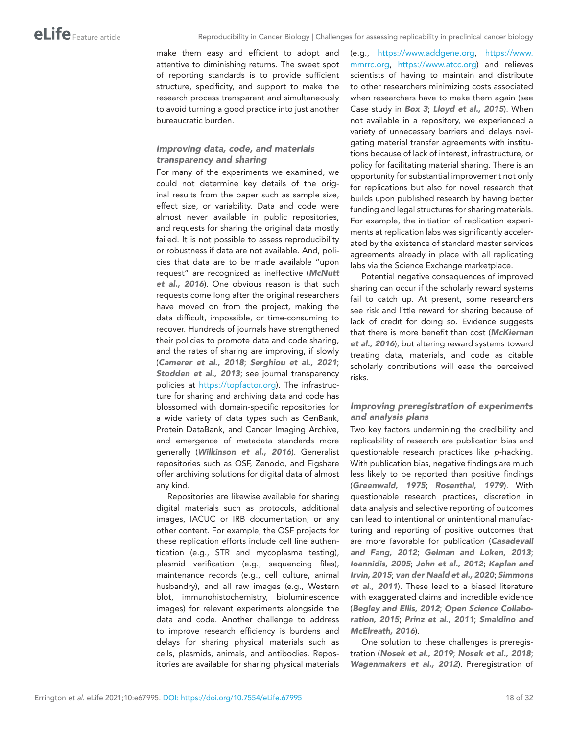make them easy and efficient to adopt and attentive to diminishing returns. The sweet spot of reporting standards is to provide sufficient structure, specificity, and support to make the research process transparent and simultaneously to avoid turning a good practice into just another bureaucratic burden.

### Improving data, code, and materials transparency and sharing

For many of the experiments we examined, we could not determine key details of the original results from the paper such as sample size, effect size, or variability. Data and code were almost never available in public repositories, and requests for sharing the original data mostly failed. It is not possible to assess reproducibility or robustness if data are not available. And, policies that data are to be made available "upon request" are recognized as ineffective (**McNutt et al., 2016**). One obvious reason is that such requests come long after the original researchers have moved on from the project, making the data difficult, impossible, or time-consuming to recover. Hundreds of journals have strengthened their policies to promote data and code sharing, and the rates of sharing are improving, if slowly (**Camerer et al., 2018**; **Serghiou et al., 2021**; **Stodden et al., 2013**; see journal transparency policies at https://topfactor.org). The infrastructure for sharing and archiving data and code has blossomed with domain-specific repositories for a wide variety of data types such as GenBank, Protein DataBank, and Cancer Imaging Archive, and emergence of metadata standards more generally (**Wilkinson et al., 2016**). Generalist repositories such as OSF, Zenodo, and Figshare offer archiving solutions for digital data of almost any kind.

Repositories are likewise available for sharing digital materials such as protocols, additional images, IACUC or IRB documentation, or any other content. For example, the OSF projects for these replication efforts include cell line authentication (e.g., STR and mycoplasma testing), plasmid verification (e.g., sequencing files), maintenance records (e.g., cell culture, animal husbandry), and all raw images (e.g., Western blot, immunohistochemistry, bioluminescence images) for relevant experiments alongside the data and code. Another challenge to address to improve research efficiency is burdens and delays for sharing physical materials such as cells, plasmids, animals, and antibodies. Repositories are available for sharing physical materials (e.g., https://www.addgene.org, https://www.mmrrc.org, https://www.atcc.org) and relieves scientists of having to maintain and distribute to other researchers minimizing costs associated when researchers have to make them again (see Case study in **Box 3**; **Lloyd et al., 2015**). When not available in a repository, we experienced a variety of unnecessary barriers and delays navigating material transfer agreements with institutions because of lack of interest, infrastructure, or policy for facilitating material sharing. There is an opportunity for substantial improvement not only for replications but also for novel research that builds upon published research by having better funding and legal structures for sharing materials. For example, the initiation of replication experiments at replication labs was significantly accelerated by the existence of standard master services agreements already in place with all replicating labs via the Science Exchange marketplace.

Potential negative consequences of improved sharing can occur if the scholarly reward systems fail to catch up. At present, some researchers see risk and little reward for sharing because of lack of credit for doing so. Evidence suggests that there is more benefit than cost (**McKiernan et al., 2016**), but altering reward systems toward treating data, materials, and code as citable scholarly contributions will ease the perceived risks.

### Improving preregistration of experiments and analysis plans

Two key factors undermining the credibility and replicability of research are publication bias and questionable research practices like *p*-hacking. With publication bias, negative findings are much less likely to be reported than positive findings (**Greenwald, 1975**; **Rosenthal, 1979**). With questionable research practices, discretion in data analysis and selective reporting of outcomes can lead to intentional or unintentional manufacturing and reporting of positive outcomes that are more favorable for publication (**Casadevall and Fang, 2012**; **Gelman and Loken, 2013**; **Ioannidis, 2005**; **John et al., 2012**; **Kaplan and Irvin, 2015**; **van der Naald et al., 2020**; **Simmons et al., 2011**). These lead to a biased literature with exaggerated claims and incredible evidence (**Begley and Ellis, 2012**; **Open Science Collaboration, 2015**; **Prinz et al., 2011**; **Smaldino and McElreath, 2016**).

One solution to these challenges is preregistration (**Nosek et al., 2019**; **Nosek et al., 2018**; **Wagenmakers et al., 2012**). Preregistration of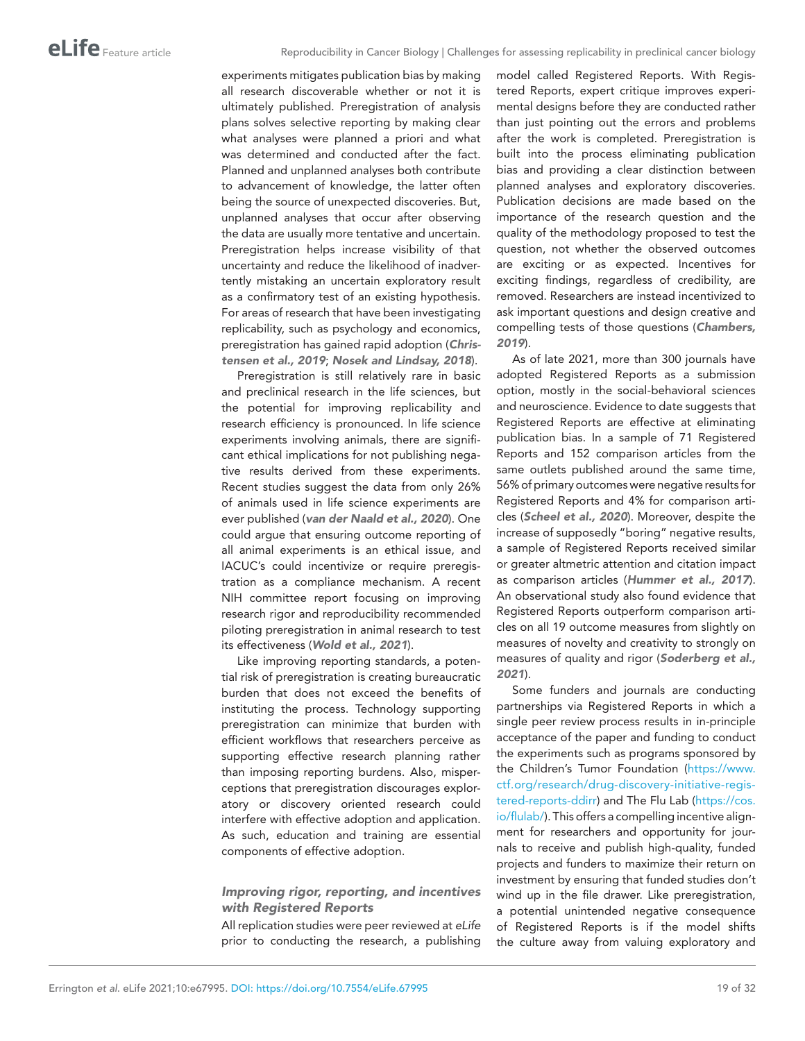experiments mitigates publication bias by making all research discoverable whether or not it is ultimately published. Preregistration of analysis plans solves selective reporting by making clear what analyses were planned a priori and what was determined and conducted after the fact. Planned and unplanned analyses both contribute to advancement of knowledge, the latter often being the source of unexpected discoveries. But, unplanned analyses that occur after observing the data are usually more tentative and uncertain. Preregistration helps increase visibility of that uncertainty and reduce the likelihood of inadvertently mistaking an uncertain exploratory result as a confirmatory test of an existing hypothesis. For areas of research that have been investigating replicability, such as psychology and economics, preregistration has gained rapid adoption (***Christensen et al., 2019***; ***Nosek and Lindsay, 2018***).

Preregistration is still relatively rare in basic and preclinical research in the life sciences, but the potential for improving replicability and research efficiency is pronounced. In life science experiments involving animals, there are significant ethical implications for not publishing negative results derived from these experiments. Recent studies suggest the data from only 26% of animals used in life science experiments are ever published (***van der Naald et al., 2020***). One could argue that ensuring outcome reporting of all animal experiments is an ethical issue, and IACUC's could incentivize or require preregistration as a compliance mechanism. A recent NIH committee report focusing on improving research rigor and reproducibility recommended piloting preregistration in animal research to test its effectiveness (***Wold et al., 2021***).

Like improving reporting standards, a potential risk of preregistration is creating bureaucratic burden that does not exceed the benefits of instituting the process. Technology supporting preregistration can minimize that burden with efficient workflows that researchers perceive as supporting effective research planning rather than imposing reporting burdens. Also, misperceptions that preregistration discourages exploratory or discovery oriented research could interfere with effective adoption and application. As such, education and training are essential components of effective adoption.

### *Improving rigor, reporting, and incentives with Registered Reports*

All replication studies were peer reviewed at *eLife* prior to conducting the research, a publishing model called Registered Reports. With Registered Reports, expert critique improves experimental designs before they are conducted rather than just pointing out the errors and problems after the work is completed. Preregistration is built into the process eliminating publication bias and providing a clear distinction between planned analyses and exploratory discoveries. Publication decisions are made based on the importance of the research question and the quality of the methodology proposed to test the question, not whether the observed outcomes are exciting or as expected. Incentives for exciting findings, regardless of credibility, are removed. Researchers are instead incentivized to ask important questions and design creative and compelling tests of those questions (***Chambers, 2019***).

As of late 2021, more than 300 journals have adopted Registered Reports as a submission option, mostly in the social-behavioral sciences and neuroscience. Evidence to date suggests that Registered Reports are effective at eliminating publication bias. In a sample of 71 Registered Reports and 152 comparison articles from the same outlets published around the same time, 56% of primary outcomes were negative results for Registered Reports and 4% for comparison articles (***Scheel et al., 2020***). Moreover, despite the increase of supposedly "boring" negative results, a sample of Registered Reports received similar or greater altmetric attention and citation impact as comparison articles (***Hummer et al., 2017***). An observational study also found evidence that Registered Reports outperform comparison articles on all 19 outcome measures from slightly on measures of novelty and creativity to strongly on measures of quality and rigor (***Soderberg et al., 2021***).

Some funders and journals are conducting partnerships via Registered Reports in which a single peer review process results in in-principle acceptance of the paper and funding to conduct the experiments such as programs sponsored by the Children's Tumor Foundation (https://www.ctf.org/research/drug-discovery-initiative-registered-reports-ddirr) and The Flu Lab (https://cos.io/flulab/). This offers a compelling incentive alignment for researchers and opportunity for journals to receive and publish high-quality, funded projects and funders to maximize their return on investment by ensuring that funded studies don't wind up in the file drawer. Like preregistration, a potential unintended negative consequence of Registered Reports is if the model shifts the culture away from valuing exploratory and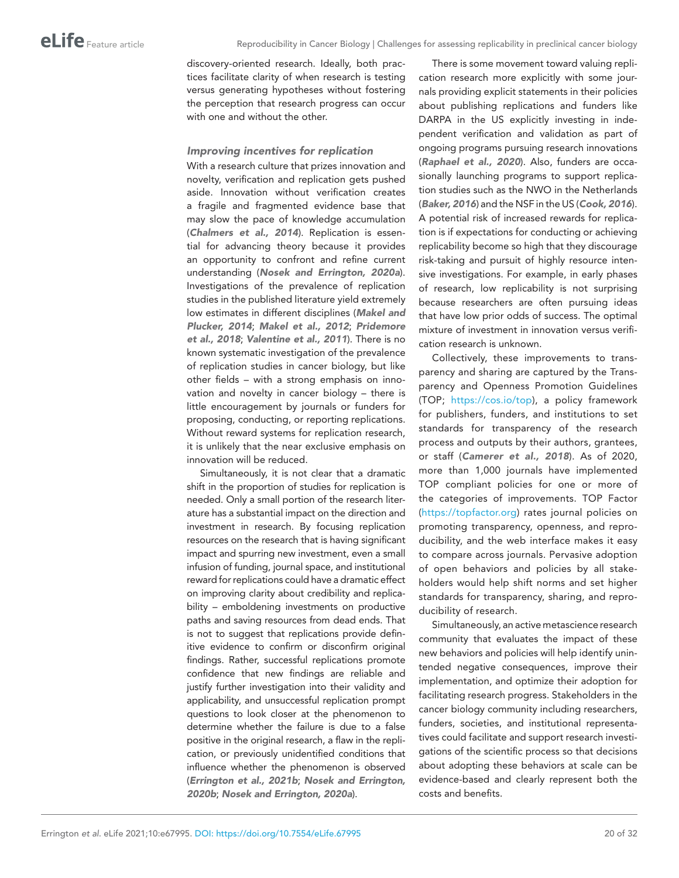discovery-oriented research. Ideally, both practices facilitate clarity of when research is testing versus generating hypotheses without fostering the perception that research progress can occur with one and without the other.

### Improving incentives for replication

With a research culture that prizes innovation and novelty, verification and replication gets pushed aside. Innovation without verification creates a fragile and fragmented evidence base that may slow the pace of knowledge accumulation (**Chalmers et al., 2014**). Replication is essential for advancing theory because it provides an opportunity to confront and refine current understanding (**Nosek and Errington, 2020a**). Investigations of the prevalence of replication studies in the published literature yield extremely low estimates in different disciplines (**Makel and Plucker, 2014**; **Makel et al., 2012**; **Pridemore et al., 2018**; **Valentine et al., 2011**). There is no known systematic investigation of the prevalence of replication studies in cancer biology, but like other fields – with a strong emphasis on innovation and novelty in cancer biology – there is little encouragement by journals or funders for proposing, conducting, or reporting replications. Without reward systems for replication research, it is unlikely that the near exclusive emphasis on innovation will be reduced.

Simultaneously, it is not clear that a dramatic shift in the proportion of studies for replication is needed. Only a small portion of the research literature has a substantial impact on the direction and investment in research. By focusing replication resources on the research that is having significant impact and spurring new investment, even a small infusion of funding, journal space, and institutional reward for replications could have a dramatic effect on improving clarity about credibility and replicability – emboldening investments on productive paths and saving resources from dead ends. That is not to suggest that replications provide definitive evidence to confirm or disconfirm original findings. Rather, successful replications promote confidence that new findings are reliable and justify further investigation into their validity and applicability, and unsuccessful replication prompt questions to look closer at the phenomenon to determine whether the failure is due to a false positive in the original research, a flaw in the replication, or previously unidentified conditions that influence whether the phenomenon is observed (**Errington et al., 2021b**; **Nosek and Errington, 2020b**; **Nosek and Errington, 2020a**).

There is some movement toward valuing replication research more explicitly with some journals providing explicit statements in their policies about publishing replications and funders like DARPA in the US explicitly investing in independent verification and validation as part of ongoing programs pursuing research innovations (**Raphael et al., 2020**). Also, funders are occasionally launching programs to support replication studies such as the NWO in the Netherlands (**Baker, 2016**) and the NSF in the US (**Cook, 2016**). A potential risk of increased rewards for replication is if expectations for conducting or achieving replicability become so high that they discourage risk-taking and pursuit of highly resource intensive investigations. For example, in early phases of research, low replicability is not surprising because researchers are often pursuing ideas that have low prior odds of success. The optimal mixture of investment in innovation versus verification research is unknown.

Collectively, these improvements to transparency and sharing are captured by the Transparency and Openness Promotion Guidelines (TOP; https://cos.io/top), a policy framework for publishers, funders, and institutions to set standards for transparency of the research process and outputs by their authors, grantees, or staff (**Camerer et al., 2018**). As of 2020, more than 1,000 journals have implemented TOP compliant policies for one or more of the categories of improvements. TOP Factor (https://topfactor.org) rates journal policies on promoting transparency, openness, and reproducibility, and the web interface makes it easy to compare across journals. Pervasive adoption of open behaviors and policies by all stakeholders would help shift norms and set higher standards for transparency, sharing, and reproducibility of research.

Simultaneously, an active metascience research community that evaluates the impact of these new behaviors and policies will help identify unintended negative consequences, improve their implementation, and optimize their adoption for facilitating research progress. Stakeholders in the cancer biology community including researchers, funders, societies, and institutional representatives could facilitate and support research investigations of the scientific process so that decisions about adopting these behaviors at scale can be evidence-based and clearly represent both the costs and benefits.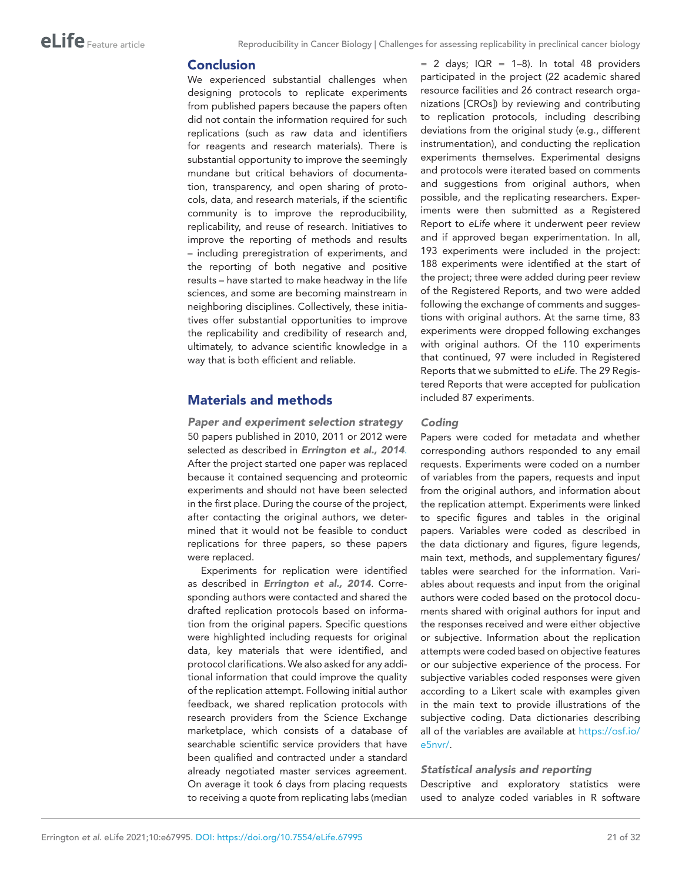## Conclusion

We experienced substantial challenges when designing protocols to replicate experiments from published papers because the papers often did not contain the information required for such replications (such as raw data and identifiers for reagents and research materials). There is substantial opportunity to improve the seemingly mundane but critical behaviors of documentation, transparency, and open sharing of protocols, data, and research materials, if the scientific community is to improve the reproducibility, replicability, and reuse of research. Initiatives to improve the reporting of methods and results – including preregistration of experiments, and the reporting of both negative and positive results – have started to make headway in the life sciences, and some are becoming mainstream in neighboring disciplines. Collectively, these initiatives offer substantial opportunities to improve the replicability and credibility of research and, ultimately, to advance scientific knowledge in a way that is both efficient and reliable.

## Materials and methods

### Paper and experiment selection strategy

50 papers published in 2010, 2011 or 2012 were selected as described in **Errington et al., 2014**. After the project started one paper was replaced because it contained sequencing and proteomic experiments and should not have been selected in the first place. During the course of the project, after contacting the original authors, we determined that it would not be feasible to conduct replications for three papers, so these papers were replaced.

Experiments for replication were identified as described in **Errington et al., 2014**. Corresponding authors were contacted and shared the drafted replication protocols based on information from the original papers. Specific questions were highlighted including requests for original data, key materials that were identified, and protocol clarifications. We also asked for any additional information that could improve the quality of the replication attempt. Following initial author feedback, we shared replication protocols with research providers from the Science Exchange marketplace, which consists of a database of searchable scientific service providers that have been qualified and contracted under a standard already negotiated master services agreement. On average it took 6 days from placing requests to receiving a quote from replicating labs (median = 2 days; IQR = 1–8). In total 48 providers participated in the project (22 academic shared resource facilities and 26 contract research organizations [CROs]) by reviewing and contributing to replication protocols, including describing deviations from the original study (e.g., different instrumentation), and conducting the replication experiments themselves. Experimental designs and protocols were iterated based on comments and suggestions from original authors, when possible, and the replicating researchers. Experiments were then submitted as a Registered Report to *eLife* where it underwent peer review and if approved began experimentation. In all, 193 experiments were included in the project: 188 experiments were identified at the start of the project; three were added during peer review of the Registered Reports, and two were added following the exchange of comments and suggestions with original authors. At the same time, 83 experiments were dropped following exchanges with original authors. Of the 110 experiments that continued, 97 were included in Registered Reports that we submitted to *eLife*. The 29 Registered Reports that were accepted for publication included 87 experiments.

### Coding

Papers were coded for metadata and whether corresponding authors responded to any email requests. Experiments were coded on a number of variables from the papers, requests and input from the original authors, and information about the replication attempt. Experiments were linked to specific figures and tables in the original papers. Variables were coded as described in the data dictionary and figures, figure legends, main text, methods, and supplementary figures/tables were searched for the information. Variables about requests and input from the original authors were coded based on the protocol documents shared with original authors for input and the responses received and were either objective or subjective. Information about the replication attempts were coded based on objective features or our subjective experience of the process. For subjective variables coded responses were given according to a Likert scale with examples given in the main text to provide illustrations of the subjective coding. Data dictionaries describing all of the variables are available at https://osf.io/e5nvr/.

### Statistical analysis and reporting

Descriptive and exploratory statistics were used to analyze coded variables in R software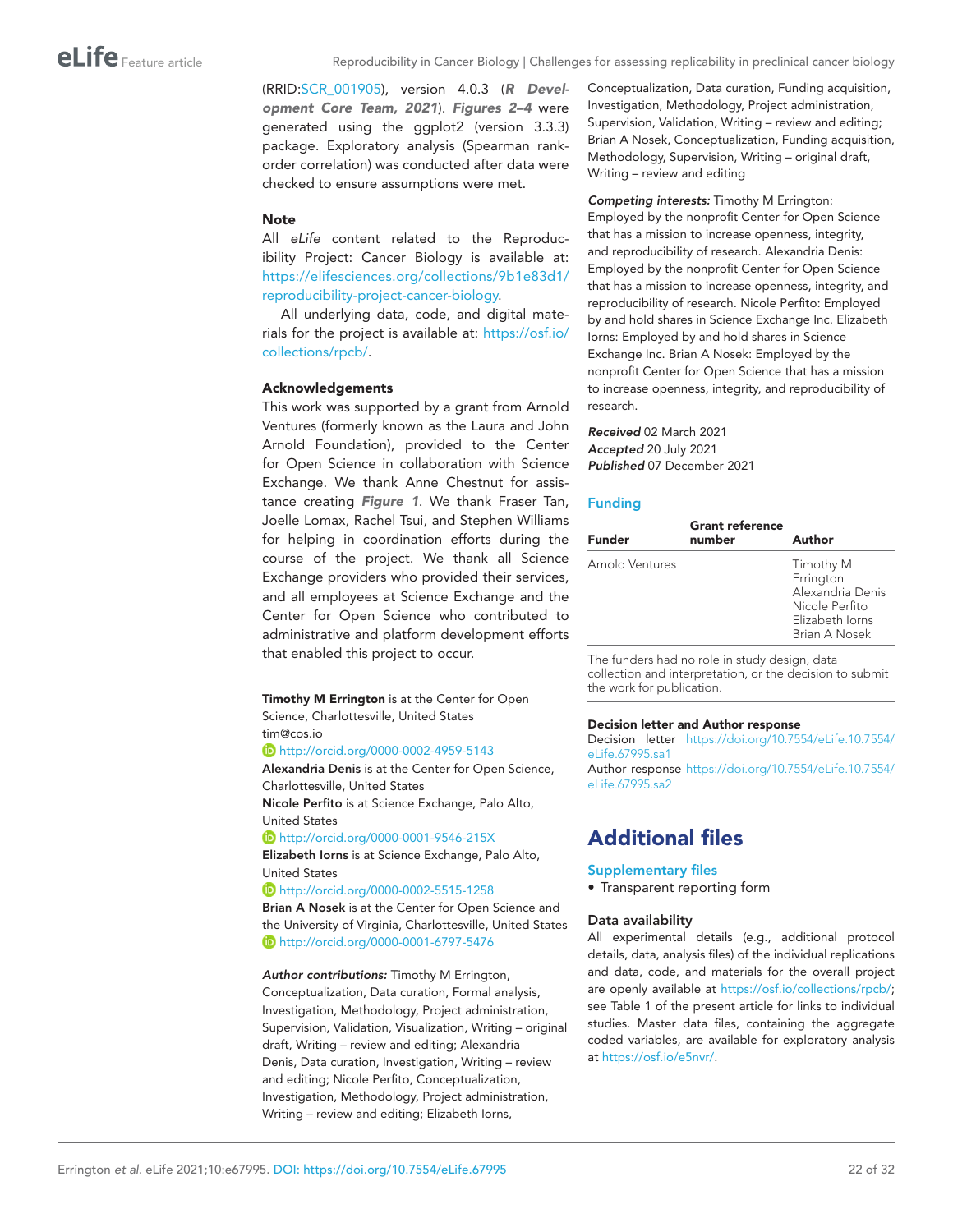(RRID:SCR_001905), version 4.0.3 (***R Development Core Team, 2021***). ***Figures 2–4*** were generated using the ggplot2 (version 3.3.3) package. Exploratory analysis (Spearman rank-order correlation) was conducted after data were checked to ensure assumptions were met.

### Note

All *eLife* content related to the Reproducibility Project: Cancer Biology is available at: https://elifesciences.org/collections/9b1e83d1/reproducibility-project-cancer-biology.

All underlying data, code, and digital materials for the project is available at: https://osf.io/collections/rpcb/.

### Acknowledgements

This work was supported by a grant from Arnold Ventures (formerly known as the Laura and John Arnold Foundation), provided to the Center for Open Science in collaboration with Science Exchange. We thank Anne Chestnut for assistance creating ***Figure 1***. We thank Fraser Tan, Joelle Lomax, Rachel Tsui, and Stephen Williams for helping in coordination efforts during the course of the project. We thank all Science Exchange providers who provided their services, and all employees at Science Exchange and the Center for Open Science who contributed to administrative and platform development efforts that enabled this project to occur.

**Timothy M Errington** is at the Center for Open Science, Charlottesville, United States
tim@cos.io
http://orcid.org/0000-0002-4959-5143

**Alexandria Denis** is at the Center for Open Science, Charlottesville, United States

**Nicole Perfito** is at Science Exchange, Palo Alto, United States
http://orcid.org/0000-0001-9546-215X

**Elizabeth Iorns** is at Science Exchange, Palo Alto, United States
http://orcid.org/0000-0002-5515-1258

**Brian A Nosek** is at the Center for Open Science and the University of Virginia, Charlottesville, United States
http://orcid.org/0000-0001-6797-5476

***Author contributions:*** Timothy M Errington, Conceptualization, Data curation, Formal analysis, Investigation, Methodology, Project administration, Supervision, Validation, Visualization, Writing – original draft, Writing – review and editing; Alexandria Denis, Data curation, Investigation, Writing – review and editing; Nicole Perfito, Conceptualization, Investigation, Methodology, Project administration, Writing – review and editing; Elizabeth Iorns, Conceptualization, Data curation, Funding acquisition, Investigation, Methodology, Project administration, Supervision, Validation, Writing – review and editing; Brian A Nosek, Conceptualization, Funding acquisition, Methodology, Supervision, Writing – original draft, Writing – review and editing

***Competing interests:*** Timothy M Errington: Employed by the nonprofit Center for Open Science that has a mission to increase openness, integrity, and reproducibility of research. Alexandria Denis: Employed by the nonprofit Center for Open Science that has a mission to increase openness, integrity, and reproducibility of research. Nicole Perfito: Employed by and hold shares in Science Exchange Inc. Elizabeth Iorns: Employed by and hold shares in Science Exchange Inc. Brian A Nosek: Employed by the nonprofit Center for Open Science that has a mission to increase openness, integrity, and reproducibility of research.

***Received*** 02 March 2021
***Accepted*** 20 July 2021
***Published*** 07 December 2021

### Funding

| Funder | Grant reference number | Author |
|---|---|---|
| Arnold Ventures | | Timothy M Errington<br>Alexandria Denis<br>Nicole Perfito<br>Elizabeth Iorns<br>Brian A Nosek |

The funders had no role in study design, data collection and interpretation, or the decision to submit the work for publication.

### Decision letter and Author response

Decision letter https://doi.org/10.7554/eLife.10.7554/eLife.67995.sa1
Author response https://doi.org/10.7554/eLife.10.7554/eLife.67995.sa2

## Additional files

### Supplementary files

- Transparent reporting form

### Data availability

All experimental details (e.g., additional protocol details, data, analysis files) of the individual replications and data, code, and materials for the overall project are openly available at https://osf.io/collections/rpcb/; see Table 1 of the present article for links to individual studies. Master data files, containing the aggregate coded variables, are available for exploratory analysis at https://osf.io/e5nvr/.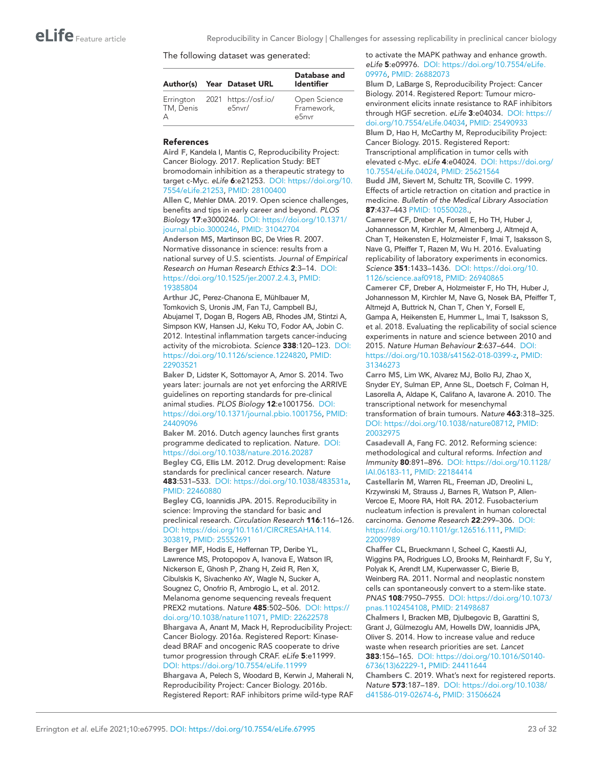The following dataset was generated:

| Author(s) | Year | Dataset URL | Database and Identifier |
|---|---|---|---|
| Errington TM, Denis A | 2021 | https://osf.io/e5nvr/ | Open Science Framework, e5nvr |

## References

**Aird F**, Kandela I, Mantis C, Reproducibility Project: Cancer Biology. 2017. Replication Study: BET bromodomain inhibition as a therapeutic strategy to target c-Myc. *eLife* **6**:e21253. DOI: https://doi.org/10.7554/eLife.21253, PMID: 28100400

**Allen C**, Mehler DMA. 2019. Open science challenges, benefits and tips in early career and beyond. *PLOS Biology* **17**:e3000246. DOI: https://doi.org/10.1371/journal.pbio.3000246, PMID: 31042704

**Anderson MS**, Martinson BC, De Vries R. 2007. Normative dissonance in science: results from a national survey of U.S. scientists. *Journal of Empirical Research on Human Research Ethics* **2**:3–14. DOI: https://doi.org/10.1525/jer.2007.2.4.3, PMID: 19385804

**Arthur JC**, Perez-Chanona E, Mühlbauer M, Tomkovich S, Uronis JM, Fan TJ, Campbell BJ, Abujamel T, Dogan B, Rogers AB, Rhodes JM, Stintzi A, Simpson KW, Hansen JJ, Keku TO, Fodor AA, Jobin C. 2012. Intestinal inflammation targets cancer-inducing activity of the microbiota. *Science* **338**:120–123. DOI: https://doi.org/10.1126/science.1224820, PMID: 22903521

**Baker D**, Lidster K, Sottomayor A, Amor S. 2014. Two years later: journals are not yet enforcing the ARRIVE guidelines on reporting standards for pre-clinical animal studies. *PLOS Biology* **12**:e1001756. DOI: https://doi.org/10.1371/journal.pbio.1001756, PMID: 24409096

**Baker M**. 2016. Dutch agency launches first grants programme dedicated to replication. *Nature*. DOI: https://doi.org/10.1038/nature.2016.20287

**Begley CG**, Ellis LM. 2012. Drug development: Raise standards for preclinical cancer research. *Nature* **483**:531–533. DOI: https://doi.org/10.1038/483531a, PMID: 22460880

**Begley CG**, Ioannidis JPA. 2015. Reproducibility in science: Improving the standard for basic and preclinical research. *Circulation Research* **116**:116–126. DOI: https://doi.org/10.1161/CIRCRESAHA.114.303819, PMID: 25552691

**Berger MF**, Hodis E, Heffernan TP, Deribe YL, Lawrence MS, Protopopov A, Ivanova E, Watson IR, Nickerson E, Ghosh P, Zhang H, Zeid R, Ren X, Cibulskis K, Sivachenko AY, Wagle N, Sucker A, Sougnez C, Onofrio R, Ambrogio L, et al. 2012. Melanoma genome sequencing reveals frequent PREX2 mutations. *Nature* **485**:502–506. DOI: https://doi.org/10.1038/nature11071, PMID: 22622578

**Bhargava A**, Anant M, Mack H, Reproducibility Project: Cancer Biology. 2016a. Registered Report: Kinase-dead BRAF and oncogenic RAS cooperate to drive tumor progression through CRAF. *eLife* **5**:e11999. DOI: https://doi.org/10.7554/eLife.11999

**Bhargava A**, Pelech S, Woodard B, Kerwin J, Maherali N, Reproducibility Project: Cancer Biology. 2016b. Registered Report: RAF inhibitors prime wild-type RAF to activate the MAPK pathway and enhance growth. *eLife* **5**:e09976. DOI: https://doi.org/10.7554/eLife.09976, PMID: 26882073

**Blum D**, LaBarge S, Reproducibility Project: Cancer Biology. 2014. Registered Report: Tumour micro-environment elicits innate resistance to RAF inhibitors through HGF secretion. *eLife* **3**:e04034. DOI: https://doi.org/10.7554/eLife.04034, PMID: 25490933

**Blum D**, Hao H, McCarthy M, Reproducibility Project: Cancer Biology. 2015. Registered Report: Transcriptional amplification in tumor cells with elevated c-Myc. *eLife* **4**:e04024. DOI: https://doi.org/10.7554/eLife.04024, PMID: 25621564

**Budd JM**, Sievert M, Schultz TR, Scoville C. 1999. Effects of article retraction on citation and practice in medicine. *Bulletin of the Medical Library Association* **87**:437–443 PMID: 10550028.,

**Camerer CF**, Dreber A, Forsell E, Ho TH, Huber J, Johannesson M, Kirchler M, Almenberg J, Altmejd A, Chan T, Heikensten E, Holzmeister F, Imai T, Isaksson S, Nave G, Pfeiffer T, Razen M, Wu H. 2016. Evaluating replicability of laboratory experiments in economics. *Science* **351**:1433–1436. DOI: https://doi.org/10.1126/science.aaf0918, PMID: 26940865

**Camerer CF**, Dreber A, Holzmeister F, Ho TH, Huber J, Johannesson M, Kirchler M, Nave G, Nosek BA, Pfeiffer T, Altmejd A, Buttrick N, Chan T, Chen Y, Forsell E, Gampa A, Heikensten E, Hummer L, Imai T, Isaksson S, et al. 2018. Evaluating the replicability of social science experiments in nature and science between 2010 and 2015. *Nature Human Behaviour* **2**:637–644. DOI: https://doi.org/10.1038/s41562-018-0399-z, PMID: 31346273

**Carro MS**, Lim WK, Alvarez MJ, Bollo RJ, Zhao X, Snyder EY, Sulman EP, Anne SL, Doetsch F, Colman H, Lasorella A, Aldape K, Califano A, Iavarone A. 2010. The transcriptional network for mesenchymal transformation of brain tumours. *Nature* **463**:318–325. DOI: https://doi.org/10.1038/nature08712, PMID: 20032975

**Casadevall A**, Fang FC. 2012. Reforming science: methodological and cultural reforms. *Infection and Immunity* **80**:891–896. DOI: https://doi.org/10.1128/IAI.06183-11, PMID: 22184414

**Castellarin M**, Warren RL, Freeman JD, Dreolini L, Krzywinski M, Strauss J, Barnes R, Watson P, Allen-Vercoe E, Moore RA, Holt RA. 2012. Fusobacterium nucleatum infection is prevalent in human colorectal carcinoma. *Genome Research* **22**:299–306. DOI: https://doi.org/10.1101/gr.126516.111, PMID: 22009989

**Chaffer CL**, Brueckmann I, Scheel C, Kaestli AJ, Wiggins PA, Rodrigues LO, Brooks M, Reinhardt F, Su Y, Polyak K, Arendt LM, Kuperwasser C, Bierie B, Weinberg RA. 2011. Normal and neoplastic nonstem cells can spontaneously convert to a stem-like state. *PNAS* **108**:7950–7955. DOI: https://doi.org/10.1073/pnas.1102454108, PMID: 21498687

**Chalmers I**, Bracken MB, Djulbegovic B, Garattini S, Grant J, Gülmezoglu AM, Howells DW, Ioannidis JPA, Oliver S. 2014. How to increase value and reduce waste when research priorities are set. *Lancet* **383**:156–165. DOI: https://doi.org/10.1016/S0140-6736(13)62229-1, PMID: 24411644

**Chambers C**. 2019. What's next for registered reports. *Nature* **573**:187–189. DOI: https://doi.org/10.1038/d41586-019-02674-6, PMID: 31506624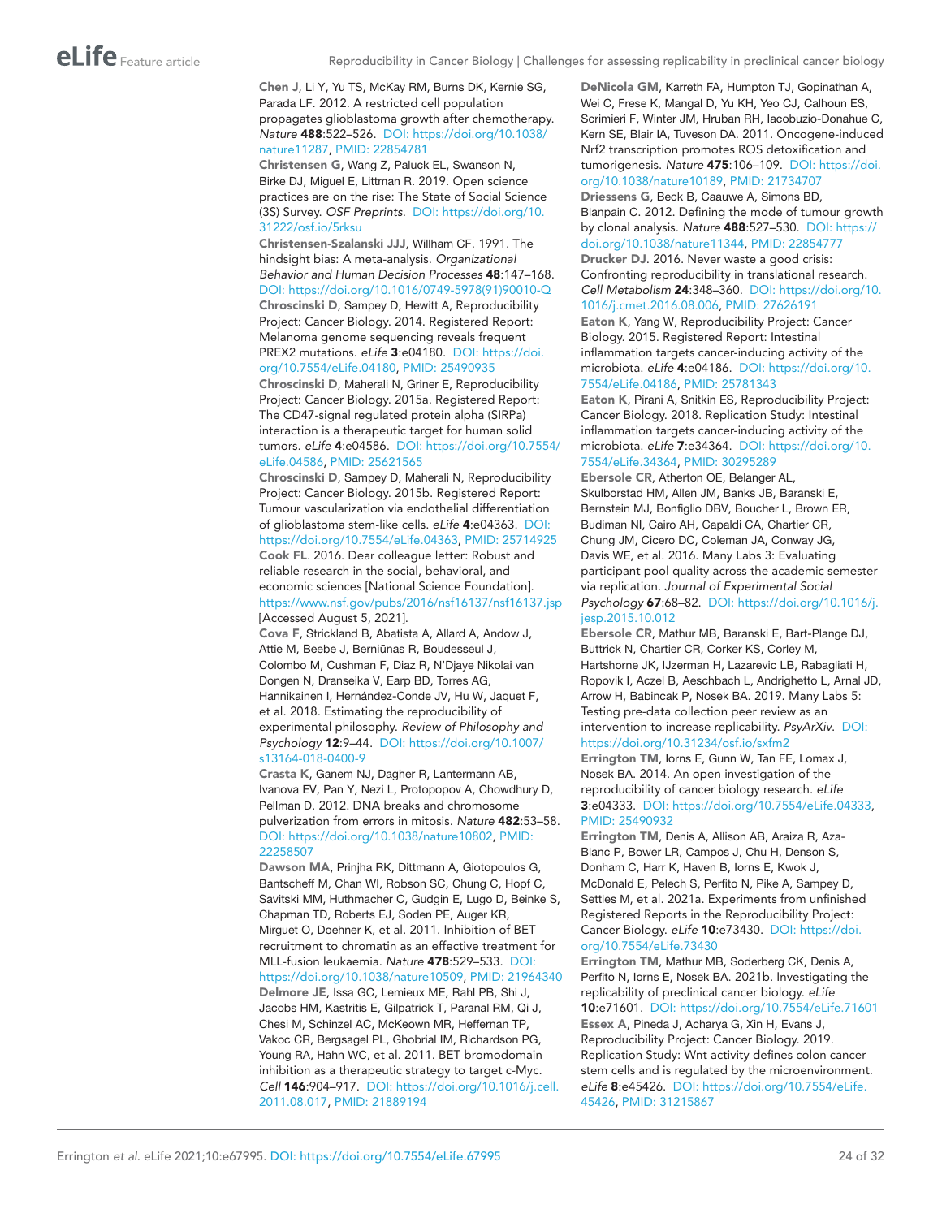**Chen J**, Li Y, Yu TS, McKay RM, Burns DK, Kernie SG, Parada LF. 2012. A restricted cell population propagates glioblastoma growth after chemotherapy. *Nature* **488**:522–526. DOI: https://doi.org/10.1038/nature11287, PMID: 22854781

**Christensen G**, Wang Z, Paluck EL, Swanson N, Birke DJ, Miguel E, Littman R. 2019. Open science practices are on the rise: The State of Social Science (3S) Survey. *OSF Preprints*. DOI: https://doi.org/10.31222/osf.io/5rksu

**Christensen-Szalanski JJJ**, Willham CF. 1991. The hindsight bias: A meta-analysis. *Organizational Behavior and Human Decision Processes* **48**:147–168. DOI: https://doi.org/10.1016/0749-5978(91)90010-Q

**Chroscinski D**, Sampey D, Hewitt A, Reproducibility Project: Cancer Biology. 2014. Registered Report: Melanoma genome sequencing reveals frequent PREX2 mutations. *eLife* **3**:e04180. DOI: https://doi.org/10.7554/eLife.04180, PMID: 25490935

**Chroscinski D**, Maherali N, Griner E, Reproducibility Project: Cancer Biology. 2015a. Registered Report: The CD47-signal regulated protein alpha (SIRPa) interaction is a therapeutic target for human solid tumors. *eLife* **4**:e04586. DOI: https://doi.org/10.7554/eLife.04586, PMID: 25621565

**Chroscinski D**, Sampey D, Maherali N, Reproducibility Project: Cancer Biology. 2015b. Registered Report: Tumour vascularization via endothelial differentiation of glioblastoma stem-like cells. *eLife* **4**:e04363. DOI: https://doi.org/10.7554/eLife.04363, PMID: 25714925

**Cook FL**. 2016. Dear colleague letter: Robust and reliable research in the social, behavioral, and economic sciences [National Science Foundation]. https://www.nsf.gov/pubs/2016/nsf16137/nsf16137.jsp [Accessed August 5, 2021].

**Cova F**, Strickland B, Abatista A, Allard A, Andow J, Attie M, Beebe J, Berniūnas R, Boudesseul J, Colombo M, Cushman F, Diaz R, N'Djaye Nikolai van Dongen N, Dranseika V, Earp BD, Torres AG, Hannikainen I, Hernández-Conde JV, Hu W, Jaquet F, et al. 2018. Estimating the reproducibility of experimental philosophy. *Review of Philosophy and Psychology* **12**:9–44. DOI: https://doi.org/10.1007/s13164-018-0400-9

**Crasta K**, Ganem NJ, Dagher R, Lantermann AB, Ivanova EV, Pan Y, Nezi L, Protopopov A, Chowdhury D, Pellman D. 2012. DNA breaks and chromosome pulverization from errors in mitosis. *Nature* **482**:53–58. DOI: https://doi.org/10.1038/nature10802, PMID: 22258507

**Dawson MA**, Prinjha RK, Dittmann A, Giotopoulos G, Bantscheff M, Chan WI, Robson SC, Chung C, Hopf C, Savitski MM, Huthmacher C, Gudgin E, Lugo D, Beinke S, Chapman TD, Roberts EJ, Soden PE, Auger KR, Mirguet O, Doehner K, et al. 2011. Inhibition of BET recruitment to chromatin as an effective treatment for MLL-fusion leukaemia. *Nature* **478**:529–533. DOI: https://doi.org/10.1038/nature10509, PMID: 21964340

**Delmore JE**, Issa GC, Lemieux ME, Rahl PB, Shi J, Jacobs HM, Kastritis E, Gilpatrick T, Paranal RM, Qi J, Chesi M, Schinzel AC, McKeown MR, Heffernan TP, Vakoc CR, Bergsagel PL, Ghobrial IM, Richardson PG, Young RA, Hahn WC, et al. 2011. BET bromodomain inhibition as a therapeutic strategy to target c-Myc. *Cell* **146**:904–917. DOI: https://doi.org/10.1016/j.cell.2011.08.017, PMID: 21889194

**DeNicola GM**, Karreth FA, Humpton TJ, Gopinathan A, Wei C, Frese K, Mangal D, Yu KH, Yeo CJ, Calhoun ES, Scrimieri F, Winter JM, Hruban RH, Iacobuzio-Donahue C, Kern SE, Blair IA, Tuveson DA. 2011. Oncogene-induced Nrf2 transcription promotes ROS detoxification and tumorigenesis. *Nature* **475**:106–109. DOI: https://doi.org/10.1038/nature10189, PMID: 21734707

**Driessens G**, Beck B, Caauwe A, Simons BD, Blanpain C. 2012. Defining the mode of tumour growth by clonal analysis. *Nature* **488**:527–530. DOI: https://doi.org/10.1038/nature11344, PMID: 22854777

**Drucker DJ**. 2016. Never waste a good crisis: Confronting reproducibility in translational research. *Cell Metabolism* **24**:348–360. DOI: https://doi.org/10.1016/j.cmet.2016.08.006, PMID: 27626191

**Eaton K**, Yang W, Reproducibility Project: Cancer Biology. 2015. Registered Report: Intestinal inflammation targets cancer-inducing activity of the microbiota. *eLife* **4**:e04186. DOI: https://doi.org/10.7554/eLife.04186, PMID: 25781343

**Eaton K**, Pirani A, Snitkin ES, Reproducibility Project: Cancer Biology. 2018. Replication Study: Intestinal inflammation targets cancer-inducing activity of the microbiota. *eLife* **7**:e34364. DOI: https://doi.org/10.7554/eLife.34364, PMID: 30295289

**Ebersole CR**, Atherton OE, Belanger AL, Skulborstad HM, Allen JM, Banks JB, Baranski E, Bernstein MJ, Bonfiglio DBV, Boucher L, Brown ER, Budiman NI, Cairo AH, Capaldi CA, Chartier CR, Chung JM, Cicero DC, Coleman JA, Conway JG, Davis WE, et al. 2016. Many Labs 3: Evaluating participant pool quality across the academic semester via replication. *Journal of Experimental Social Psychology* **67**:68–82. DOI: https://doi.org/10.1016/j.jesp.2015.10.012

**Ebersole CR**, Mathur MB, Baranski E, Bart-Plange DJ, Buttrick N, Chartier CR, Corker KS, Corley M, Hartshorne JK, IJzerman H, Lazarevic LB, Rabagliati H, Ropovik I, Aczel B, Aeschbach L, Andrighetto L, Arnal JD, Arrow H, Babincak P, Nosek BA. 2019. Many Labs 5: Testing pre-data collection peer review as an intervention to increase replicability. *PsyArXiv*. DOI: https://doi.org/10.31234/osf.io/sxfm2

**Errington TM**, Iorns E, Gunn W, Tan FE, Lomax J, Nosek BA. 2014. An open investigation of the reproducibility of cancer biology research. *eLife* **3**:e04333. DOI: https://doi.org/10.7554/eLife.04333, PMID: 25490932

**Errington TM**, Denis A, Allison AB, Araiza R, Aza-Blanc P, Bower LR, Campos J, Chu H, Denson S, Donham C, Harr K, Haven B, Iorns E, Kwok J, McDonald E, Pelech S, Perfito N, Pike A, Sampey D, Settles M, et al. 2021a. Experiments from unfinished Registered Reports in the Reproducibility Project: Cancer Biology. *eLife* **10**:e73430. DOI: https://doi.org/10.7554/eLife.73430

**Errington TM**, Mathur MB, Soderberg CK, Denis A, Perfito N, Iorns E, Nosek BA. 2021b. Investigating the replicability of preclinical cancer biology. *eLife* **10**:e71601. DOI: https://doi.org/10.7554/eLife.71601

**Essex A**, Pineda J, Acharya G, Xin H, Evans J, Reproducibility Project: Cancer Biology. 2019. Replication Study: Wnt activity defines colon cancer stem cells and is regulated by the microenvironment. *eLife* **8**:e45426. DOI: https://doi.org/10.7554/eLife.45426, PMID: 31215867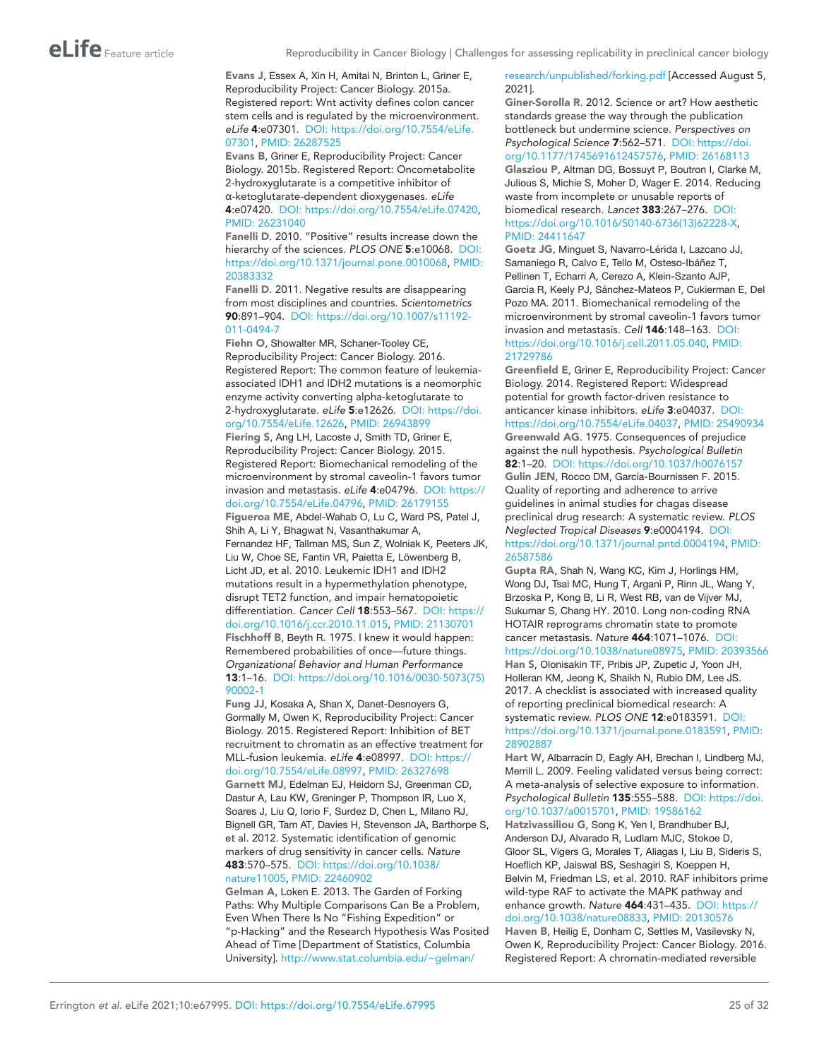**Evans J**, Essex A, Xin H, Amitai N, Brinton L, Griner E, Reproducibility Project: Cancer Biology. 2015a. Registered report: Wnt activity defines colon cancer stem cells and is regulated by the microenvironment. *eLife* **4**:e07301. DOI: https://doi.org/10.7554/eLife.07301, PMID: 26287525

**Evans B**, Griner E, Reproducibility Project: Cancer Biology. 2015b. Registered Report: Oncometabolite 2-hydroxyglutarate is a competitive inhibitor of α-ketoglutarate-dependent dioxygenases. *eLife* **4**:e07420. DOI: https://doi.org/10.7554/eLife.07420, PMID: 26231040

**Fanelli D**. 2010. "Positive" results increase down the hierarchy of the sciences. *PLOS ONE* **5**:e10068. DOI: https://doi.org/10.1371/journal.pone.0010068, PMID: 20383332

**Fanelli D**. 2011. Negative results are disappearing from most disciplines and countries. *Scientometrics* **90**:891–904. DOI: https://doi.org/10.1007/s11192-011-0494-7

**Fiehn O**, Showalter MR, Schaner-Tooley CE, Reproducibility Project: Cancer Biology. 2016. Registered Report: The common feature of leukemia-associated IDH1 and IDH2 mutations is a neomorphic enzyme activity converting alpha-ketoglutarate to 2-hydroxyglutarate. *eLife* **5**:e12626. DOI: https://doi.org/10.7554/eLife.12626, PMID: 26943899

**Fiering S**, Ang LH, Lacoste J, Smith TD, Griner E, Reproducibility Project: Cancer Biology. 2015. Registered Report: Biomechanical remodeling of the microenvironment by stromal caveolin-1 favors tumor invasion and metastasis. *eLife* **4**:e04796. DOI: https://doi.org/10.7554/eLife.04796, PMID: 26179155

**Figueroa ME**, Abdel-Wahab O, Lu C, Ward PS, Patel J, Shih A, Li Y, Bhagwat N, Vasanthakumar A, Fernandez HF, Tallman MS, Sun Z, Wolniak K, Peeters JK, Liu W, Choe SE, Fantin VR, Paietta E, Löwenberg B, Licht JD, et al. 2010. Leukemic IDH1 and IDH2 mutations result in a hypermethylation phenotype, disrupt TET2 function, and impair hematopoietic differentiation. *Cancer Cell* **18**:553–567. DOI: https://doi.org/10.1016/j.ccr.2010.11.015, PMID: 21130701

**Fischhoff B**, Beyth R. 1975. I knew it would happen: Remembered probabilities of once—future things. *Organizational Behavior and Human Performance* **13**:1–16. DOI: https://doi.org/10.1016/0030-5073(75)90002-1

**Fung JJ**, Kosaka A, Shan X, Danet-Desnoyers G, Gormally M, Owen K, Reproducibility Project: Cancer Biology. 2015. Registered Report: Inhibition of BET recruitment to chromatin as an effective treatment for MLL-fusion leukemia. *eLife* **4**:e08997. DOI: https://doi.org/10.7554/eLife.08997, PMID: 26327698

**Garnett MJ**, Edelman EJ, Heidorn SJ, Greenman CD, Dastur A, Lau KW, Greninger P, Thompson IR, Luo X, Soares J, Liu Q, Iorio F, Surdez D, Chen L, Milano RJ, Bignell GR, Tam AT, Davies H, Stevenson JA, Barthorpe S, et al. 2012. Systematic identification of genomic markers of drug sensitivity in cancer cells. *Nature* **483**:570–575. DOI: https://doi.org/10.1038/nature11005, PMID: 22460902

**Gelman A**, Loken E. 2013. The Garden of Forking Paths: Why Multiple Comparisons Can Be a Problem, Even When There Is No "Fishing Expedition" or "p-Hacking" and the Research Hypothesis Was Posited Ahead of Time [Department of Statistics, Columbia University]. http://www.stat.columbia.edu/~gelman/research/unpublished/forking.pdf [Accessed August 5, 2021].

**Giner-Sorolla R**. 2012. Science or art? How aesthetic standards grease the way through the publication bottleneck but undermine science. *Perspectives on Psychological Science* **7**:562–571. DOI: https://doi.org/10.1177/1745691612457576, PMID: 26168113

**Glasziou P**, Altman DG, Bossuyt P, Boutron I, Clarke M, Julious S, Michie S, Moher D, Wager E. 2014. Reducing waste from incomplete or unusable reports of biomedical research. *Lancet* **383**:267–276. DOI: https://doi.org/10.1016/S0140-6736(13)62228-X, PMID: 24411647

**Goetz JG**, Minguet S, Navarro-Lérida I, Lazcano JJ, Samaniego R, Calvo E, Tello M, Osteso-Ibáñez T, Pellinen T, Echarri A, Cerezo A, Klein-Szanto AJP, Garcia R, Keely PJ, Sánchez-Mateos P, Cukierman E, Del Pozo MA. 2011. Biomechanical remodeling of the microenvironment by stromal caveolin-1 favors tumor invasion and metastasis. *Cell* **146**:148–163. DOI: https://doi.org/10.1016/j.cell.2011.05.040, PMID: 21729786

**Greenfield E**, Griner E, Reproducibility Project: Cancer Biology. 2014. Registered Report: Widespread potential for growth factor-driven resistance to anticancer kinase inhibitors. *eLife* **3**:e04037. DOI: https://doi.org/10.7554/eLife.04037, PMID: 25490934

**Greenwald AG**. 1975. Consequences of prejudice against the null hypothesis. *Psychological Bulletin* **82**:1–20. DOI: https://doi.org/10.1037/h0076157

**Gulin JEN**, Rocco DM, García-Bournissen F. 2015. Quality of reporting and adherence to arrive guidelines in animal studies for chagas disease preclinical drug research: A systematic review. *PLOS Neglected Tropical Diseases* **9**:e0004194. DOI: https://doi.org/10.1371/journal.pntd.0004194, PMID: 26587586

**Gupta RA**, Shah N, Wang KC, Kim J, Horlings HM, Wong DJ, Tsai MC, Hung T, Argani P, Rinn JL, Wang Y, Brzoska P, Kong B, Li R, West RB, van de Vijver MJ, Sukumar S, Chang HY. 2010. Long non-coding RNA HOTAIR reprograms chromatin state to promote cancer metastasis. *Nature* **464**:1071–1076. DOI: https://doi.org/10.1038/nature08975, PMID: 20393566

**Han S**, Olonisakin TF, Pribis JP, Zupetic J, Yoon JH, Holleran KM, Jeong K, Shaikh N, Rubio DM, Lee JS. 2017. A checklist is associated with increased quality of reporting preclinical biomedical research: A systematic review. *PLOS ONE* **12**:e0183591. DOI: https://doi.org/10.1371/journal.pone.0183591, PMID: 28902887

**Hart W**, Albarracín D, Eagly AH, Brechan I, Lindberg MJ, Merrill L. 2009. Feeling validated versus being correct: A meta-analysis of selective exposure to information. *Psychological Bulletin* **135**:555–588. DOI: https://doi.org/10.1037/a0015701, PMID: 19586162

**Hatzivassiliou G**, Song K, Yen I, Brandhuber BJ, Anderson DJ, Alvarado R, Ludlam MJC, Stokoe D, Gloor SL, Vigers G, Morales T, Aliagas I, Liu B, Sideris S, Hoeflich KP, Jaiswal BS, Seshagiri S, Koeppen H, Belvin M, Friedman LS, et al. 2010. RAF inhibitors prime wild-type RAF to activate the MAPK pathway and enhance growth. *Nature* **464**:431–435. DOI: https://doi.org/10.1038/nature08833, PMID: 20130576

**Haven B**, Heilig E, Donham C, Settles M, Vasilevsky N, Owen K, Reproducibility Project: Cancer Biology. 2016. Registered Report: A chromatin-mediated reversible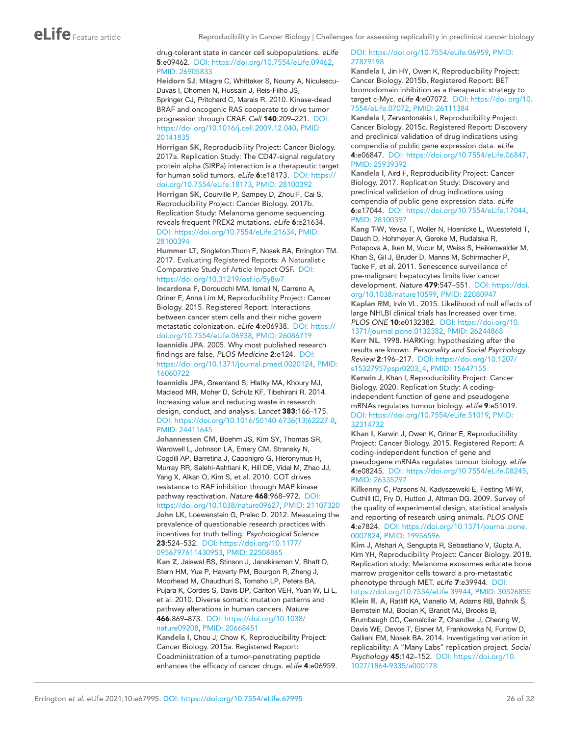drug-tolerant state in cancer cell subpopulations. *eLife* **5**:e09462. DOI: https://doi.org/10.7554/eLife.09462, PMID: 26905833

**Heidorn SJ**, Milagre C, Whittaker S, Nourry A, Niculescu-Duvas I, Dhomen N, Hussain J, Reis-Filho JS, Springer CJ, Pritchard C, Marais R. 2010. Kinase-dead BRAF and oncogenic RAS cooperate to drive tumor progression through CRAF. *Cell* **140**:209–221. DOI: https://doi.org/10.1016/j.cell.2009.12.040, PMID: 20141835

**Horrigan SK**, Reproducibility Project: Cancer Biology. 2017a. Replication Study: The CD47-signal regulatory protein alpha (SIRPa) interaction is a therapeutic target for human solid tumors. *eLife* **6**:e18173. DOI: https://doi.org/10.7554/eLife.18173, PMID: 28100392

**Horrigan SK**, Courville P, Sampey D, Zhou F, Cai S, Reproducibility Project: Cancer Biology. 2017b. Replication Study: Melanoma genome sequencing reveals frequent PREX2 mutations. *eLife* **6**:e21634. DOI: https://doi.org/10.7554/eLife.21634, PMID: 28100394

**Hummer LT**, Singleton Thorn F, Nosek BA, Errington TM. 2017. Evaluating Registered Reports: A Naturalistic Comparative Study of Article Impact OSF. DOI: https://doi.org/10.31219/osf.io/5y8w7

**Incardona F**, Doroudchi MM, Ismail N, Carreno A, Griner E, Anna Lim M, Reproducibility Project: Cancer Biology. 2015. Registered Report: Interactions between cancer stem cells and their niche govern metastatic colonization. *eLife* **4**:e06938. DOI: https://doi.org/10.7554/eLife.06938, PMID: 26086719

**Ioannidis JPA**. 2005. Why most published research findings are false. *PLOS Medicine* **2**:e124. DOI: https://doi.org/10.1371/journal.pmed.0020124, PMID: 16060722

**Ioannidis JPA**, Greenland S, Hlatky MA, Khoury MJ, Macleod MR, Moher D, Schulz KF, Tibshirani R. 2014. Increasing value and reducing waste in research design, conduct, and analysis. *Lancet* **383**:166–175. DOI: https://doi.org/10.1016/S0140-6736(13)62227-8, PMID: 24411645

**Johannessen CM**, Boehm JS, Kim SY, Thomas SR, Wardwell L, Johnson LA, Emery CM, Stransky N, Cogdill AP, Barretina J, Caponigro G, Hieronymus H, Murray RR, Salehi-Ashtiani K, Hill DE, Vidal M, Zhao JJ, Yang X, Alkan O, Kim S, et al. 2010. COT drives resistance to RAF inhibition through MAP kinase pathway reactivation. *Nature* **468**:968–972. DOI: https://doi.org/10.1038/nature09627, PMID: 21107320

**John LK**, Loewenstein G, Prelec D. 2012. Measuring the prevalence of questionable research practices with incentives for truth telling. *Psychological Science* **23**:524–532. DOI: https://doi.org/10.1177/0956797611430953, PMID: 22508865

**Kan Z**, Jaiswal BS, Stinson J, Janakiraman V, Bhatt D, Stern HM, Yue P, Haverty PM, Bourgon R, Zheng J, Moorhead M, Chaudhuri S, Tomsho LP, Peters BA, Pujara K, Cordes S, Davis DP, Carlton VEH, Yuan W, Li L, et al. 2010. Diverse somatic mutation patterns and pathway alterations in human cancers. *Nature* **466**:869–873. DOI: https://doi.org/10.1038/nature09208, PMID: 20668451

**Kandela I**, Chou J, Chow K, Reproducibility Project: Cancer Biology. 2015a. Registered Report: Coadministration of a tumor-penetrating peptide enhances the efficacy of cancer drugs. *eLife* **4**:e06959. DOI: https://doi.org/10.7554/eLife.06959, PMID: 27879198

**Kandela I**, Jin HY, Owen K, Reproducibility Project: Cancer Biology. 2015b. Registered Report: BET bromodomain inhibition as a therapeutic strategy to target c-Myc. *eLife* **4**:e07072. DOI: https://doi.org/10.7554/eLife.07072, PMID: 26111384

**Kandela I**, Zervantonakis I, Reproducibility Project: Cancer Biology. 2015c. Registered Report: Discovery and preclinical validation of drug indications using compendia of public gene expression data. *eLife* **4**:e06847. DOI: https://doi.org/10.7554/eLife.06847, PMID: 25939392

**Kandela I**, Aird F, Reproducibility Project: Cancer Biology. 2017. Replication Study: Discovery and preclinical validation of drug indications using compendia of public gene expression data. *eLife* **6**:e17044. DOI: https://doi.org/10.7554/eLife.17044, PMID: 28100397

**Kang T-W**, Yevsa T, Woller N, Hoenicke L, Wuestefeld T, Dauch D, Hohmeyer A, Gereke M, Rudalska R, Potapova A, Iken M, Vucur M, Weiss S, Heikenwalder M, Khan S, Gil J, Bruder D, Manns M, Schirmacher P, Tacke F, et al. 2011. Senescence surveillance of pre-malignant hepatocytes limits liver cancer development. *Nature* **479**:547–551. DOI: https://doi.org/10.1038/nature10599, PMID: 22080947

**Kaplan RM**, Irvin VL. 2015. Likelihood of null effects of large NHLBI clinical trials has Increased over time. *PLOS ONE* **10**:e0132382. DOI: https://doi.org/10.1371/journal.pone.0132382, PMID: 26244868

**Kerr NL**. 1998. HARKing: hypothesizing after the results are known. *Personality and Social Psychology Review* **2**:196–217. DOI: https://doi.org/10.1207/s15327957pspr0203_4, PMID: 15647155

**Kerwin J**, Khan I, Reproducibility Project: Cancer Biology. 2020. Replication Study: A coding-independent function of gene and pseudogene mRNAs regulates tumour biology. *eLife* **9**:e51019. DOI: https://doi.org/10.7554/eLife.51019, PMID: 32314732

**Khan I**, Kerwin J, Owen K, Griner E, Reproducibility Project: Cancer Biology. 2015. Registered Report: A coding-independent function of gene and pseudogene mRNAs regulates tumour biology. *eLife* **4**:e08245. DOI: https://doi.org/10.7554/eLife.08245, PMID: 26335297

**Kilkenny C**, Parsons N, Kadyszewski E, Festing MFW, Cuthill IC, Fry D, Hutton J, Altman DG. 2009. Survey of the quality of experimental design, statistical analysis and reporting of research using animals. *PLOS ONE* **4**:e7824. DOI: https://doi.org/10.1371/journal.pone.0007824, PMID: 19956596

**Kim J**, Afshari A, Sengupta R, Sebastiano V, Gupta A, Kim YH, Reproducibility Project: Cancer Biology. 2018. Replication study: Melanoma exosomes educate bone marrow progenitor cells toward a pro-metastatic phenotype through MET. *eLife* **7**:e39944. DOI: https://doi.org/10.7554/eLife.39944, PMID: 30526855

**Klein R. A**, Ratliff KA, Vianello M, Adams RB, Bahník Š, Bernstein MJ, Bocian K, Brandt MJ, Brooks B, Brumbaugh CC, Cemalcilar Z, Chandler J, Cheong W, Davis WE, Devos T, Eisner M, Frankowska N, Furrow D, Galliani EM, Nosek BA. 2014. Investigating variation in replicability: A "Many Labs" replication project. *Social Psychology* **45**:142–152. DOI: https://doi.org/10.1027/1864-9335/a000178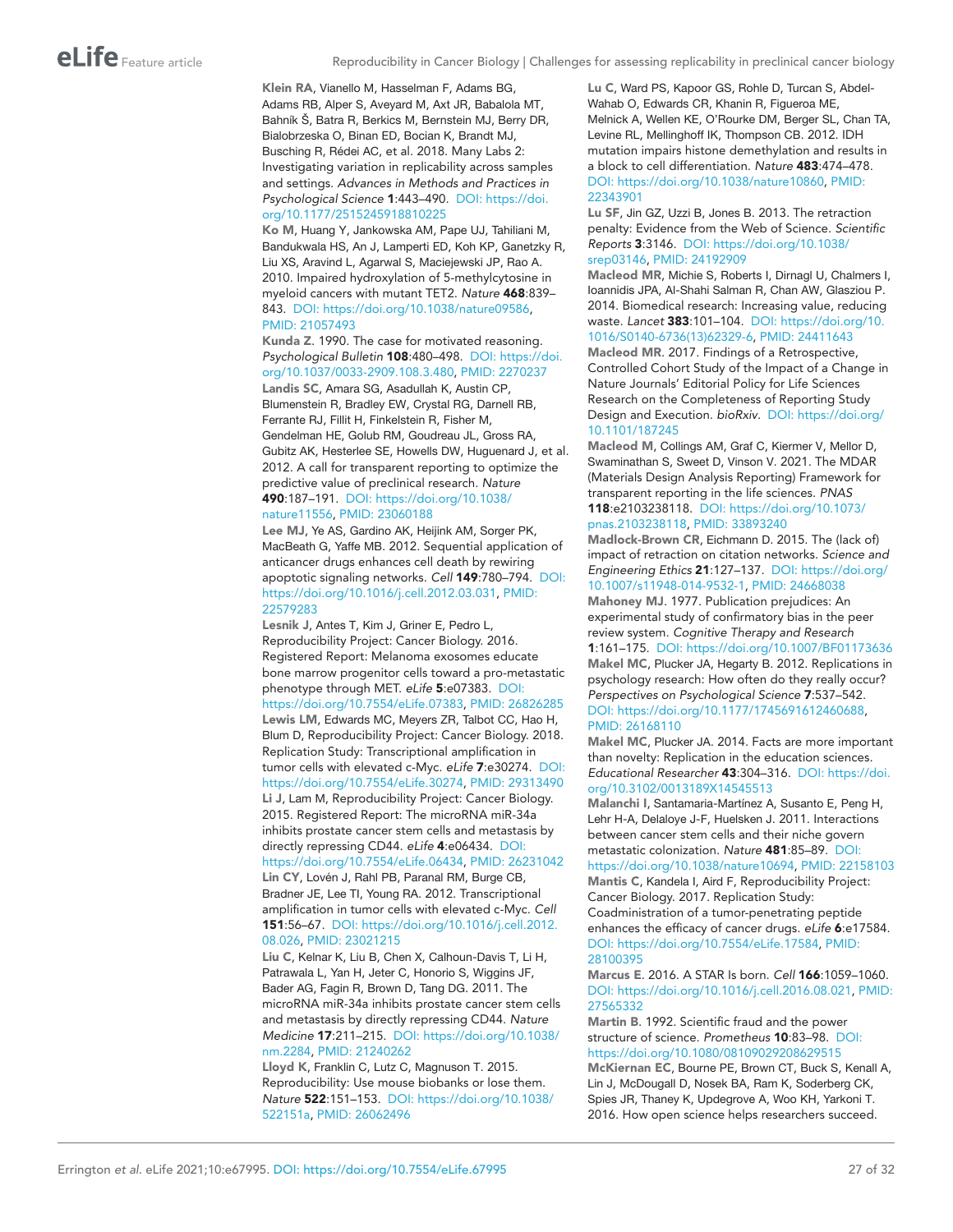**Klein RA**, Vianello M, Hasselman F, Adams BG, Adams RB, Alper S, Aveyard M, Axt JR, Babalola MT, Bahník Š, Batra R, Berkics M, Bernstein MJ, Berry DR, Bialobrzeska O, Binan ED, Bocian K, Brandt MJ, Busching R, Rédei AC, et al. 2018. Many Labs 2: Investigating variation in replicability across samples and settings. *Advances in Methods and Practices in Psychological Science* **1**:443–490. DOI: https://doi.org/10.1177/2515245918810225

**Ko M**, Huang Y, Jankowska AM, Pape UJ, Tahiliani M, Bandukwala HS, An J, Lamperti ED, Koh KP, Ganetzky R, Liu XS, Aravind L, Agarwal S, Maciejewski JP, Rao A. 2010. Impaired hydroxylation of 5-methylcytosine in myeloid cancers with mutant TET2. *Nature* **468**:839–843. DOI: https://doi.org/10.1038/nature09586, PMID: 21057493

**Kunda Z**. 1990. The case for motivated reasoning. *Psychological Bulletin* **108**:480–498. DOI: https://doi.org/10.1037/0033-2909.108.3.480, PMID: 2270237

**Landis SC**, Amara SG, Asadullah K, Austin CP, Blumenstein R, Bradley EW, Crystal RG, Darnell RB, Ferrante RJ, Fillit H, Finkelstein R, Fisher M, Gendelman HE, Golub RM, Goudreau JL, Gross RA, Gubitz AK, Hesterlee SE, Howells DW, Huguenard J, et al. 2012. A call for transparent reporting to optimize the predictive value of preclinical research. *Nature* **490**:187–191. DOI: https://doi.org/10.1038/nature11556, PMID: 23060188

**Lee MJ**, Ye AS, Gardino AK, Heijink AM, Sorger PK, MacBeath G, Yaffe MB. 2012. Sequential application of anticancer drugs enhances cell death by rewiring apoptotic signaling networks. *Cell* **149**:780–794. DOI: https://doi.org/10.1016/j.cell.2012.03.031, PMID: 22579283

**Lesnik J**, Antes T, Kim J, Griner E, Pedro L, Reproducibility Project: Cancer Biology. 2016. Registered Report: Melanoma exosomes educate bone marrow progenitor cells toward a pro-metastatic phenotype through MET. *eLife* **5**:e07383. DOI: https://doi.org/10.7554/eLife.07383, PMID: 26826285

**Lewis LM**, Edwards MC, Meyers ZR, Talbot CC, Hao H, Blum D, Reproducibility Project: Cancer Biology. 2018. Replication Study: Transcriptional amplification in tumor cells with elevated c-Myc. *eLife* **7**:e30274. DOI: https://doi.org/10.7554/eLife.30274, PMID: 29313490

**Li J**, Lam M, Reproducibility Project: Cancer Biology. 2015. Registered Report: The microRNA miR-34a inhibits prostate cancer stem cells and metastasis by directly repressing CD44. *eLife* **4**:e06434. DOI: https://doi.org/10.7554/eLife.06434, PMID: 26231042

**Lin CY**, Lovén J, Rahl PB, Paranal RM, Burge CB, Bradner JE, Lee TI, Young RA. 2012. Transcriptional amplification in tumor cells with elevated c-Myc. *Cell* **151**:56–67. DOI: https://doi.org/10.1016/j.cell.2012.08.026, PMID: 23021215

**Liu C**, Kelnar K, Liu B, Chen X, Calhoun-Davis T, Li H, Patrawala L, Yan H, Jeter C, Honorio S, Wiggins JF, Bader AG, Fagin R, Brown D, Tang DG. 2011. The microRNA miR-34a inhibits prostate cancer stem cells and metastasis by directly repressing CD44. *Nature Medicine* **17**:211–215. DOI: https://doi.org/10.1038/nm.2284, PMID: 21240262

**Lloyd K**, Franklin C, Lutz C, Magnuson T. 2015. Reproducibility: Use mouse biobanks or lose them. *Nature* **522**:151–153. DOI: https://doi.org/10.1038/522151a, PMID: 26062496

**Lu C**, Ward PS, Kapoor GS, Rohle D, Turcan S, Abdel-Wahab O, Edwards CR, Khanin R, Figueroa ME, Melnick A, Wellen KE, O'Rourke DM, Berger SL, Chan TA, Levine RL, Mellinghoff IK, Thompson CB. 2012. IDH mutation impairs histone demethylation and results in a block to cell differentiation. *Nature* **483**:474–478. DOI: https://doi.org/10.1038/nature10860, PMID: 22343901

**Lu SF**, Jin GZ, Uzzi B, Jones B. 2013. The retraction penalty: Evidence from the Web of Science. *Scientific Reports* **3**:3146. DOI: https://doi.org/10.1038/srep03146, PMID: 24192909

**Macleod MR**, Michie S, Roberts I, Dirnagl U, Chalmers I, Ioannidis JPA, Al-Shahi Salman R, Chan AW, Glasziou P. 2014. Biomedical research: Increasing value, reducing waste. *Lancet* **383**:101–104. DOI: https://doi.org/10.1016/S0140-6736(13)62329-6, PMID: 24411643

**Macleod MR**. 2017. Findings of a Retrospective, Controlled Cohort Study of the Impact of a Change in Nature Journals' Editorial Policy for Life Sciences Research on the Completeness of Reporting Study Design and Execution. *bioRxiv*. DOI: https://doi.org/10.1101/187245

**Macleod M**, Collings AM, Graf C, Kiermer V, Mellor D, Swaminathan S, Sweet D, Vinson V. 2021. The MDAR (Materials Design Analysis Reporting) Framework for transparent reporting in the life sciences. *PNAS* **118**:e2103238118. DOI: https://doi.org/10.1073/pnas.2103238118, PMID: 33893240

**Madlock-Brown CR**, Eichmann D. 2015. The (lack of) impact of retraction on citation networks. *Science and Engineering Ethics* **21**:127–137. DOI: https://doi.org/10.1007/s11948-014-9532-1, PMID: 24668038

**Mahoney MJ**. 1977. Publication prejudices: An experimental study of confirmatory bias in the peer review system. *Cognitive Therapy and Research* **1**:161–175. DOI: https://doi.org/10.1007/BF01173636

**Makel MC**, Plucker JA, Hegarty B. 2012. Replications in psychology research: How often do they really occur? *Perspectives on Psychological Science* **7**:537–542. DOI: https://doi.org/10.1177/1745691612460688, PMID: 26168110

**Makel MC**, Plucker JA. 2014. Facts are more important than novelty: Replication in the education sciences. *Educational Researcher* **43**:304–316. DOI: https://doi.org/10.3102/0013189X14545513

**Malanchi I**, Santamaria-Martínez A, Susanto E, Peng H, Lehr H-A, Delaloye J-F, Huelsken J. 2011. Interactions between cancer stem cells and their niche govern metastatic colonization. *Nature* **481**:85–89. DOI: https://doi.org/10.1038/nature10694, PMID: 22158103

**Mantis C**, Kandela I, Aird F, Reproducibility Project: Cancer Biology. 2017. Replication Study: Coadministration of a tumor-penetrating peptide enhances the efficacy of cancer drugs. *eLife* **6**:e17584. DOI: https://doi.org/10.7554/eLife.17584, PMID: 28100395

**Marcus E**. 2016. A STAR Is born. *Cell* **166**:1059–1060. DOI: https://doi.org/10.1016/j.cell.2016.08.021, PMID: 27565332

**Martin B**. 1992. Scientific fraud and the power structure of science. *Prometheus* **10**:83–98. DOI: https://doi.org/10.1080/08109029208629515

**McKiernan EC**, Bourne PE, Brown CT, Buck S, Kenall A, Lin J, McDougall D, Nosek BA, Ram K, Soderberg CK, Spies JR, Thaney K, Updegrove A, Woo KH, Yarkoni T. 2016. How open science helps researchers succeed.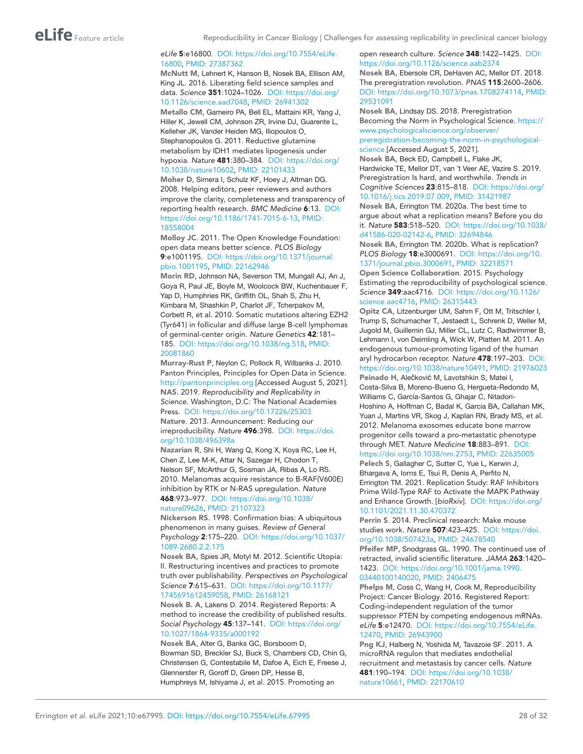*eLife* **5**:e16800. DOI: https://doi.org/10.7554/eLife.16800, PMID: 27387362

**McNutt M**, Lehnert K, Hanson B, Nosek BA, Ellison AM, King JL. 2016. Liberating field science samples and data. *Science* **351**:1024–1026. DOI: https://doi.org/10.1126/science.aad7048, PMID: 26941302

**Metallo CM**, Gameiro PA, Bell EL, Mattaini KR, Yang J, Hiller K, Jewell CM, Johnson ZR, Irvine DJ, Guarente L, Kelleher JK, Vander Heiden MG, Iliopoulos O, Stephanopoulos G. 2011. Reductive glutamine metabolism by IDH1 mediates lipogenesis under hypoxia. *Nature* **481**:380–384. DOI: https://doi.org/10.1038/nature10602, PMID: 22101433

**Moher D**, Simera I, Schulz KF, Hoey J, Altman DG. 2008. Helping editors, peer reviewers and authors improve the clarity, completeness and transparency of reporting health research. *BMC Medicine* **6**:13. DOI: https://doi.org/10.1186/1741-7015-6-13, PMID: 18558004

**Molloy JC**. 2011. The Open Knowledge Foundation: open data means better science. *PLOS Biology* **9**:e1001195. DOI: https://doi.org/10.1371/journal.pbio.1001195, PMID: 22162946

**Morin RD**, Johnson NA, Severson TM, Mungall AJ, An J, Goya R, Paul JE, Boyle M, Woolcock BW, Kuchenbauer F, Yap D, Humphries RK, Griffith OL, Shah S, Zhu H, Kimbara M, Shashkin P, Charlot JF, Tcherpakov M, Corbett R, et al. 2010. Somatic mutations altering EZH2 (Tyr641) in follicular and diffuse large B-cell lymphomas of germinal-center origin. *Nature Genetics* **42**:181–185. DOI: https://doi.org/10.1038/ng.518, PMID: 20081860

**Murray-Rust P**, Neylon C, Pollock R, Wilbanks J. 2010. Panton Principles, Principles for Open Data in Science. http://pantonprinciples.org [Accessed August 5, 2021].

**NAS**. 2019. *Reproducibility and Replicability in Science*. Washington, D.C: The National Academies Press. DOI: https://doi.org/10.17226/25303

**Nature**. 2013. Announcement: Reducing our irreproducibility. *Nature* **496**:398. DOI: https://doi.org/10.1038/496398a

**Nazarian R**, Shi H, Wang Q, Kong X, Koya RC, Lee H, Chen Z, Lee M-K, Attar N, Sazegar H, Chodon T, Nelson SF, McArthur G, Sosman JA, Ribas A, Lo RS. 2010. Melanomas acquire resistance to B-RAF(V600E) inhibition by RTK or N-RAS upregulation. *Nature* **468**:973–977. DOI: https://doi.org/10.1038/nature09626, PMID: 21107323

**Nickerson RS**. 1998. Confirmation bias: A ubiquitous phenomenon in many guises. *Review of General Psychology* **2**:175–220. DOI: https://doi.org/10.1037/1089-2680.2.2.175

**Nosek BA**, Spies JR, Motyl M. 2012. Scientific Utopia: II. Restructuring incentives and practices to promote truth over publishability. *Perspectives on Psychological Science* **7**:615–631. DOI: https://doi.org/10.1177/1745691612459058, PMID: 26168121

**Nosek B. A**, Lakens D. 2014. Registered Reports: A method to increase the credibility of published results. *Social Psychology* **45**:137–141. DOI: https://doi.org/10.1027/1864-9335/a000192

**Nosek BA**, Alter G, Banks GC, Borsboom D, Bowman SD, Breckler SJ, Buck S, Chambers CD, Chin G, Christensen G, Contestabile M, Dafoe A, Eich E, Freese J, Glennerster R, Goroff D, Green DP, Hesse B, Humphreys M, Ishiyama J, et al. 2015. Promoting an open research culture. *Science* **348**:1422–1425. DOI: https://doi.org/10.1126/science.aab2374

**Nosek BA**, Ebersole CR, DeHaven AC, Mellor DT. 2018. The preregistration revolution. *PNAS* **115**:2600–2606. DOI: https://doi.org/10.1073/pnas.1708274114, PMID: 29531091

**Nosek BA**, Lindsay DS. 2018. Preregistration Becoming the Norm in Psychological Science. https://www.psychologicalscience.org/observer/preregistration-becoming-the-norm-in-psychological-science [Accessed August 5, 2021].

**Nosek BA**, Beck ED, Campbell L, Flake JK, Hardwicke TE, Mellor DT, van 't Veer AE, Vazire S. 2019. Preregistration Is hard, and worthwhile. *Trends in Cognitive Sciences* **23**:815–818. DOI: https://doi.org/10.1016/j.tics.2019.07.009, PMID: 31421987

**Nosek BA**, Errington TM. 2020a. The best time to argue about what a replication means? Before you do it. *Nature* **583**:518–520. DOI: https://doi.org/10.1038/d41586-020-02142-6, PMID: 32694846

**Nosek BA**, Errington TM. 2020b. What is replication? *PLOS Biology* **18**:e3000691. DOI: https://doi.org/10.1371/journal.pbio.3000691, PMID: 32218571

**Open Science Collaboration**. 2015. Psychology Estimating the reproducibility of psychological science. *Science* **349**:aac4716. DOI: https://doi.org/10.1126/science.aac4716, PMID: 26315443

**Opitz CA**, Litzenburger UM, Sahm F, Ott M, Tritschler I, Trump S, Schumacher T, Jestaedt L, Schrenk D, Weller M, Jugold M, Guillemin GJ, Miller CL, Lutz C, Radlwimmer B, Lehmann I, von Deimling A, Wick W, Platten M. 2011. An endogenous tumour-promoting ligand of the human aryl hydrocarbon receptor. *Nature* **478**:197–203. DOI: https://doi.org/10.1038/nature10491, PMID: 21976023

**Peinado H**, Alečković M, Lavotshkin S, Matei I, Costa-Silva B, Moreno-Bueno G, Hergueta-Redondo M, Williams C, García-Santos G, Ghajar C, Nitadori-Hoshino A, Hoffman C, Badal K, Garcia BA, Callahan MK, Yuan J, Martins VR, Skog J, Kaplan RN, Brady MS, et al. 2012. Melanoma exosomes educate bone marrow progenitor cells toward a pro-metastatic phenotype through MET. *Nature Medicine* **18**:883–891. DOI: https://doi.org/10.1038/nm.2753, PMID: 22635005

**Pelech S**, Gallagher C, Sutter C, Yue L, Kerwin J, Bhargava A, Iorns E, Tsui R, Denis A, Perfito N, Errington TM. 2021. Replication Study: RAF Inhibitors Prime Wild-Type RAF to Activate the MAPK Pathway and Enhance Growth. [*bioRxiv*]. DOI: https://doi.org/10.1101/2021.11.30.470372

**Perrin S**. 2014. Preclinical research: Make mouse studies work. *Nature* **507**:423–425. DOI: https://doi.org/10.1038/507423a, PMID: 24678540

**Pfeifer MP**, Snodgrass GL. 1990. The continued use of retracted, invalid scientific literature. *JAMA* **263**:1420–1423. DOI: https://doi.org/10.1001/jama.1990.03440100140020, PMID: 2406475

**Phelps M**, Coss C, Wang H, Cook M, Reproducibility Project: Cancer Biology. 2016. Registered Report: Coding-independent regulation of the tumor suppressor PTEN by competing endogenous mRNAs. *eLife* **5**:e12470. DOI: https://doi.org/10.7554/eLife.12470, PMID: 26943900

**Png KJ**, Halberg N, Yoshida M, Tavazoie SF. 2011. A microRNA regulon that mediates endothelial recruitment and metastasis by cancer cells. *Nature* **481**:190–194. DOI: https://doi.org/10.1038/nature10661, PMID: 22170610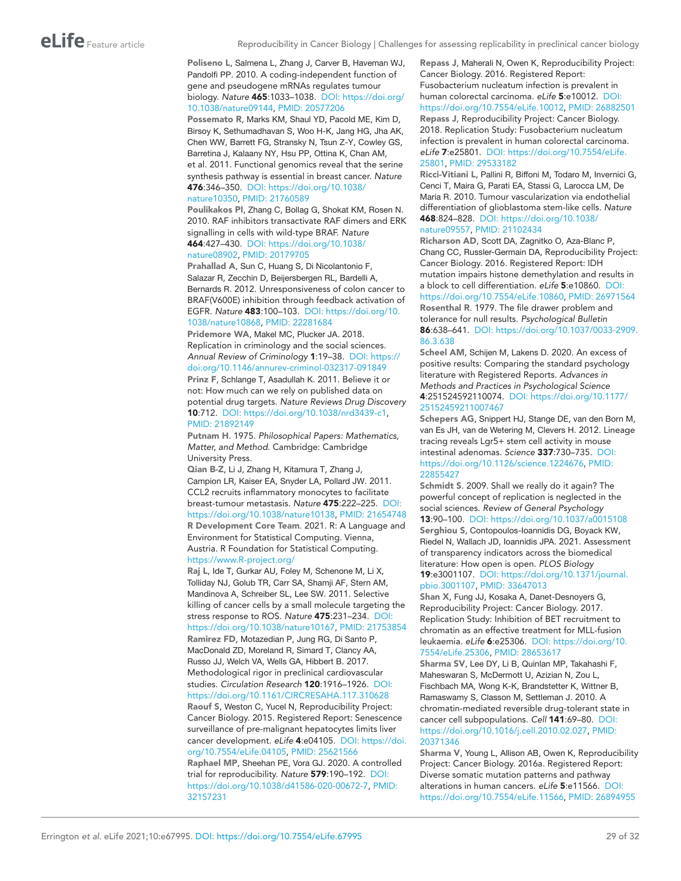**Poliseno L**, Salmena L, Zhang J, Carver B, Haveman WJ, Pandolfi PP. 2010. A coding-independent function of gene and pseudogene mRNAs regulates tumour biology. *Nature* **465**:1033–1038. DOI: https://doi.org/10.1038/nature09144, PMID: 20577206

**Possemato R**, Marks KM, Shaul YD, Pacold ME, Kim D, Birsoy K, Sethumadhavan S, Woo H-K, Jang HG, Jha AK, Chen WW, Barrett FG, Stransky N, Tsun Z-Y, Cowley GS, Barretina J, Kalaany NY, Hsu PP, Ottina K, Chan AM, et al. 2011. Functional genomics reveal that the serine synthesis pathway is essential in breast cancer. *Nature* **476**:346–350. DOI: https://doi.org/10.1038/nature10350, PMID: 21760589

**Poulikakos PI**, Zhang C, Bollag G, Shokat KM, Rosen N. 2010. RAF inhibitors transactivate RAF dimers and ERK signalling in cells with wild-type BRAF. *Nature* **464**:427–430. DOI: https://doi.org/10.1038/nature08902, PMID: 20179705

**Prahallad A**, Sun C, Huang S, Di Nicolantonio F, Salazar R, Zecchin D, Beijersbergen RL, Bardelli A, Bernards R. 2012. Unresponsiveness of colon cancer to BRAF(V600E) inhibition through feedback activation of EGFR. *Nature* **483**:100–103. DOI: https://doi.org/10.1038/nature10868, PMID: 22281684

**Pridemore WA**, Makel MC, Plucker JA. 2018. Replication in criminology and the social sciences. *Annual Review of Criminology* **1**:19–38. DOI: https://doi.org/10.1146/annurev-criminol-032317-091849

**Prinz F**, Schlange T, Asadullah K. 2011. Believe it or not: How much can we rely on published data on potential drug targets. *Nature Reviews Drug Discovery* **10**:712. DOI: https://doi.org/10.1038/nrd3439-c1, PMID: 21892149

**Putnam H**. 1975. *Philosophical Papers: Mathematics, Matter, and Method*. Cambridge: Cambridge University Press.

**Qian B-Z**, Li J, Zhang H, Kitamura T, Zhang J, Campion LR, Kaiser EA, Snyder LA, Pollard JW. 2011. CCL2 recruits inflammatory monocytes to facilitate breast-tumour metastasis. *Nature* **475**:222–225. DOI: https://doi.org/10.1038/nature10138, PMID: 21654748

**R Development Core Team**. 2021. R: A Language and Environment for Statistical Computing. Vienna, Austria. R Foundation for Statistical Computing. https://www.R-project.org/

**Raj L**, Ide T, Gurkar AU, Foley M, Schenone M, Li X, Tolliday NJ, Golub TR, Carr SA, Shamji AF, Stern AM, Mandinova A, Schreiber SL, Lee SW. 2011. Selective killing of cancer cells by a small molecule targeting the stress response to ROS. *Nature* **475**:231–234. DOI: https://doi.org/10.1038/nature10167, PMID: 21753854

**Ramirez FD**, Motazedian P, Jung RG, Di Santo P, MacDonald ZD, Moreland R, Simard T, Clancy AA, Russo JJ, Welch VA, Wells GA, Hibbert B. 2017. Methodological rigor in preclinical cardiovascular studies. *Circulation Research* **120**:1916–1926. DOI: https://doi.org/10.1161/CIRCRESAHA.117.310628

**Raouf S**, Weston C, Yucel N, Reproducibility Project: Cancer Biology. 2015. Registered Report: Senescence surveillance of pre-malignant hepatocytes limits liver cancer development. *eLife* **4**:e04105. DOI: https://doi.org/10.7554/eLife.04105, PMID: 25621566

**Raphael MP**, Sheehan PE, Vora GJ. 2020. A controlled trial for reproducibility. *Nature* **579**:190–192. DOI: https://doi.org/10.1038/d41586-020-00672-7, PMID: 32157231

**Repass J**, Maherali N, Owen K, Reproducibility Project: Cancer Biology. 2016. Registered Report: Fusobacterium nucleatum infection is prevalent in human colorectal carcinoma. *eLife* **5**:e10012. DOI: https://doi.org/10.7554/eLife.10012, PMID: 26882501

**Repass J**, Reproducibility Project: Cancer Biology. 2018. Replication Study: Fusobacterium nucleatum infection is prevalent in human colorectal carcinoma. *eLife* **7**:e25801. DOI: https://doi.org/10.7554/eLife.25801, PMID: 29533182

**Ricci-Vitiani L**, Pallini R, Biffoni M, Todaro M, Invernici G, Cenci T, Maira G, Parati EA, Stassi G, Larocca LM, De Maria R. 2010. Tumour vascularization via endothelial differentiation of glioblastoma stem-like cells. *Nature* **468**:824–828. DOI: https://doi.org/10.1038/nature09557, PMID: 21102434

**Richarson AD**, Scott DA, Zagnitko O, Aza-Blanc P, Chang CC, Russler-Germain DA, Reproducibility Project: Cancer Biology. 2016. Registered Report: IDH mutation impairs histone demethylation and results in a block to cell differentiation. *eLife* **5**:e10860. DOI: https://doi.org/10.7554/eLife.10860, PMID: 26971564

**Rosenthal R**. 1979. The file drawer problem and tolerance for null results. *Psychological Bulletin* **86**:638–641. DOI: https://doi.org/10.1037/0033-2909.86.3.638

**Scheel AM**, Schijen M, Lakens D. 2020. An excess of positive results: Comparing the standard psychology literature with Registered Reports. *Advances in Methods and Practices in Psychological Science* **4**:251524592110074. DOI: https://doi.org/10.1177/25152459211007467

**Schepers AG**, Snippert HJ, Stange DE, van den Born M, van Es JH, van de Wetering M, Clevers H. 2012. Lineage tracing reveals Lgr5+ stem cell activity in mouse intestinal adenomas. *Science* **337**:730–735. DOI: https://doi.org/10.1126/science.1224676, PMID: 22855427

**Schmidt S**. 2009. Shall we really do it again? The powerful concept of replication is neglected in the social sciences. *Review of General Psychology* **13**:90–100. DOI: https://doi.org/10.1037/a0015108

**Serghiou S**, Contopoulos-Ioannidis DG, Boyack KW, Riedel N, Wallach JD, Ioannidis JPA. 2021. Assessment of transparency indicators across the biomedical literature: How open is open. *PLOS Biology* **19**:e3001107. DOI: https://doi.org/10.1371/journal.pbio.3001107, PMID: 33647013

**Shan X**, Fung JJ, Kosaka A, Danet-Desnoyers G, Reproducibility Project: Cancer Biology. 2017. Replication Study: Inhibition of BET recruitment to chromatin as an effective treatment for MLL-fusion leukaemia. *eLife* **6**:e25306. DOI: https://doi.org/10.7554/eLife.25306, PMID: 28653617

**Sharma SV**, Lee DY, Li B, Quinlan MP, Takahashi F, Maheswaran S, McDermott U, Azizian N, Zou L, Fischbach MA, Wong K-K, Brandstetter K, Wittner B, Ramaswamy S, Classon M, Settleman J. 2010. A chromatin-mediated reversible drug-tolerant state in cancer cell subpopulations. *Cell* **141**:69–80. DOI: https://doi.org/10.1016/j.cell.2010.02.027, PMID: 20371346

**Sharma V**, Young L, Allison AB, Owen K, Reproducibility Project: Cancer Biology. 2016a. Registered Report: Diverse somatic mutation patterns and pathway alterations in human cancers. *eLife* **5**:e11566. DOI: https://doi.org/10.7554/eLife.11566, PMID: 26894955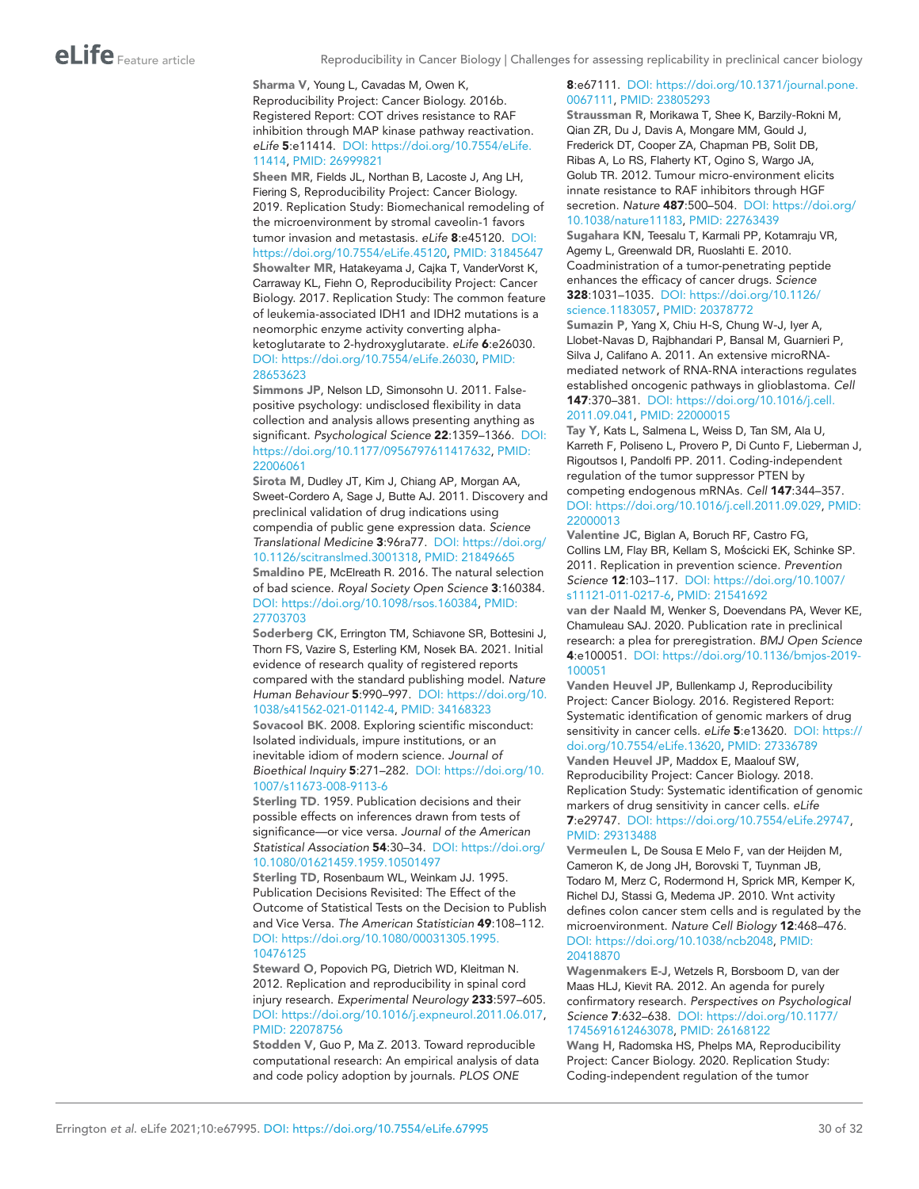**Sharma V**, Young L, Cavadas M, Owen K, Reproducibility Project: Cancer Biology. 2016b. Registered Report: COT drives resistance to RAF inhibition through MAP kinase pathway reactivation. *eLife* **5**:e11414. DOI: https://doi.org/10.7554/eLife.11414, PMID: 26999821

**Sheen MR**, Fields JL, Northan B, Lacoste J, Ang LH, Fiering S, Reproducibility Project: Cancer Biology. 2019. Replication Study: Biomechanical remodeling of the microenvironment by stromal caveolin-1 favors tumor invasion and metastasis. *eLife* **8**:e45120. DOI: https://doi.org/10.7554/eLife.45120, PMID: 31845647

**Showalter MR**, Hatakeyama J, Cajka T, VanderVorst K, Carraway KL, Fiehn O, Reproducibility Project: Cancer Biology. 2017. Replication Study: The common feature of leukemia-associated IDH1 and IDH2 mutations is a neomorphic enzyme activity converting alpha-ketoglutarate to 2-hydroxyglutarate. *eLife* **6**:e26030. DOI: https://doi.org/10.7554/eLife.26030, PMID: 28653623

**Simmons JP**, Nelson LD, Simonsohn U. 2011. False-positive psychology: undisclosed flexibility in data collection and analysis allows presenting anything as significant. *Psychological Science* **22**:1359–1366. DOI: https://doi.org/10.1177/0956797611417632, PMID: 22006061

**Sirota M**, Dudley JT, Kim J, Chiang AP, Morgan AA, Sweet-Cordero A, Sage J, Butte AJ. 2011. Discovery and preclinical validation of drug indications using compendia of public gene expression data. *Science Translational Medicine* **3**:96ra77. DOI: https://doi.org/10.1126/scitranslmed.3001318, PMID: 21849665

**Smaldino PE**, McElreath R. 2016. The natural selection of bad science. *Royal Society Open Science* **3**:160384. DOI: https://doi.org/10.1098/rsos.160384, PMID: 27703703

**Soderberg CK**, Errington TM, Schiavone SR, Bottesini J, Thorn FS, Vazire S, Esterling KM, Nosek BA. 2021. Initial evidence of research quality of registered reports compared with the standard publishing model. *Nature Human Behaviour* **5**:990–997. DOI: https://doi.org/10.1038/s41562-021-01142-4, PMID: 34168323

**Sovacool BK**. 2008. Exploring scientific misconduct: Isolated individuals, impure institutions, or an inevitable idiom of modern science. *Journal of Bioethical Inquiry* **5**:271–282. DOI: https://doi.org/10.1007/s11673-008-9113-6

**Sterling TD**. 1959. Publication decisions and their possible effects on inferences drawn from tests of significance—or vice versa. *Journal of the American Statistical Association* **54**:30–34. DOI: https://doi.org/10.1080/01621459.1959.10501497

**Sterling TD**, Rosenbaum WL, Weinkam JJ. 1995. Publication Decisions Revisited: The Effect of the Outcome of Statistical Tests on the Decision to Publish and Vice Versa. *The American Statistician* **49**:108–112. DOI: https://doi.org/10.1080/00031305.1995.10476125

**Steward O**, Popovich PG, Dietrich WD, Kleitman N. 2012. Replication and reproducibility in spinal cord injury research. *Experimental Neurology* **233**:597–605. DOI: https://doi.org/10.1016/j.expneurol.2011.06.017, PMID: 22078756

**Stodden V**, Guo P, Ma Z. 2013. Toward reproducible computational research: An empirical analysis of data and code policy adoption by journals. *PLOS ONE* **8**:e67111. DOI: https://doi.org/10.1371/journal.pone.0067111, PMID: 23805293

**Straussman R**, Morikawa T, Shee K, Barzily-Rokni M, Qian ZR, Du J, Davis A, Mongare MM, Gould J, Frederick DT, Cooper ZA, Chapman PB, Solit DB, Ribas A, Lo RS, Flaherty KT, Ogino S, Wargo JA, Golub TR. 2012. Tumour micro-environment elicits innate resistance to RAF inhibitors through HGF secretion. *Nature* **487**:500–504. DOI: https://doi.org/10.1038/nature11183, PMID: 22763439

**Sugahara KN**, Teesalu T, Karmali PP, Kotamraju VR, Agemy L, Greenwald DR, Ruoslahti E. 2010. Coadministration of a tumor-penetrating peptide enhances the efficacy of cancer drugs. *Science* **328**:1031–1035. DOI: https://doi.org/10.1126/science.1183057, PMID: 20378772

**Sumazin P**, Yang X, Chiu H-S, Chung W-J, Iyer A, Llobet-Navas D, Rajbhandari P, Bansal M, Guarnieri P, Silva J, Califano A. 2011. An extensive microRNA-mediated network of RNA-RNA interactions regulates established oncogenic pathways in glioblastoma. *Cell* **147**:370–381. DOI: https://doi.org/10.1016/j.cell.2011.09.041, PMID: 22000015

**Tay Y**, Kats L, Salmena L, Weiss D, Tan SM, Ala U, Karreth F, Poliseno L, Provero P, Di Cunto F, Lieberman J, Rigoutsos I, Pandolfi PP. 2011. Coding-independent regulation of the tumor suppressor PTEN by competing endogenous mRNAs. *Cell* **147**:344–357. DOI: https://doi.org/10.1016/j.cell.2011.09.029, PMID: 22000013

**Valentine JC**, Biglan A, Boruch RF, Castro FG, Collins LM, Flay BR, Kellam S, Mościcki EK, Schinke SP. 2011. Replication in prevention science. *Prevention Science* **12**:103–117. DOI: https://doi.org/10.1007/s11121-011-0217-6, PMID: 21541692

**van der Naald M**, Wenker S, Doevendans PA, Wever KE, Chamuleau SAJ. 2020. Publication rate in preclinical research: a plea for preregistration. *BMJ Open Science* **4**:e100051. DOI: https://doi.org/10.1136/bmjos-2019-100051

**Vanden Heuvel JP**, Bullenkamp J, Reproducibility Project: Cancer Biology. 2016. Registered Report: Systematic identification of genomic markers of drug sensitivity in cancer cells. *eLife* **5**:e13620. DOI: https://doi.org/10.7554/eLife.13620, PMID: 27336789

**Vanden Heuvel JP**, Maddox E, Maalouf SW, Reproducibility Project: Cancer Biology. 2018. Replication Study: Systematic identification of genomic markers of drug sensitivity in cancer cells. *eLife* **7**:e29747. DOI: https://doi.org/10.7554/eLife.29747, PMID: 29313488

**Vermeulen L**, De Sousa E Melo F, van der Heijden M, Cameron K, de Jong JH, Borovski T, Tuynman JB, Todaro M, Merz C, Rodermond H, Sprick MR, Kemper K, Richel DJ, Stassi G, Medema JP. 2010. Wnt activity defines colon cancer stem cells and is regulated by the microenvironment. *Nature Cell Biology* **12**:468–476. DOI: https://doi.org/10.1038/ncb2048, PMID: 20418870

**Wagenmakers E-J**, Wetzels R, Borsboom D, van der Maas HLJ, Kievit RA. 2012. An agenda for purely confirmatory research. *Perspectives on Psychological Science* **7**:632–638. DOI: https://doi.org/10.1177/1745691612463078, PMID: 26168122

**Wang H**, Radomska HS, Phelps MA, Reproducibility Project: Cancer Biology. 2020. Replication Study: Coding-independent regulation of the tumor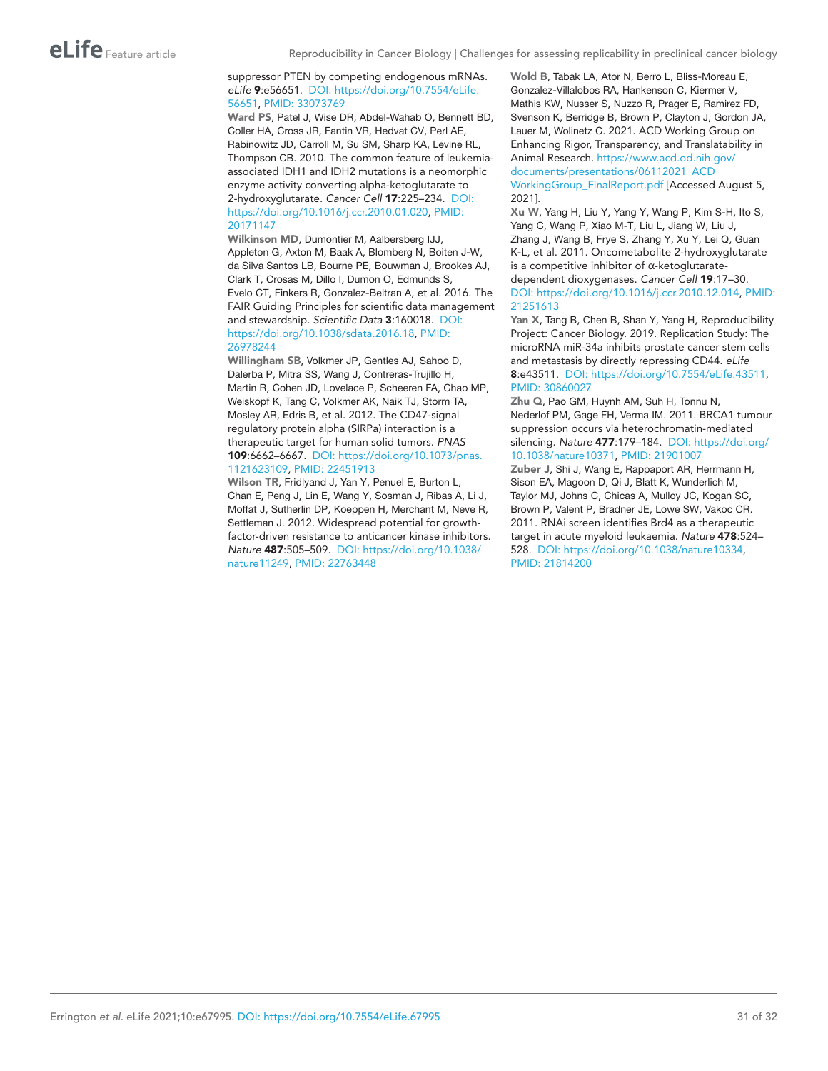suppressor PTEN by competing endogenous mRNAs. *eLife* **9**:e56651. DOI: https://doi.org/10.7554/eLife.56651, PMID: 33073769

**Ward PS**, Patel J, Wise DR, Abdel-Wahab O, Bennett BD, Coller HA, Cross JR, Fantin VR, Hedvat CV, Perl AE, Rabinowitz JD, Carroll M, Su SM, Sharp KA, Levine RL, Thompson CB. 2010. The common feature of leukemia-associated IDH1 and IDH2 mutations is a neomorphic enzyme activity converting alpha-ketoglutarate to 2-hydroxyglutarate. *Cancer Cell* **17**:225–234. DOI: https://doi.org/10.1016/j.ccr.2010.01.020, PMID: 20171147

**Wilkinson MD**, Dumontier M, Aalbersberg IJJ, Appleton G, Axton M, Baak A, Blomberg N, Boiten J-W, da Silva Santos LB, Bourne PE, Bouwman J, Brookes AJ, Clark T, Crosas M, Dillo I, Dumon O, Edmunds S, Evelo CT, Finkers R, Gonzalez-Beltran A, et al. 2016. The FAIR Guiding Principles for scientific data management and stewardship. *Scientific Data* **3**:160018. DOI: https://doi.org/10.1038/sdata.2016.18, PMID: 26978244

**Willingham SB**, Volkmer JP, Gentles AJ, Sahoo D, Dalerba P, Mitra SS, Wang J, Contreras-Trujillo H, Martin R, Cohen JD, Lovelace P, Scheeren FA, Chao MP, Weiskopf K, Tang C, Volkmer AK, Naik TJ, Storm TA, Mosley AR, Edris B, et al. 2012. The CD47-signal regulatory protein alpha (SIRPa) interaction is a therapeutic target for human solid tumors. *PNAS* **109**:6662–6667. DOI: https://doi.org/10.1073/pnas.1121623109, PMID: 22451913

**Wilson TR**, Fridlyand J, Yan Y, Penuel E, Burton L, Chan E, Peng J, Lin E, Wang Y, Sosman J, Ribas A, Li J, Moffat J, Sutherlin DP, Koeppen H, Merchant M, Neve R, Settleman J. 2012. Widespread potential for growth-factor-driven resistance to anticancer kinase inhibitors. *Nature* **487**:505–509. DOI: https://doi.org/10.1038/nature11249, PMID: 22763448

**Wold B**, Tabak LA, Ator N, Berro L, Bliss-Moreau E, Gonzalez-Villalobos RA, Hankenson C, Kiermer V, Mathis KW, Nusser S, Nuzzo R, Prager E, Ramirez FD, Svenson K, Berridge B, Brown P, Clayton J, Gordon JA, Lauer M, Wolinetz C. 2021. ACD Working Group on Enhancing Rigor, Transparency, and Translatability in Animal Research. https://www.acd.od.nih.gov/documents/presentations/06112021_ACD_WorkingGroup_FinalReport.pdf [Accessed August 5, 2021].

**Xu W**, Yang H, Liu Y, Yang Y, Wang P, Kim S-H, Ito S, Yang C, Wang P, Xiao M-T, Liu L, Jiang W, Liu J, Zhang J, Wang B, Frye S, Zhang Y, Xu Y, Lei Q, Guan K-L, et al. 2011. Oncometabolite 2-hydroxyglutarate is a competitive inhibitor of α-ketoglutarate-dependent dioxygenases. *Cancer Cell* **19**:17–30. DOI: https://doi.org/10.1016/j.ccr.2010.12.014, PMID: 21251613

**Yan X**, Tang B, Chen B, Shan Y, Yang H, Reproducibility Project: Cancer Biology. 2019. Replication Study: The microRNA miR-34a inhibits prostate cancer stem cells and metastasis by directly repressing CD44. *eLife* **8**:e43511. DOI: https://doi.org/10.7554/eLife.43511, PMID: 30860027

**Zhu Q**, Pao GM, Huynh AM, Suh H, Tonnu N, Nederlof PM, Gage FH, Verma IM. 2011. BRCA1 tumour suppression occurs via heterochromatin-mediated silencing. *Nature* **477**:179–184. DOI: https://doi.org/10.1038/nature10371, PMID: 21901007

**Zuber J**, Shi J, Wang E, Rappaport AR, Herrmann H, Sison EA, Magoon D, Qi J, Blatt K, Wunderlich M, Taylor MJ, Johns C, Chicas A, Mulloy JC, Kogan SC, Brown P, Valent P, Bradner JE, Lowe SW, Vakoc CR. 2011. RNAi screen identifies Brd4 as a therapeutic target in acute myeloid leukaemia. *Nature* **478**:524–528. DOI: https://doi.org/10.1038/nature10334, PMID: 21814200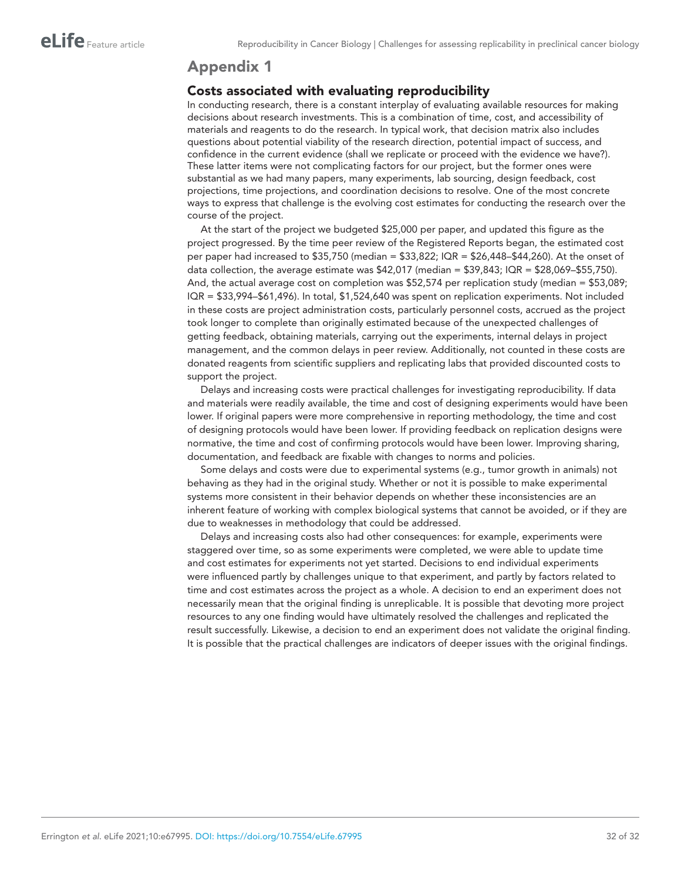# Appendix 1

## Costs associated with evaluating reproducibility

In conducting research, there is a constant interplay of evaluating available resources for making decisions about research investments. This is a combination of time, cost, and accessibility of materials and reagents to do the research. In typical work, that decision matrix also includes questions about potential viability of the research direction, potential impact of success, and confidence in the current evidence (shall we replicate or proceed with the evidence we have?). These latter items were not complicating factors for our project, but the former ones were substantial as we had many papers, many experiments, lab sourcing, design feedback, cost projections, time projections, and coordination decisions to resolve. One of the most concrete ways to express that challenge is the evolving cost estimates for conducting the research over the course of the project.

At the start of the project we budgeted $25,000 per paper, and updated this figure as the project progressed. By the time peer review of the Registered Reports began, the estimated cost per paper had increased to $35,750 (median = $33,822; IQR = $26,448–$44,260). At the onset of data collection, the average estimate was $42,017 (median = $39,843; IQR = $28,069–$55,750). And, the actual average cost on completion was $52,574 per replication study (median = $53,089; IQR = $33,994–$61,496). In total, $1,524,640 was spent on replication experiments. Not included in these costs are project administration costs, particularly personnel costs, accrued as the project took longer to complete than originally estimated because of the unexpected challenges of getting feedback, obtaining materials, carrying out the experiments, internal delays in project management, and the common delays in peer review. Additionally, not counted in these costs are donated reagents from scientific suppliers and replicating labs that provided discounted costs to support the project.

Delays and increasing costs were practical challenges for investigating reproducibility. If data and materials were readily available, the time and cost of designing experiments would have been lower. If original papers were more comprehensive in reporting methodology, the time and cost of designing protocols would have been lower. If providing feedback on replication designs were normative, the time and cost of confirming protocols would have been lower. Improving sharing, documentation, and feedback are fixable with changes to norms and policies.

Some delays and costs were due to experimental systems (e.g., tumor growth in animals) not behaving as they had in the original study. Whether or not it is possible to make experimental systems more consistent in their behavior depends on whether these inconsistencies are an inherent feature of working with complex biological systems that cannot be avoided, or if they are due to weaknesses in methodology that could be addressed.

Delays and increasing costs also had other consequences: for example, experiments were staggered over time, so as some experiments were completed, we were able to update time and cost estimates for experiments not yet started. Decisions to end individual experiments were influenced partly by challenges unique to that experiment, and partly by factors related to time and cost estimates across the project as a whole. A decision to end an experiment does not necessarily mean that the original finding is unreplicable. It is possible that devoting more project resources to any one finding would have ultimately resolved the challenges and replicated the result successfully. Likewise, a decision to end an experiment does not validate the original finding. It is possible that the practical challenges are indicators of deeper issues with the original findings.